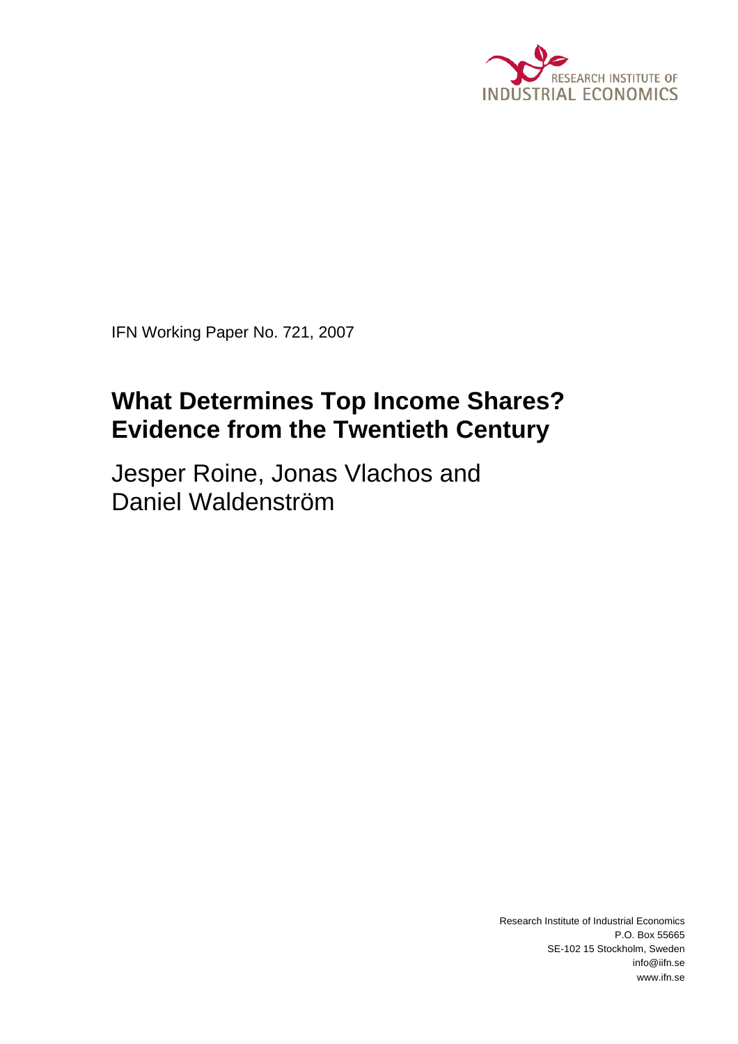RESEARCH INSTITUTE OF
INDUSTRIAL ECONOMICS

IFN Working Paper No. 721, 2007

# What Determines Top Income Shares? Evidence from the Twentieth Century

Jesper Roine, Jonas Vlachos and Daniel Waldenström

Research Institute of Industrial Economics
P.O. Box 55665
SE-102 15 Stockholm, Sweden
info@iifn.se
www.ifn.se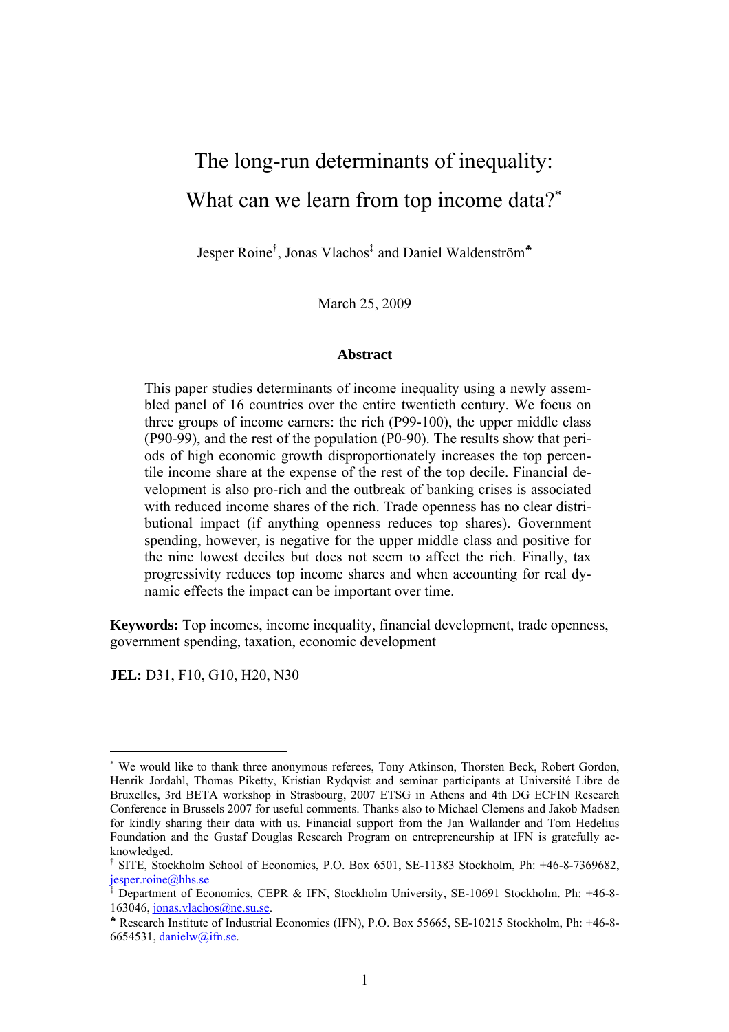# The long-run determinants of inequality: What can we learn from top income data?[*]

Jesper Roine[†], Jonas Vlachos[‡] and Daniel Waldenström[♣]

March 25, 2009

### Abstract

This paper studies determinants of income inequality using a newly assembled panel of 16 countries over the entire twentieth century. We focus on three groups of income earners: the rich (P99-100), the upper middle class (P90-99), and the rest of the population (P0-90). The results show that periods of high economic growth disproportionately increases the top percentile income share at the expense of the rest of the top decile. Financial development is also pro-rich and the outbreak of banking crises is associated with reduced income shares of the rich. Trade openness has no clear distributional impact (if anything openness reduces top shares). Government spending, however, is negative for the upper middle class and positive for the nine lowest deciles but does not seem to affect the rich. Finally, tax progressivity reduces top income shares and when accounting for real dynamic effects the impact can be important over time.

**Keywords:** Top incomes, income inequality, financial development, trade openness, government spending, taxation, economic development

**JEL:** D31, F10, G10, H20, N30

---

[*] We would like to thank three anonymous referees, Tony Atkinson, Thorsten Beck, Robert Gordon, Henrik Jordahl, Thomas Piketty, Kristian Rydqvist and seminar participants at Université Libre de Bruxelles, 3rd BETA workshop in Strasbourg, 2007 ETSG in Athens and 4th DG ECFIN Research Conference in Brussels 2007 for useful comments. Thanks also to Michael Clemens and Jakob Madsen for kindly sharing their data with us. Financial support from the Jan Wallander and Tom Hedelius Foundation and the Gustaf Douglas Research Program on entrepreneurship at IFN is gratefully acknowledged.

[†] SITE, Stockholm School of Economics, P.O. Box 6501, SE-11383 Stockholm, Ph: +46-8-7369682, jesper.roine@hhs.se

[‡] Department of Economics, CEPR & IFN, Stockholm University, SE-10691 Stockholm. Ph: +46-8-163046, jonas.vlachos@ne.su.se.

[♣] Research Institute of Industrial Economics (IFN), P.O. Box 55665, SE-10215 Stockholm, Ph: +46-8-6654531, danielw@ifn.se.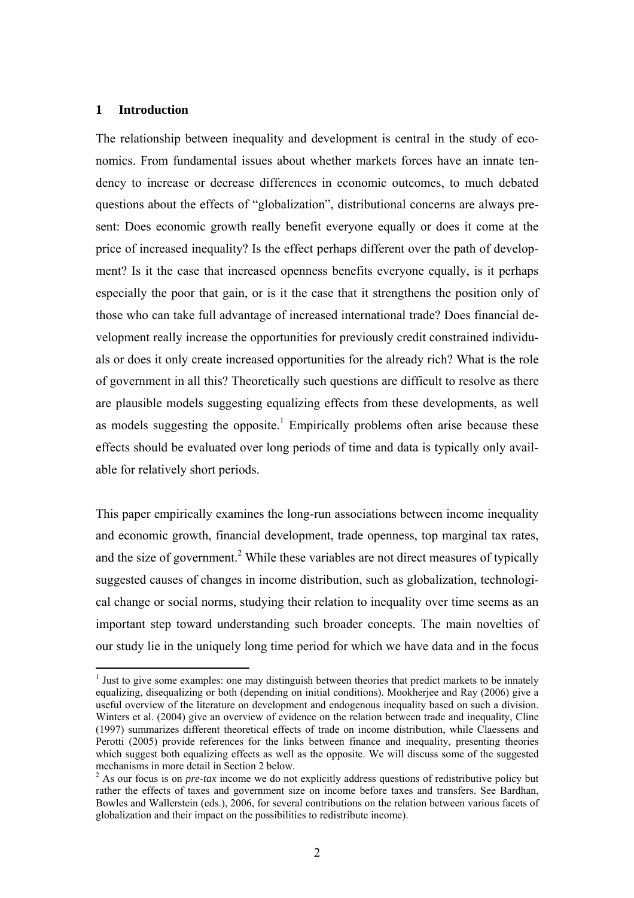## 1 Introduction

The relationship between inequality and development is central in the study of economics. From fundamental issues about whether markets forces have an innate tendency to increase or decrease differences in economic outcomes, to much debated questions about the effects of "globalization", distributional concerns are always present: Does economic growth really benefit everyone equally or does it come at the price of increased inequality? Is the effect perhaps different over the path of development? Is it the case that increased openness benefits everyone equally, is it perhaps especially the poor that gain, or is it the case that it strengthens the position only of those who can take full advantage of increased international trade? Does financial development really increase the opportunities for previously credit constrained individuals or does it only create increased opportunities for the already rich? What is the role of government in all this? Theoretically such questions are difficult to resolve as there are plausible models suggesting equalizing effects from these developments, as well as models suggesting the opposite.[1] Empirically problems often arise because these effects should be evaluated over long periods of time and data is typically only available for relatively short periods.

This paper empirically examines the long-run associations between income inequality and economic growth, financial development, trade openness, top marginal tax rates, and the size of government.[2] While these variables are not direct measures of typically suggested causes of changes in income distribution, such as globalization, technological change or social norms, studying their relation to inequality over time seems as an important step toward understanding such broader concepts. The main novelties of our study lie in the uniquely long time period for which we have data and in the focus

---

[1] Just to give some examples: one may distinguish between theories that predict markets to be innately equalizing, disequalizing or both (depending on initial conditions). Mookherjee and Ray (2006) give a useful overview of the literature on development and endogenous inequality based on such a division. Winters et al. (2004) give an overview of evidence on the relation between trade and inequality, Cline (1997) summarizes different theoretical effects of trade on income distribution, while Claessens and Perotti (2005) provide references for the links between finance and inequality, presenting theories which suggest both equalizing effects as well as the opposite. We will discuss some of the suggested mechanisms in more detail in Section 2 below.

[2] As our focus is on *pre-tax* income we do not explicitly address questions of redistributive policy but rather the effects of taxes and government size on income before taxes and transfers. See Bardhan, Bowles and Wallerstein (eds.), 2006, for several contributions on the relation between various facets of globalization and their impact on the possibilities to redistribute income).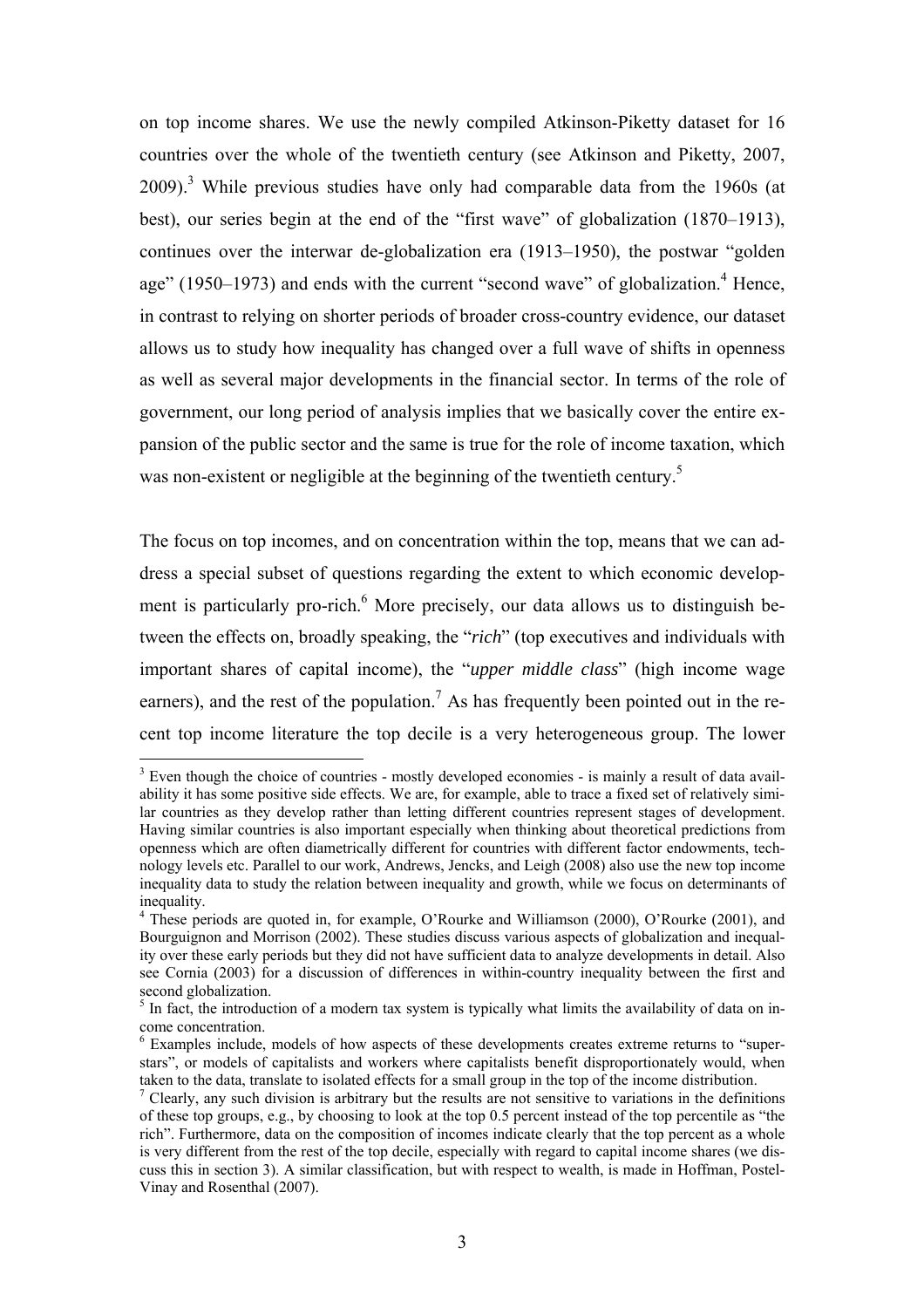on top income shares. We use the newly compiled Atkinson-Piketty dataset for 16 countries over the whole of the twentieth century (see Atkinson and Piketty, 2007, 2009).[3] While previous studies have only had comparable data from the 1960s (at best), our series begin at the end of the "first wave" of globalization (1870–1913), continues over the interwar de-globalization era (1913–1950), the postwar "golden age" (1950–1973) and ends with the current "second wave" of globalization.[4] Hence, in contrast to relying on shorter periods of broader cross-country evidence, our dataset allows us to study how inequality has changed over a full wave of shifts in openness as well as several major developments in the financial sector. In terms of the role of government, our long period of analysis implies that we basically cover the entire expansion of the public sector and the same is true for the role of income taxation, which was non-existent or negligible at the beginning of the twentieth century.[5]

The focus on top incomes, and on concentration within the top, means that we can address a special subset of questions regarding the extent to which economic development is particularly pro-rich.[6] More precisely, our data allows us to distinguish between the effects on, broadly speaking, the "*rich*" (top executives and individuals with important shares of capital income), the "*upper middle class*" (high income wage earners), and the rest of the population.[7] As has frequently been pointed out in the recent top income literature the top decile is a very heterogeneous group. The lower

---

[3] Even though the choice of countries - mostly developed economies - is mainly a result of data availability it has some positive side effects. We are, for example, able to trace a fixed set of relatively similar countries as they develop rather than letting different countries represent stages of development. Having similar countries is also important especially when thinking about theoretical predictions from openness which are often diametrically different for countries with different factor endowments, technology levels etc. Parallel to our work, Andrews, Jencks, and Leigh (2008) also use the new top income inequality data to study the relation between inequality and growth, while we focus on determinants of inequality.

[4] These periods are quoted in, for example, O'Rourke and Williamson (2000), O'Rourke (2001), and Bourguignon and Morrison (2002). These studies discuss various aspects of globalization and inequality over these early periods but they did not have sufficient data to analyze developments in detail. Also see Cornia (2003) for a discussion of differences in within-country inequality between the first and second globalization.

[5] In fact, the introduction of a modern tax system is typically what limits the availability of data on income concentration.

[6] Examples include, models of how aspects of these developments creates extreme returns to "superstars", or models of capitalists and workers where capitalists benefit disproportionately would, when taken to the data, translate to isolated effects for a small group in the top of the income distribution.

[7] Clearly, any such division is arbitrary but the results are not sensitive to variations in the definitions of these top groups, e.g., by choosing to look at the top 0.5 percent instead of the top percentile as "the rich". Furthermore, data on the composition of incomes indicate clearly that the top percent as a whole is very different from the rest of the top decile, especially with regard to capital income shares (we discuss this in section 3). A similar classification, but with respect to wealth, is made in Hoffman, Postel-Vinay and Rosenthal (2007).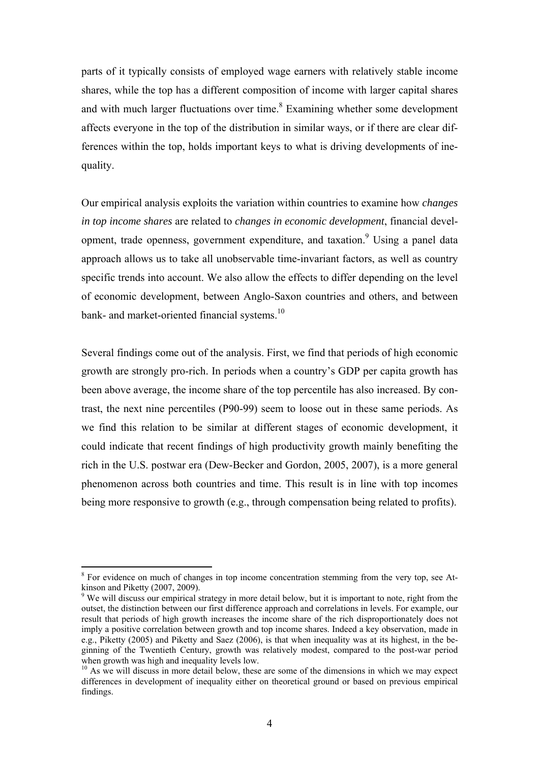parts of it typically consists of employed wage earners with relatively stable income shares, while the top has a different composition of income with larger capital shares and with much larger fluctuations over time.[8] Examining whether some development affects everyone in the top of the distribution in similar ways, or if there are clear differences within the top, holds important keys to what is driving developments of inequality.

Our empirical analysis exploits the variation within countries to examine how *changes in top income shares* are related to *changes in economic development*, financial development, trade openness, government expenditure, and taxation.[9] Using a panel data approach allows us to take all unobservable time-invariant factors, as well as country specific trends into account. We also allow the effects to differ depending on the level of economic development, between Anglo-Saxon countries and others, and between bank- and market-oriented financial systems.[10]

Several findings come out of the analysis. First, we find that periods of high economic growth are strongly pro-rich. In periods when a country's GDP per capita growth has been above average, the income share of the top percentile has also increased. By contrast, the next nine percentiles (P90-99) seem to loose out in these same periods. As we find this relation to be similar at different stages of economic development, it could indicate that recent findings of high productivity growth mainly benefiting the rich in the U.S. postwar era (Dew-Becker and Gordon, 2005, 2007), is a more general phenomenon across both countries and time. This result is in line with top incomes being more responsive to growth (e.g., through compensation being related to profits).

---

[8] For evidence on much of changes in top income concentration stemming from the very top, see Atkinson and Piketty (2007, 2009).

[9] We will discuss our empirical strategy in more detail below, but it is important to note, right from the outset, the distinction between our first difference approach and correlations in levels. For example, our result that periods of high growth increases the income share of the rich disproportionately does not imply a positive correlation between growth and top income shares. Indeed a key observation, made in e.g., Piketty (2005) and Piketty and Saez (2006), is that when inequality was at its highest, in the beginning of the Twentieth Century, growth was relatively modest, compared to the post-war period when growth was high and inequality levels low.

[10] As we will discuss in more detail below, these are some of the dimensions in which we may expect differences in development of inequality either on theoretical ground or based on previous empirical findings.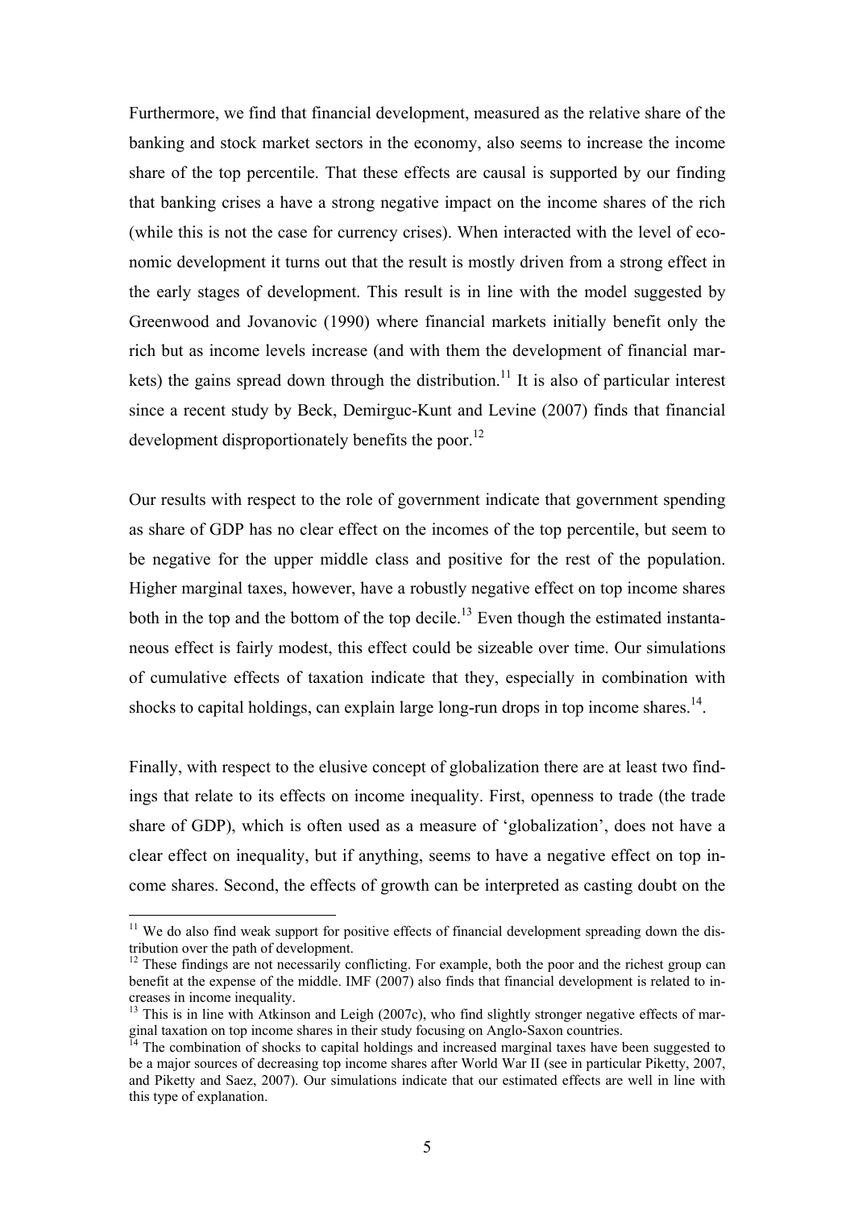Furthermore, we find that financial development, measured as the relative share of the banking and stock market sectors in the economy, also seems to increase the income share of the top percentile. That these effects are causal is supported by our finding that banking crises a have a strong negative impact on the income shares of the rich (while this is not the case for currency crises). When interacted with the level of economic development it turns out that the result is mostly driven from a strong effect in the early stages of development. This result is in line with the model suggested by Greenwood and Jovanovic (1990) where financial markets initially benefit only the rich but as income levels increase (and with them the development of financial markets) the gains spread down through the distribution.[11] It is also of particular interest since a recent study by Beck, Demirguc-Kunt and Levine (2007) finds that financial development disproportionately benefits the poor.[12]

Our results with respect to the role of government indicate that government spending as share of GDP has no clear effect on the incomes of the top percentile, but seem to be negative for the upper middle class and positive for the rest of the population. Higher marginal taxes, however, have a robustly negative effect on top income shares both in the top and the bottom of the top decile.[13] Even though the estimated instantaneous effect is fairly modest, this effect could be sizeable over time. Our simulations of cumulative effects of taxation indicate that they, especially in combination with shocks to capital holdings, can explain large long-run drops in top income shares.[14].

Finally, with respect to the elusive concept of globalization there are at least two findings that relate to its effects on income inequality. First, openness to trade (the trade share of GDP), which is often used as a measure of 'globalization', does not have a clear effect on inequality, but if anything, seems to have a negative effect on top income shares. Second, the effects of growth can be interpreted as casting doubt on the

---

[11] We do also find weak support for positive effects of financial development spreading down the distribution over the path of development.

[12] These findings are not necessarily conflicting. For example, both the poor and the richest group can benefit at the expense of the middle. IMF (2007) also finds that financial development is related to increases in income inequality.

[13] This is in line with Atkinson and Leigh (2007c), who find slightly stronger negative effects of marginal taxation on top income shares in their study focusing on Anglo-Saxon countries.

[14] The combination of shocks to capital holdings and increased marginal taxes have been suggested to be a major sources of decreasing top income shares after World War II (see in particular Piketty, 2007, and Piketty and Saez, 2007). Our simulations indicate that our estimated effects are well in line with this type of explanation.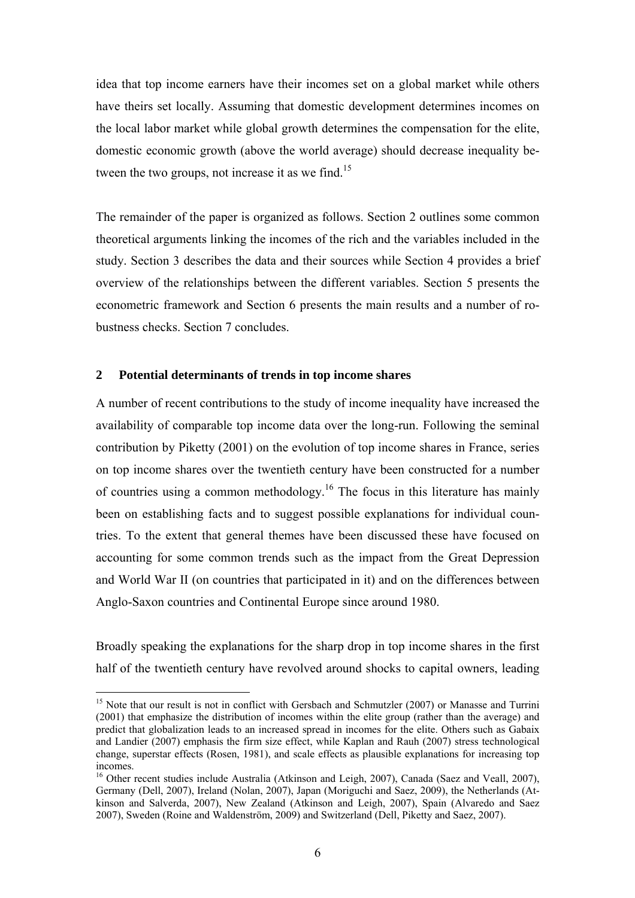idea that top income earners have their incomes set on a global market while others have theirs set locally. Assuming that domestic development determines incomes on the local labor market while global growth determines the compensation for the elite, domestic economic growth (above the world average) should decrease inequality between the two groups, not increase it as we find.[15]

The remainder of the paper is organized as follows. Section 2 outlines some common theoretical arguments linking the incomes of the rich and the variables included in the study. Section 3 describes the data and their sources while Section 4 provides a brief overview of the relationships between the different variables. Section 5 presents the econometric framework and Section 6 presents the main results and a number of robustness checks. Section 7 concludes.

## 2 Potential determinants of trends in top income shares

A number of recent contributions to the study of income inequality have increased the availability of comparable top income data over the long-run. Following the seminal contribution by Piketty (2001) on the evolution of top income shares in France, series on top income shares over the twentieth century have been constructed for a number of countries using a common methodology.[16] The focus in this literature has mainly been on establishing facts and to suggest possible explanations for individual countries. To the extent that general themes have been discussed these have focused on accounting for some common trends such as the impact from the Great Depression and World War II (on countries that participated in it) and on the differences between Anglo-Saxon countries and Continental Europe since around 1980.

Broadly speaking the explanations for the sharp drop in top income shares in the first half of the twentieth century have revolved around shocks to capital owners, leading

[15] Note that our result is not in conflict with Gersbach and Schmutzler (2007) or Manasse and Turrini (2001) that emphasize the distribution of incomes within the elite group (rather than the average) and predict that globalization leads to an increased spread in incomes for the elite. Others such as Gabaix and Landier (2007) emphasis the firm size effect, while Kaplan and Rauh (2007) stress technological change, superstar effects (Rosen, 1981), and scale effects as plausible explanations for increasing top incomes.

[16] Other recent studies include Australia (Atkinson and Leigh, 2007), Canada (Saez and Veall, 2007), Germany (Dell, 2007), Ireland (Nolan, 2007), Japan (Moriguchi and Saez, 2009), the Netherlands (Atkinson and Salverda, 2007), New Zealand (Atkinson and Leigh, 2007), Spain (Alvaredo and Saez 2007), Sweden (Roine and Waldenström, 2009) and Switzerland (Dell, Piketty and Saez, 2007).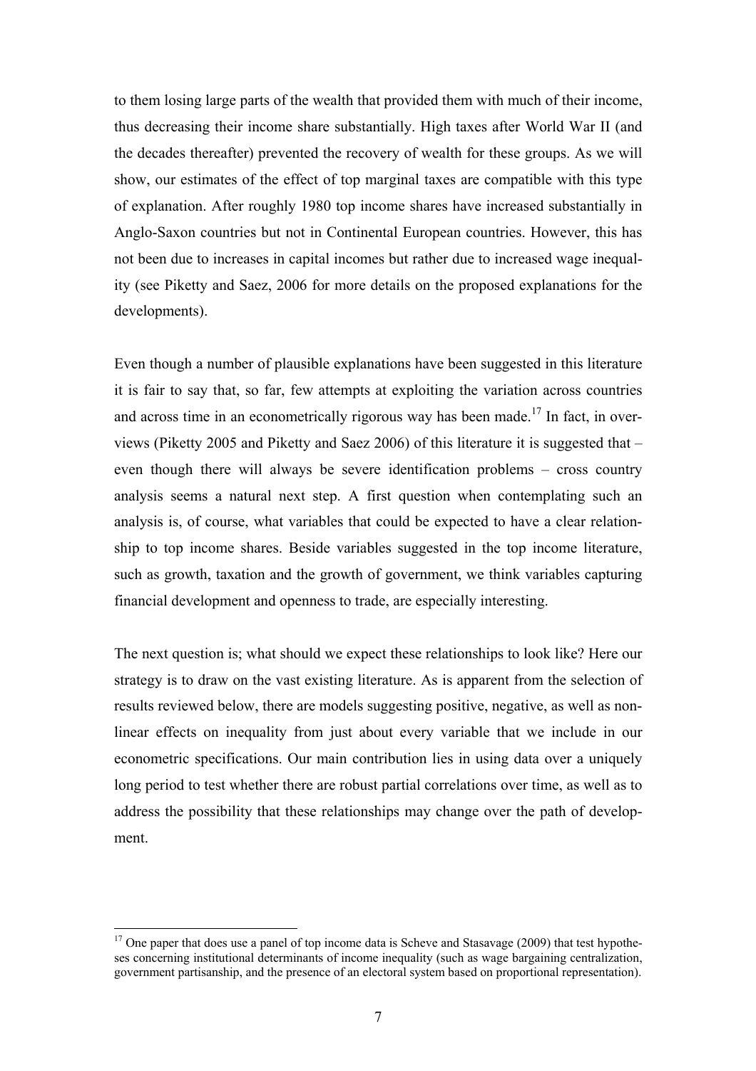to them losing large parts of the wealth that provided them with much of their income, thus decreasing their income share substantially. High taxes after World War II (and the decades thereafter) prevented the recovery of wealth for these groups. As we will show, our estimates of the effect of top marginal taxes are compatible with this type of explanation. After roughly 1980 top income shares have increased substantially in Anglo-Saxon countries but not in Continental European countries. However, this has not been due to increases in capital incomes but rather due to increased wage inequality (see Piketty and Saez, 2006 for more details on the proposed explanations for the developments).

Even though a number of plausible explanations have been suggested in this literature it is fair to say that, so far, few attempts at exploiting the variation across countries and across time in an econometrically rigorous way has been made.[17] In fact, in overviews (Piketty 2005 and Piketty and Saez 2006) of this literature it is suggested that – even though there will always be severe identification problems – cross country analysis seems a natural next step. A first question when contemplating such an analysis is, of course, what variables that could be expected to have a clear relationship to top income shares. Beside variables suggested in the top income literature, such as growth, taxation and the growth of government, we think variables capturing financial development and openness to trade, are especially interesting.

The next question is; what should we expect these relationships to look like? Here our strategy is to draw on the vast existing literature. As is apparent from the selection of results reviewed below, there are models suggesting positive, negative, as well as non-linear effects on inequality from just about every variable that we include in our econometric specifications. Our main contribution lies in using data over a uniquely long period to test whether there are robust partial correlations over time, as well as to address the possibility that these relationships may change over the path of development.

[17] One paper that does use a panel of top income data is Scheve and Stasavage (2009) that test hypotheses concerning institutional determinants of income inequality (such as wage bargaining centralization, government partisanship, and the presence of an electoral system based on proportional representation).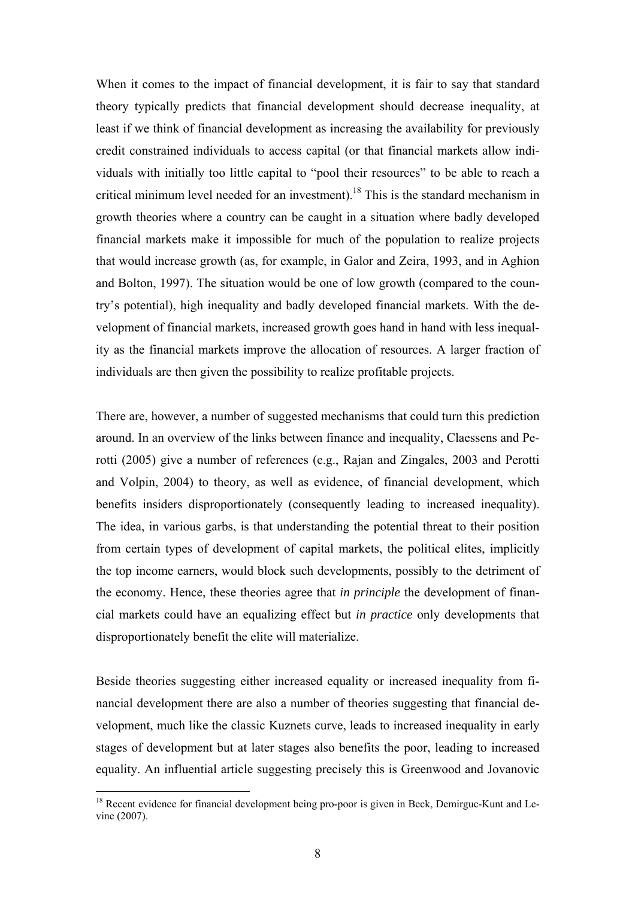When it comes to the impact of financial development, it is fair to say that standard theory typically predicts that financial development should decrease inequality, at least if we think of financial development as increasing the availability for previously credit constrained individuals to access capital (or that financial markets allow individuals with initially too little capital to "pool their resources" to be able to reach a critical minimum level needed for an investment).[18] This is the standard mechanism in growth theories where a country can be caught in a situation where badly developed financial markets make it impossible for much of the population to realize projects that would increase growth (as, for example, in Galor and Zeira, 1993, and in Aghion and Bolton, 1997). The situation would be one of low growth (compared to the country's potential), high inequality and badly developed financial markets. With the development of financial markets, increased growth goes hand in hand with less inequality as the financial markets improve the allocation of resources. A larger fraction of individuals are then given the possibility to realize profitable projects.

There are, however, a number of suggested mechanisms that could turn this prediction around. In an overview of the links between finance and inequality, Claessens and Perotti (2005) give a number of references (e.g., Rajan and Zingales, 2003 and Perotti and Volpin, 2004) to theory, as well as evidence, of financial development, which benefits insiders disproportionately (consequently leading to increased inequality). The idea, in various garbs, is that understanding the potential threat to their position from certain types of development of capital markets, the political elites, implicitly the top income earners, would block such developments, possibly to the detriment of the economy. Hence, these theories agree that *in principle* the development of financial markets could have an equalizing effect but *in practice* only developments that disproportionately benefit the elite will materialize.

Beside theories suggesting either increased equality or increased inequality from financial development there are also a number of theories suggesting that financial development, much like the classic Kuznets curve, leads to increased inequality in early stages of development but at later stages also benefits the poor, leading to increased equality. An influential article suggesting precisely this is Greenwood and Jovanovic

[18] Recent evidence for financial development being pro-poor is given in Beck, Demirguc-Kunt and Levine (2007).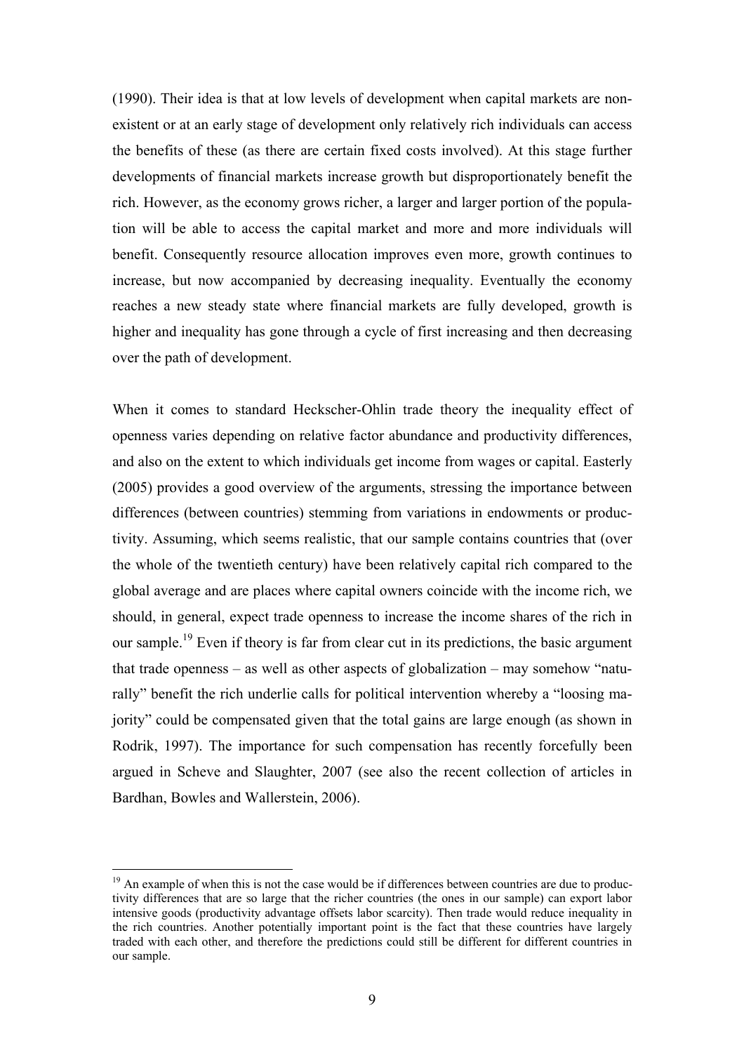(1990). Their idea is that at low levels of development when capital markets are non-existent or at an early stage of development only relatively rich individuals can access the benefits of these (as there are certain fixed costs involved). At this stage further developments of financial markets increase growth but disproportionately benefit the rich. However, as the economy grows richer, a larger and larger portion of the population will be able to access the capital market and more and more individuals will benefit. Consequently resource allocation improves even more, growth continues to increase, but now accompanied by decreasing inequality. Eventually the economy reaches a new steady state where financial markets are fully developed, growth is higher and inequality has gone through a cycle of first increasing and then decreasing over the path of development.

When it comes to standard Heckscher-Ohlin trade theory the inequality effect of openness varies depending on relative factor abundance and productivity differences, and also on the extent to which individuals get income from wages or capital. Easterly (2005) provides a good overview of the arguments, stressing the importance between differences (between countries) stemming from variations in endowments or productivity. Assuming, which seems realistic, that our sample contains countries that (over the whole of the twentieth century) have been relatively capital rich compared to the global average and are places where capital owners coincide with the income rich, we should, in general, expect trade openness to increase the income shares of the rich in our sample.[19] Even if theory is far from clear cut in its predictions, the basic argument that trade openness – as well as other aspects of globalization – may somehow "naturally" benefit the rich underlie calls for political intervention whereby a "loosing majority" could be compensated given that the total gains are large enough (as shown in Rodrik, 1997). The importance for such compensation has recently forcefully been argued in Scheve and Slaughter, 2007 (see also the recent collection of articles in Bardhan, Bowles and Wallerstein, 2006).

[19] An example of when this is not the case would be if differences between countries are due to productivity differences that are so large that the richer countries (the ones in our sample) can export labor intensive goods (productivity advantage offsets labor scarcity). Then trade would reduce inequality in the rich countries. Another potentially important point is the fact that these countries have largely traded with each other, and therefore the predictions could still be different for different countries in our sample.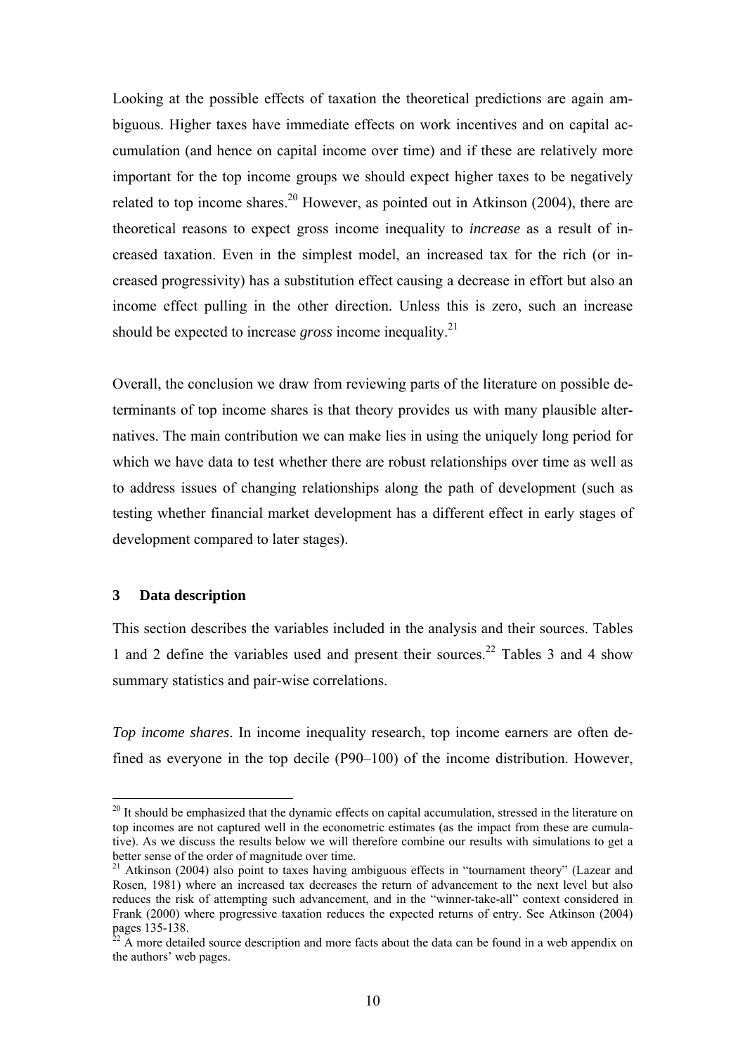Looking at the possible effects of taxation the theoretical predictions are again ambiguous. Higher taxes have immediate effects on work incentives and on capital accumulation (and hence on capital income over time) and if these are relatively more important for the top income groups we should expect higher taxes to be negatively related to top income shares.[20] However, as pointed out in Atkinson (2004), there are theoretical reasons to expect gross income inequality to *increase* as a result of increased taxation. Even in the simplest model, an increased tax for the rich (or increased progressivity) has a substitution effect causing a decrease in effort but also an income effect pulling in the other direction. Unless this is zero, such an increase should be expected to increase *gross* income inequality.[21]

Overall, the conclusion we draw from reviewing parts of the literature on possible determinants of top income shares is that theory provides us with many plausible alternatives. The main contribution we can make lies in using the uniquely long period for which we have data to test whether there are robust relationships over time as well as to address issues of changing relationships along the path of development (such as testing whether financial market development has a different effect in early stages of development compared to later stages).

## 3 Data description

This section describes the variables included in the analysis and their sources. Tables 1 and 2 define the variables used and present their sources.[22] Tables 3 and 4 show summary statistics and pair-wise correlations.

*Top income shares*. In income inequality research, top income earners are often defined as everyone in the top decile (P90–100) of the income distribution. However,

---

[20] It should be emphasized that the dynamic effects on capital accumulation, stressed in the literature on top incomes are not captured well in the econometric estimates (as the impact from these are cumulative). As we discuss the results below we will therefore combine our results with simulations to get a better sense of the order of magnitude over time.

[21] Atkinson (2004) also point to taxes having ambiguous effects in "tournament theory" (Lazear and Rosen, 1981) where an increased tax decreases the return of advancement to the next level but also reduces the risk of attempting such advancement, and in the "winner-take-all" context considered in Frank (2000) where progressive taxation reduces the expected returns of entry. See Atkinson (2004) pages 135-138.

[22] A more detailed source description and more facts about the data can be found in a web appendix on the authors' web pages.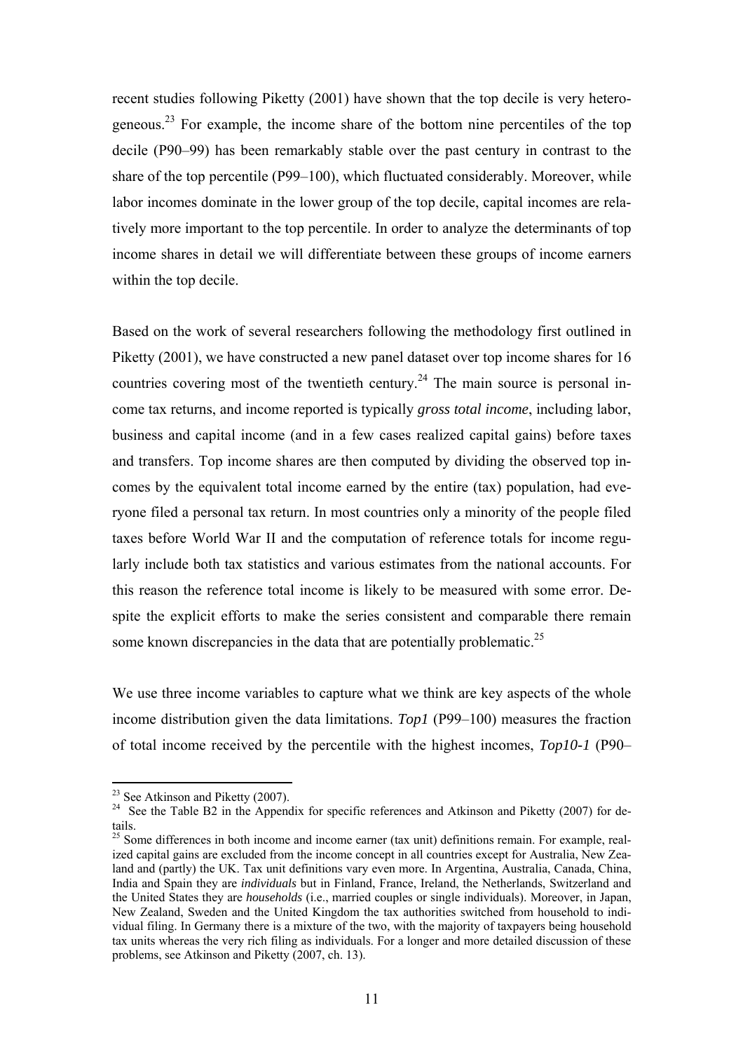recent studies following Piketty (2001) have shown that the top decile is very heterogeneous.[23] For example, the income share of the bottom nine percentiles of the top decile (P90–99) has been remarkably stable over the past century in contrast to the share of the top percentile (P99–100), which fluctuated considerably. Moreover, while labor incomes dominate in the lower group of the top decile, capital incomes are relatively more important to the top percentile. In order to analyze the determinants of top income shares in detail we will differentiate between these groups of income earners within the top decile.

Based on the work of several researchers following the methodology first outlined in Piketty (2001), we have constructed a new panel dataset over top income shares for 16 countries covering most of the twentieth century.[24] The main source is personal income tax returns, and income reported is typically *gross total income*, including labor, business and capital income (and in a few cases realized capital gains) before taxes and transfers. Top income shares are then computed by dividing the observed top incomes by the equivalent total income earned by the entire (tax) population, had everyone filed a personal tax return. In most countries only a minority of the people filed taxes before World War II and the computation of reference totals for income regularly include both tax statistics and various estimates from the national accounts. For this reason the reference total income is likely to be measured with some error. Despite the explicit efforts to make the series consistent and comparable there remain some known discrepancies in the data that are potentially problematic.[25]

We use three income variables to capture what we think are key aspects of the whole income distribution given the data limitations. *Top1* (P99–100) measures the fraction of total income received by the percentile with the highest incomes, *Top10-1* (P90–

[23] See Atkinson and Piketty (2007).

[24] See the Table B2 in the Appendix for specific references and Atkinson and Piketty (2007) for details.

[25] Some differences in both income and income earner (tax unit) definitions remain. For example, realized capital gains are excluded from the income concept in all countries except for Australia, New Zealand and (partly) the UK. Tax unit definitions vary even more. In Argentina, Australia, Canada, China, India and Spain they are *individuals* but in Finland, France, Ireland, the Netherlands, Switzerland and the United States they are *households* (i.e., married couples or single individuals). Moreover, in Japan, New Zealand, Sweden and the United Kingdom the tax authorities switched from household to individual filing. In Germany there is a mixture of the two, with the majority of taxpayers being household tax units whereas the very rich filing as individuals. For a longer and more detailed discussion of these problems, see Atkinson and Piketty (2007, ch. 13).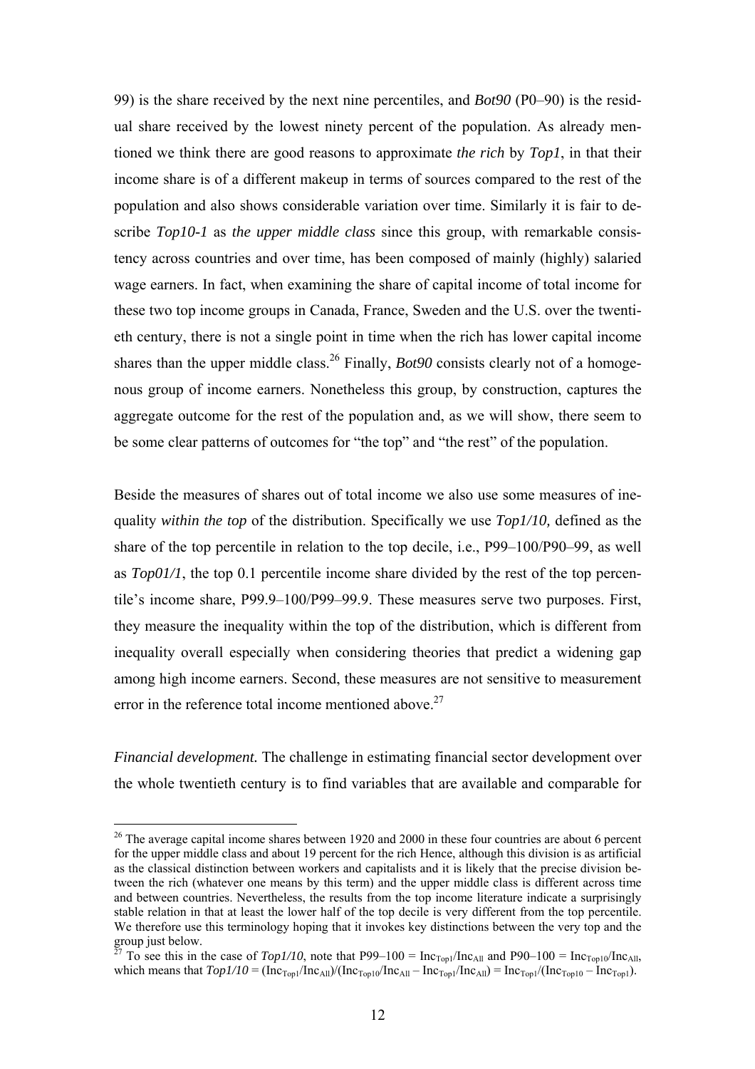99) is the share received by the next nine percentiles, and *Bot90* (P0–90) is the residual share received by the lowest ninety percent of the population. As already mentioned we think there are good reasons to approximate *the rich* by *Top1*, in that their income share is of a different makeup in terms of sources compared to the rest of the population and also shows considerable variation over time. Similarly it is fair to describe *Top10-1* as *the upper middle class* since this group, with remarkable consistency across countries and over time, has been composed of mainly (highly) salaried wage earners. In fact, when examining the share of capital income of total income for these two top income groups in Canada, France, Sweden and the U.S. over the twentieth century, there is not a single point in time when the rich has lower capital income shares than the upper middle class.[26] Finally, *Bot90* consists clearly not of a homogenous group of income earners. Nonetheless this group, by construction, captures the aggregate outcome for the rest of the population and, as we will show, there seem to be some clear patterns of outcomes for "the top" and "the rest" of the population.

Beside the measures of shares out of total income we also use some measures of inequality *within the top* of the distribution. Specifically we use *Top1/10,* defined as the share of the top percentile in relation to the top decile, i.e., P99–100/P90–99, as well as *Top01/1*, the top 0.1 percentile income share divided by the rest of the top percentile's income share, P99.9–100/P99–99.9. These measures serve two purposes. First, they measure the inequality within the top of the distribution, which is different from inequality overall especially when considering theories that predict a widening gap among high income earners. Second, these measures are not sensitive to measurement error in the reference total income mentioned above.[27]

*Financial development.* The challenge in estimating financial sector development over the whole twentieth century is to find variables that are available and comparable for

---

[26] The average capital income shares between 1920 and 2000 in these four countries are about 6 percent for the upper middle class and about 19 percent for the rich Hence, although this division is as artificial as the classical distinction between workers and capitalists and it is likely that the precise division between the rich (whatever one means by this term) and the upper middle class is different across time and between countries. Nevertheless, the results from the top income literature indicate a surprisingly stable relation in that at least the lower half of the top decile is very different from the top percentile. We therefore use this terminology hoping that it invokes key distinctions between the very top and the group just below.

[27] To see this in the case of *Top1/10*, note that P99–100 = $\text{Inc}_{\text{Top1}}/\text{Inc}_{\text{All}}$ and P90–100 = $\text{Inc}_{\text{Top10}}/\text{Inc}_{\text{All}}$, which means that $Top1/10 = (\text{Inc}_{\text{Top1}}/\text{Inc}_{\text{All}})/(\text{Inc}_{\text{Top10}}/\text{Inc}_{\text{All}} - \text{Inc}_{\text{Top1}}/\text{Inc}_{\text{All}}) = \text{Inc}_{\text{Top1}}/(\text{Inc}_{\text{Top10}} - \text{Inc}_{\text{Top1}})$.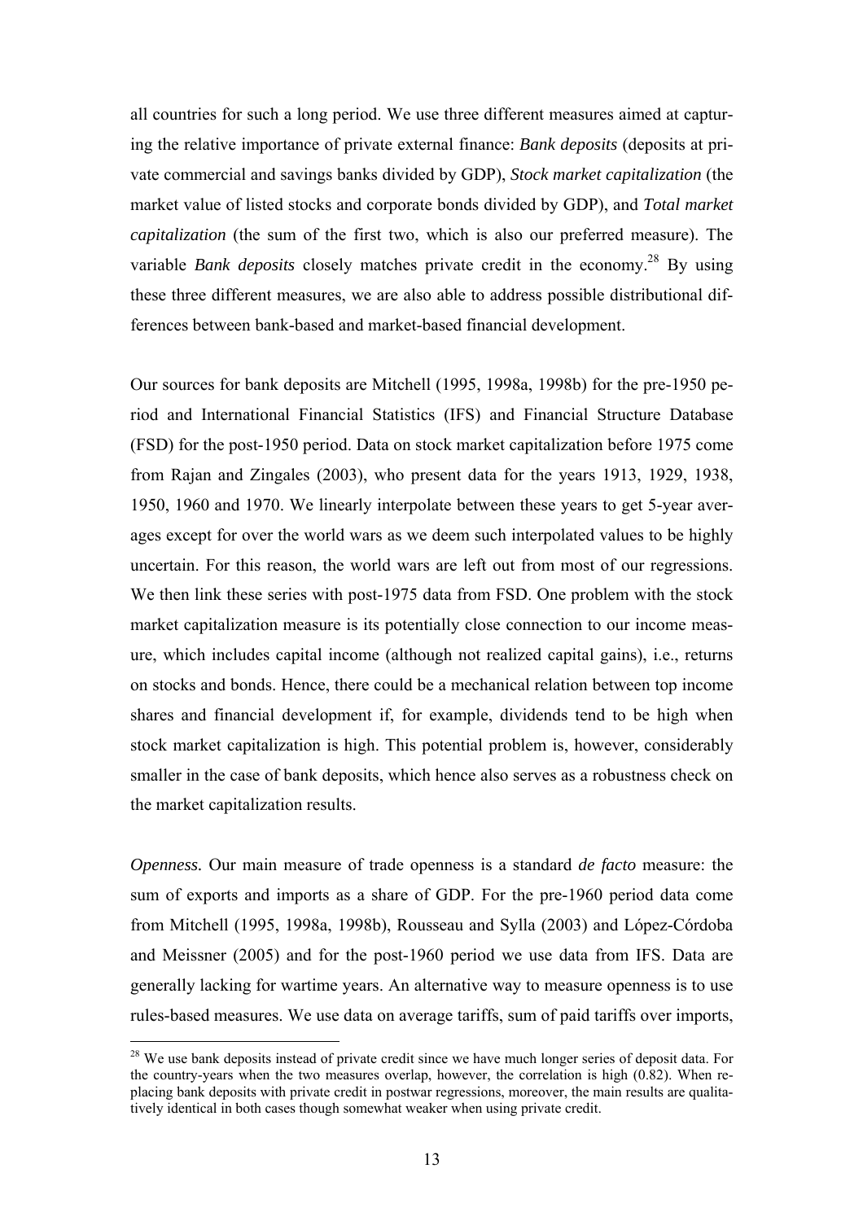all countries for such a long period. We use three different measures aimed at capturing the relative importance of private external finance: *Bank deposits* (deposits at private commercial and savings banks divided by GDP), *Stock market capitalization* (the market value of listed stocks and corporate bonds divided by GDP), and *Total market capitalization* (the sum of the first two, which is also our preferred measure). The variable *Bank deposits* closely matches private credit in the economy.[28] By using these three different measures, we are also able to address possible distributional differences between bank-based and market-based financial development.

Our sources for bank deposits are Mitchell (1995, 1998a, 1998b) for the pre-1950 period and International Financial Statistics (IFS) and Financial Structure Database (FSD) for the post-1950 period. Data on stock market capitalization before 1975 come from Rajan and Zingales (2003), who present data for the years 1913, 1929, 1938, 1950, 1960 and 1970. We linearly interpolate between these years to get 5-year averages except for over the world wars as we deem such interpolated values to be highly uncertain. For this reason, the world wars are left out from most of our regressions. We then link these series with post-1975 data from FSD. One problem with the stock market capitalization measure is its potentially close connection to our income measure, which includes capital income (although not realized capital gains), i.e., returns on stocks and bonds. Hence, there could be a mechanical relation between top income shares and financial development if, for example, dividends tend to be high when stock market capitalization is high. This potential problem is, however, considerably smaller in the case of bank deposits, which hence also serves as a robustness check on the market capitalization results.

*Openness.* Our main measure of trade openness is a standard *de facto* measure: the sum of exports and imports as a share of GDP. For the pre-1960 period data come from Mitchell (1995, 1998a, 1998b), Rousseau and Sylla (2003) and López-Córdoba and Meissner (2005) and for the post-1960 period we use data from IFS. Data are generally lacking for wartime years. An alternative way to measure openness is to use rules-based measures. We use data on average tariffs, sum of paid tariffs over imports,

[28] We use bank deposits instead of private credit since we have much longer series of deposit data. For the country-years when the two measures overlap, however, the correlation is high (0.82). When replacing bank deposits with private credit in postwar regressions, moreover, the main results are qualitatively identical in both cases though somewhat weaker when using private credit.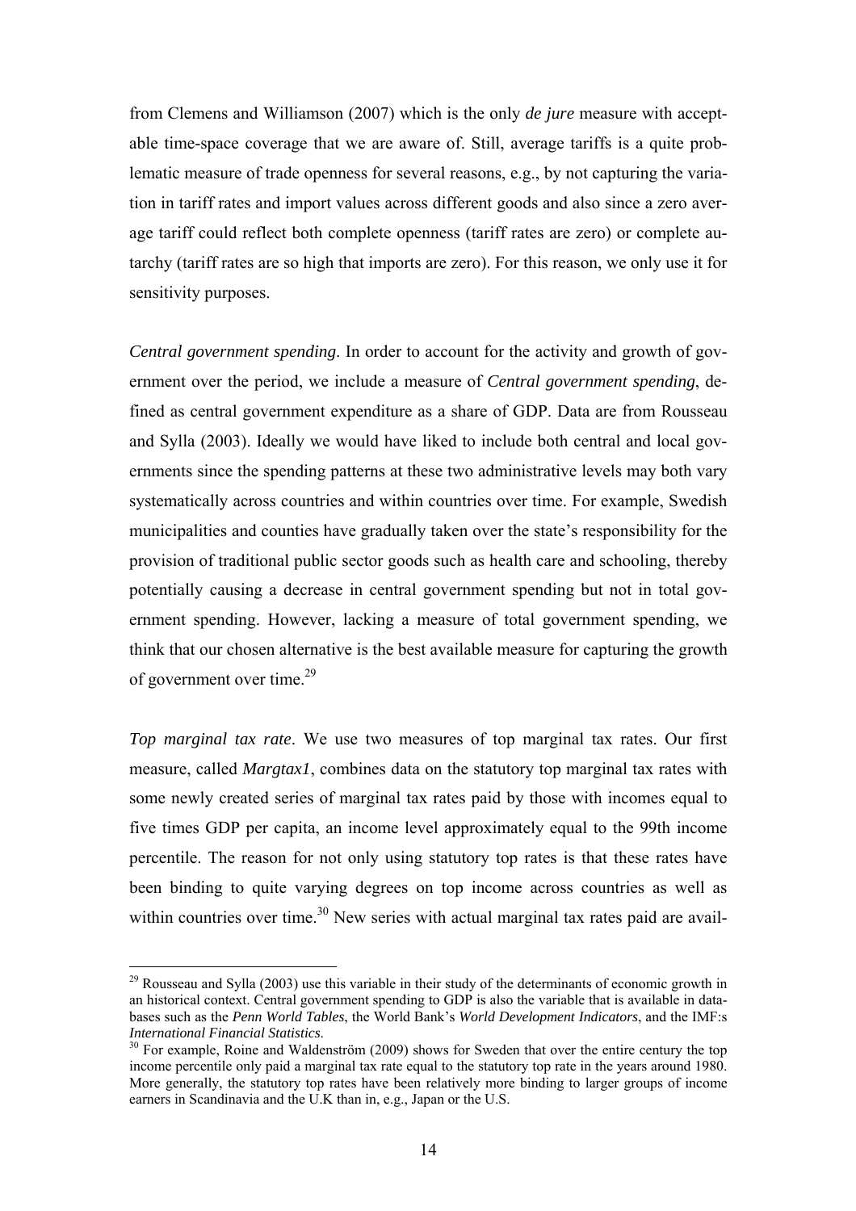from Clemens and Williamson (2007) which is the only *de jure* measure with acceptable time-space coverage that we are aware of. Still, average tariffs is a quite problematic measure of trade openness for several reasons, e.g., by not capturing the variation in tariff rates and import values across different goods and also since a zero average tariff could reflect both complete openness (tariff rates are zero) or complete autarchy (tariff rates are so high that imports are zero). For this reason, we only use it for sensitivity purposes.

*Central government spending*. In order to account for the activity and growth of government over the period, we include a measure of *Central government spending*, defined as central government expenditure as a share of GDP. Data are from Rousseau and Sylla (2003). Ideally we would have liked to include both central and local governments since the spending patterns at these two administrative levels may both vary systematically across countries and within countries over time. For example, Swedish municipalities and counties have gradually taken over the state's responsibility for the provision of traditional public sector goods such as health care and schooling, thereby potentially causing a decrease in central government spending but not in total government spending. However, lacking a measure of total government spending, we think that our chosen alternative is the best available measure for capturing the growth of government over time.[29]

*Top marginal tax rate*. We use two measures of top marginal tax rates. Our first measure, called *Margtax1*, combines data on the statutory top marginal tax rates with some newly created series of marginal tax rates paid by those with incomes equal to five times GDP per capita, an income level approximately equal to the 99th income percentile. The reason for not only using statutory top rates is that these rates have been binding to quite varying degrees on top income across countries as well as within countries over time.[30] New series with actual marginal tax rates paid are avail-

---

[29] Rousseau and Sylla (2003) use this variable in their study of the determinants of economic growth in an historical context. Central government spending to GDP is also the variable that is available in databases such as the *Penn World Tables*, the World Bank's *World Development Indicators*, and the IMF:s *International Financial Statistics*.

[30] For example, Roine and Waldenström (2009) shows for Sweden that over the entire century the top income percentile only paid a marginal tax rate equal to the statutory top rate in the years around 1980. More generally, the statutory top rates have been relatively more binding to larger groups of income earners in Scandinavia and the U.K than in, e.g., Japan or the U.S.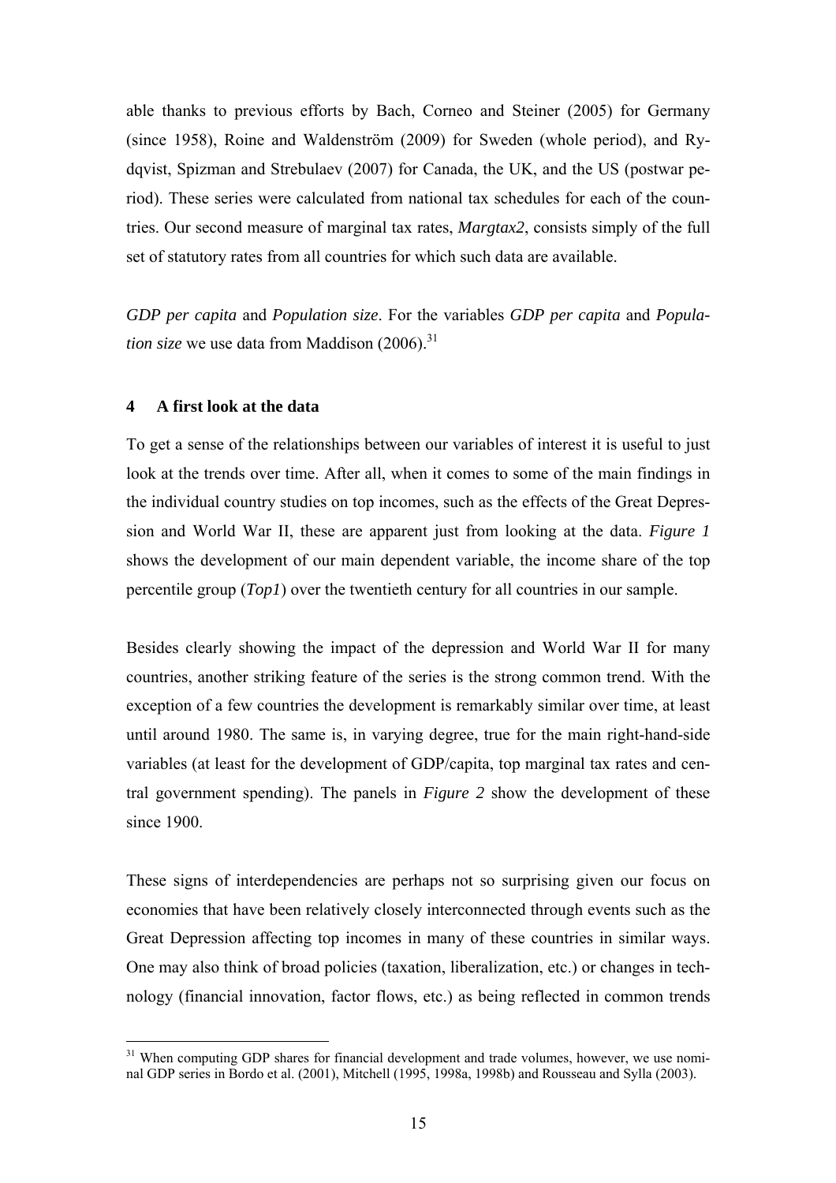able thanks to previous efforts by Bach, Corneo and Steiner (2005) for Germany (since 1958), Roine and Waldenström (2009) for Sweden (whole period), and Rydqvist, Spizman and Strebulaev (2007) for Canada, the UK, and the US (postwar period). These series were calculated from national tax schedules for each of the countries. Our second measure of marginal tax rates, *Margtax2*, consists simply of the full set of statutory rates from all countries for which such data are available.

*GDP per capita* and *Population size*. For the variables *GDP per capita* and *Population size* we use data from Maddison (2006).[31]

## 4 A first look at the data

To get a sense of the relationships between our variables of interest it is useful to just look at the trends over time. After all, when it comes to some of the main findings in the individual country studies on top incomes, such as the effects of the Great Depression and World War II, these are apparent just from looking at the data. *Figure 1* shows the development of our main dependent variable, the income share of the top percentile group (*Top1*) over the twentieth century for all countries in our sample.

Besides clearly showing the impact of the depression and World War II for many countries, another striking feature of the series is the strong common trend. With the exception of a few countries the development is remarkably similar over time, at least until around 1980. The same is, in varying degree, true for the main right-hand-side variables (at least for the development of GDP/capita, top marginal tax rates and central government spending). The panels in *Figure 2* show the development of these since 1900.

These signs of interdependencies are perhaps not so surprising given our focus on economies that have been relatively closely interconnected through events such as the Great Depression affecting top incomes in many of these countries in similar ways. One may also think of broad policies (taxation, liberalization, etc.) or changes in technology (financial innovation, factor flows, etc.) as being reflected in common trends

[31] When computing GDP shares for financial development and trade volumes, however, we use nominal GDP series in Bordo et al. (2001), Mitchell (1995, 1998a, 1998b) and Rousseau and Sylla (2003).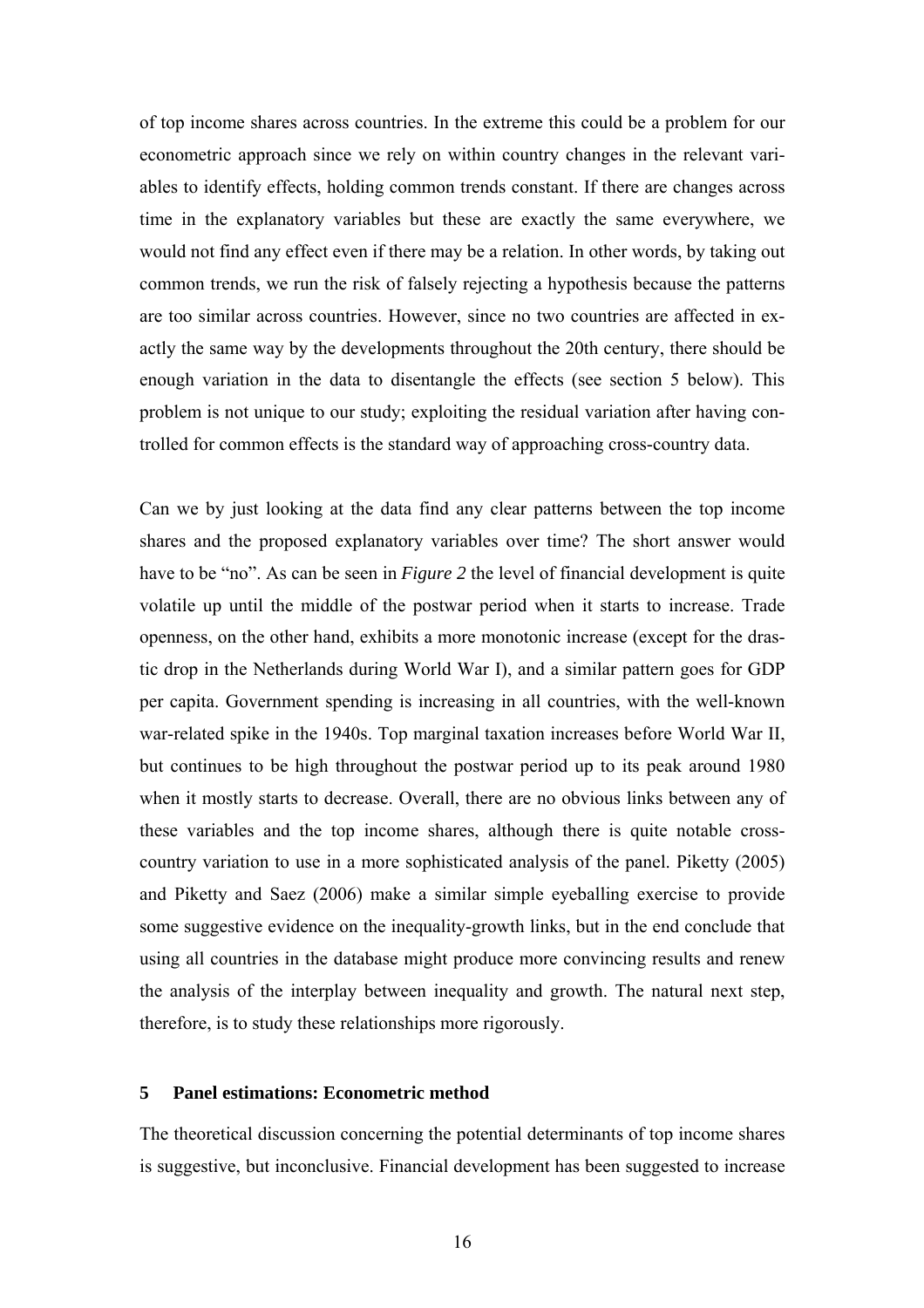of top income shares across countries. In the extreme this could be a problem for our econometric approach since we rely on within country changes in the relevant variables to identify effects, holding common trends constant. If there are changes across time in the explanatory variables but these are exactly the same everywhere, we would not find any effect even if there may be a relation. In other words, by taking out common trends, we run the risk of falsely rejecting a hypothesis because the patterns are too similar across countries. However, since no two countries are affected in exactly the same way by the developments throughout the 20th century, there should be enough variation in the data to disentangle the effects (see section 5 below). This problem is not unique to our study; exploiting the residual variation after having controlled for common effects is the standard way of approaching cross-country data.

Can we by just looking at the data find any clear patterns between the top income shares and the proposed explanatory variables over time? The short answer would have to be "no". As can be seen in ***Figure 2*** the level of financial development is quite volatile up until the middle of the postwar period when it starts to increase. Trade openness, on the other hand, exhibits a more monotonic increase (except for the drastic drop in the Netherlands during World War I), and a similar pattern goes for GDP per capita. Government spending is increasing in all countries, with the well-known war-related spike in the 1940s. Top marginal taxation increases before World War II, but continues to be high throughout the postwar period up to its peak around 1980 when it mostly starts to decrease. Overall, there are no obvious links between any of these variables and the top income shares, although there is quite notable cross-country variation to use in a more sophisticated analysis of the panel. Piketty (2005) and Piketty and Saez (2006) make a similar simple eyeballing exercise to provide some suggestive evidence on the inequality-growth links, but in the end conclude that using all countries in the database might produce more convincing results and renew the analysis of the interplay between inequality and growth. The natural next step, therefore, is to study these relationships more rigorously.

## 5 Panel estimations: Econometric method

The theoretical discussion concerning the potential determinants of top income shares is suggestive, but inconclusive. Financial development has been suggested to increase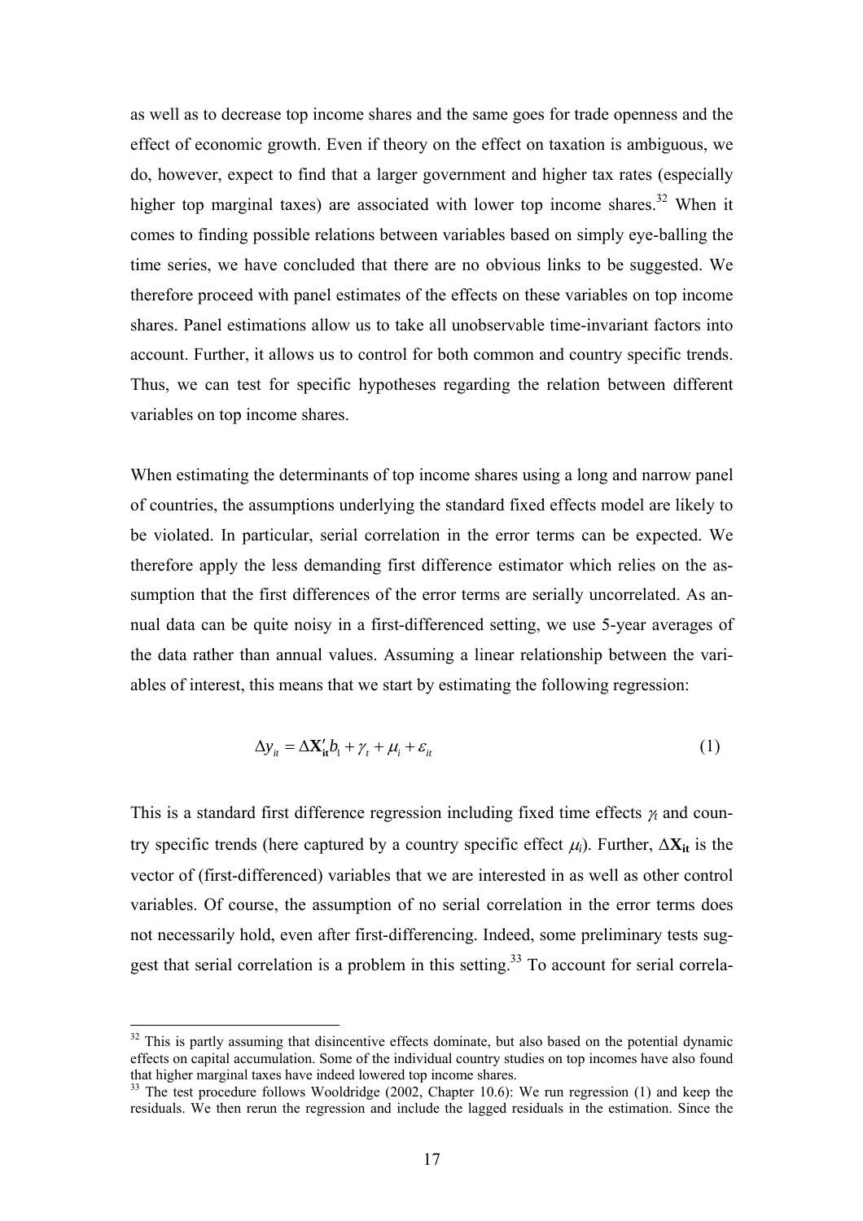as well as to decrease top income shares and the same goes for trade openness and the effect of economic growth. Even if theory on the effect on taxation is ambiguous, we do, however, expect to find that a larger government and higher tax rates (especially higher top marginal taxes) are associated with lower top income shares.[32] When it comes to finding possible relations between variables based on simply eye-balling the time series, we have concluded that there are no obvious links to be suggested. We therefore proceed with panel estimates of the effects on these variables on top income shares. Panel estimations allow us to take all unobservable time-invariant factors into account. Further, it allows us to control for both common and country specific trends. Thus, we can test for specific hypotheses regarding the relation between different variables on top income shares.

When estimating the determinants of top income shares using a long and narrow panel of countries, the assumptions underlying the standard fixed effects model are likely to be violated. In particular, serial correlation in the error terms can be expected. We therefore apply the less demanding first difference estimator which relies on the assumption that the first differences of the error terms are serially uncorrelated. As annual data can be quite noisy in a first-differenced setting, we use 5-year averages of the data rather than annual values. Assuming a linear relationship between the variables of interest, this means that we start by estimating the following regression:

$$\Delta y_{it} = \Delta \mathbf{X}_{\mathbf{it}}' b_1 + \gamma_t + \mu_i + \varepsilon_{it} \tag{1}$$

This is a standard first difference regression including fixed time effects $\gamma_t$ and country specific trends (here captured by a country specific effect $\mu_i$). Further, $\Delta \mathbf{X}_{\mathbf{it}}$ is the vector of (first-differenced) variables that we are interested in as well as other control variables. Of course, the assumption of no serial correlation in the error terms does not necessarily hold, even after first-differencing. Indeed, some preliminary tests suggest that serial correlation is a problem in this setting.[33] To account for serial correla-

[32] This is partly assuming that disincentive effects dominate, but also based on the potential dynamic effects on capital accumulation. Some of the individual country studies on top incomes have also found that higher marginal taxes have indeed lowered top income shares.

[33] The test procedure follows Wooldridge (2002, Chapter 10.6): We run regression (1) and keep the residuals. We then rerun the regression and include the lagged residuals in the estimation. Since the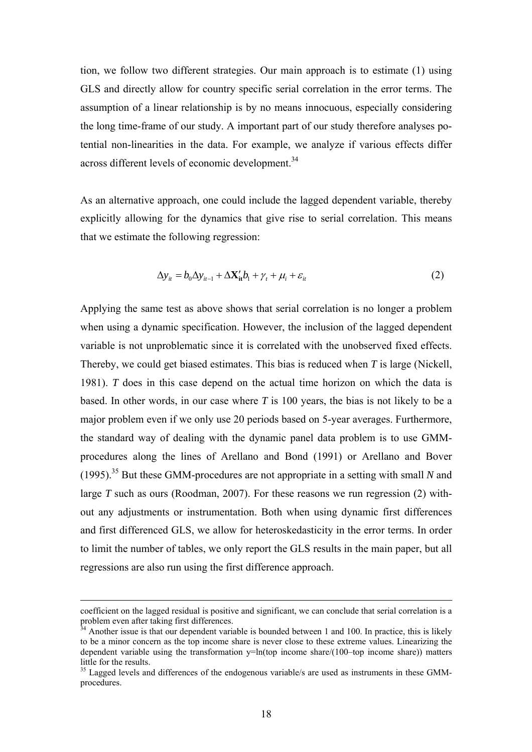tion, we follow two different strategies. Our main approach is to estimate (1) using GLS and directly allow for country specific serial correlation in the error terms. The assumption of a linear relationship is by no means innocuous, especially considering the long time-frame of our study. A important part of our study therefore analyses potential non-linearities in the data. For example, we analyze if various effects differ across different levels of economic development.[34]

As an alternative approach, one could include the lagged dependent variable, thereby explicitly allowing for the dynamics that give rise to serial correlation. This means that we estimate the following regression:

$$\Delta y_{it} = b_0 \Delta y_{it-1} + \Delta \mathbf{X}'_{\mathbf{it}} b_1 + \gamma_t + \mu_i + \varepsilon_{it} \tag{2}$$

Applying the same test as above shows that serial correlation is no longer a problem when using a dynamic specification. However, the inclusion of the lagged dependent variable is not unproblematic since it is correlated with the unobserved fixed effects. Thereby, we could get biased estimates. This bias is reduced when $T$ is large (Nickell, 1981). $T$ does in this case depend on the actual time horizon on which the data is based. In other words, in our case where $T$ is 100 years, the bias is not likely to be a major problem even if we only use 20 periods based on 5-year averages. Furthermore, the standard way of dealing with the dynamic panel data problem is to use GMM-procedures along the lines of Arellano and Bond (1991) or Arellano and Bover (1995).[35] But these GMM-procedures are not appropriate in a setting with small $N$ and large $T$ such as ours (Roodman, 2007). For these reasons we run regression (2) without any adjustments or instrumentation. Both when using dynamic first differences and first differenced GLS, we allow for heteroskedasticity in the error terms. In order to limit the number of tables, we only report the GLS results in the main paper, but all regressions are also run using the first difference approach.

---

coefficient on the lagged residual is positive and significant, we can conclude that serial correlation is a problem even after taking first differences.

[34] Another issue is that our dependent variable is bounded between 1 and 100. In practice, this is likely to be a minor concern as the top income share is never close to these extreme values. Linearizing the dependent variable using the transformation y=ln(top income share/(100–top income share)) matters little for the results.

[35] Lagged levels and differences of the endogenous variable/s are used as instruments in these GMM-procedures.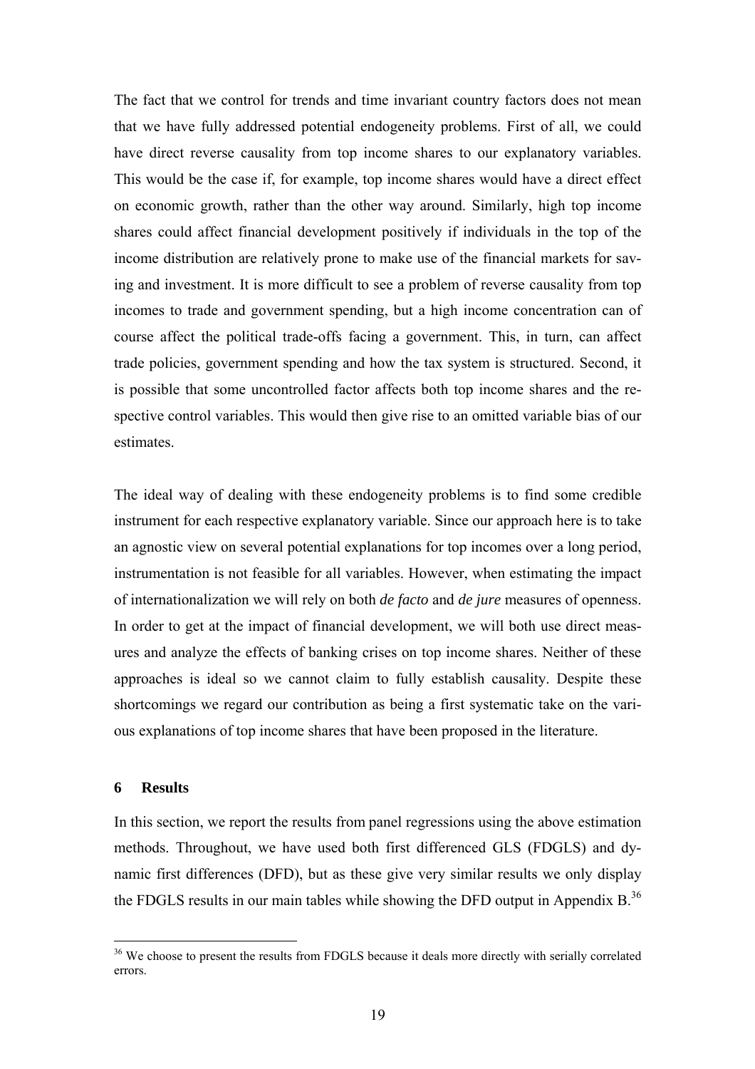The fact that we control for trends and time invariant country factors does not mean that we have fully addressed potential endogeneity problems. First of all, we could have direct reverse causality from top income shares to our explanatory variables. This would be the case if, for example, top income shares would have a direct effect on economic growth, rather than the other way around. Similarly, high top income shares could affect financial development positively if individuals in the top of the income distribution are relatively prone to make use of the financial markets for saving and investment. It is more difficult to see a problem of reverse causality from top incomes to trade and government spending, but a high income concentration can of course affect the political trade-offs facing a government. This, in turn, can affect trade policies, government spending and how the tax system is structured. Second, it is possible that some uncontrolled factor affects both top income shares and the respective control variables. This would then give rise to an omitted variable bias of our estimates.

The ideal way of dealing with these endogeneity problems is to find some credible instrument for each respective explanatory variable. Since our approach here is to take an agnostic view on several potential explanations for top incomes over a long period, instrumentation is not feasible for all variables. However, when estimating the impact of internationalization we will rely on both *de facto* and *de jure* measures of openness. In order to get at the impact of financial development, we will both use direct measures and analyze the effects of banking crises on top income shares. Neither of these approaches is ideal so we cannot claim to fully establish causality. Despite these shortcomings we regard our contribution as being a first systematic take on the various explanations of top income shares that have been proposed in the literature.

## 6 Results

In this section, we report the results from panel regressions using the above estimation methods. Throughout, we have used both first differenced GLS (FDGLS) and dynamic first differences (DFD), but as these give very similar results we only display the FDGLS results in our main tables while showing the DFD output in Appendix B.[36]

[36] We choose to present the results from FDGLS because it deals more directly with serially correlated errors.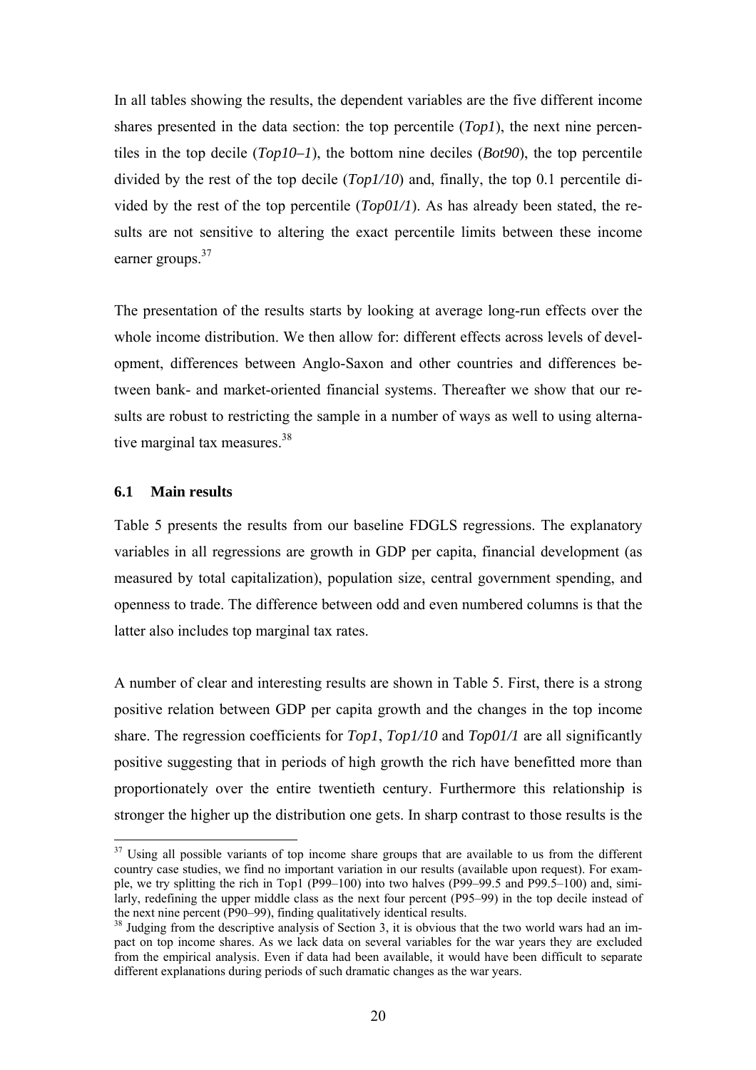In all tables showing the results, the dependent variables are the five different income shares presented in the data section: the top percentile (*Top1*), the next nine percentiles in the top decile (*Top10–1*), the bottom nine deciles (*Bot90*), the top percentile divided by the rest of the top decile (*Top1/10*) and, finally, the top 0.1 percentile divided by the rest of the top percentile (*Top01/1*). As has already been stated, the results are not sensitive to altering the exact percentile limits between these income earner groups.[37]

The presentation of the results starts by looking at average long-run effects over the whole income distribution. We then allow for: different effects across levels of development, differences between Anglo-Saxon and other countries and differences between bank- and market-oriented financial systems. Thereafter we show that our results are robust to restricting the sample in a number of ways as well to using alternative marginal tax measures.[38]

### 6.1 Main results

Table 5 presents the results from our baseline FDGLS regressions. The explanatory variables in all regressions are growth in GDP per capita, financial development (as measured by total capitalization), population size, central government spending, and openness to trade. The difference between odd and even numbered columns is that the latter also includes top marginal tax rates.

A number of clear and interesting results are shown in Table 5. First, there is a strong positive relation between GDP per capita growth and the changes in the top income share. The regression coefficients for *Top1*, *Top1/10* and *Top01/1* are all significantly positive suggesting that in periods of high growth the rich have benefitted more than proportionately over the entire twentieth century. Furthermore this relationship is stronger the higher up the distribution one gets. In sharp contrast to those results is the

---

[37] Using all possible variants of top income share groups that are available to us from the different country case studies, we find no important variation in our results (available upon request). For example, we try splitting the rich in Top1 (P99–100) into two halves (P99–99.5 and P99.5–100) and, similarly, redefining the upper middle class as the next four percent (P95–99) in the top decile instead of the next nine percent (P90–99), finding qualitatively identical results.

[38] Judging from the descriptive analysis of Section 3, it is obvious that the two world wars had an impact on top income shares. As we lack data on several variables for the war years they are excluded from the empirical analysis. Even if data had been available, it would have been difficult to separate different explanations during periods of such dramatic changes as the war years.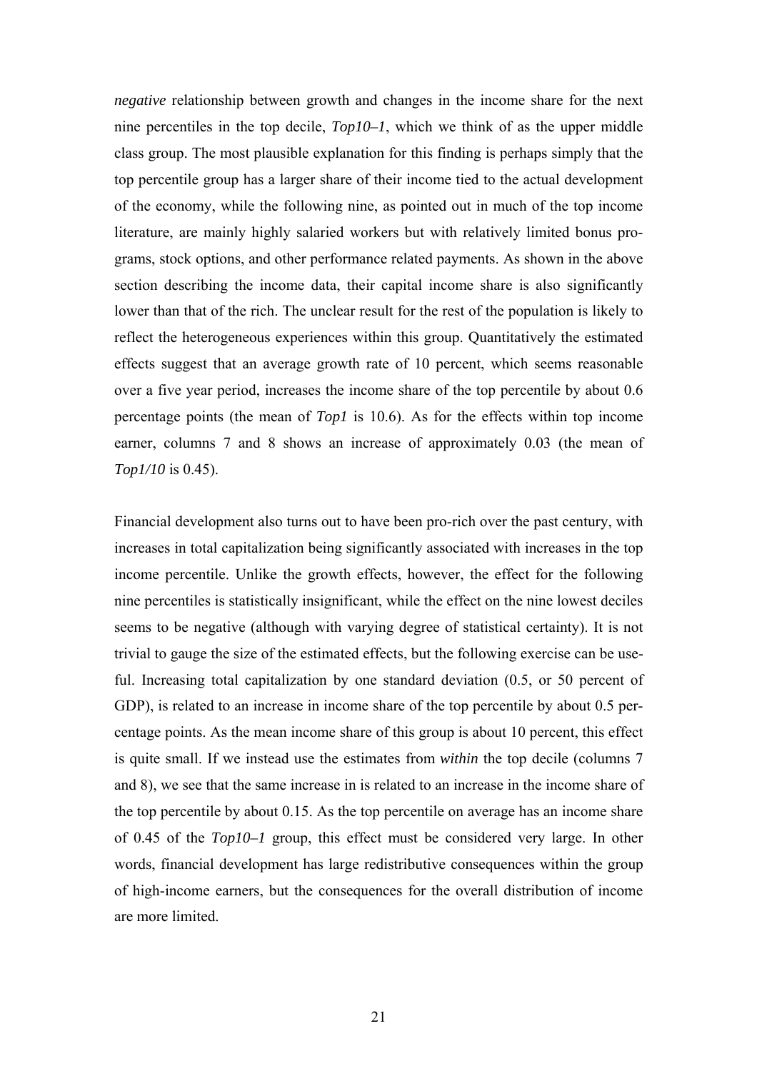*negative* relationship between growth and changes in the income share for the next nine percentiles in the top decile, *Top10–1*, which we think of as the upper middle class group. The most plausible explanation for this finding is perhaps simply that the top percentile group has a larger share of their income tied to the actual development of the economy, while the following nine, as pointed out in much of the top income literature, are mainly highly salaried workers but with relatively limited bonus programs, stock options, and other performance related payments. As shown in the above section describing the income data, their capital income share is also significantly lower than that of the rich. The unclear result for the rest of the population is likely to reflect the heterogeneous experiences within this group. Quantitatively the estimated effects suggest that an average growth rate of 10 percent, which seems reasonable over a five year period, increases the income share of the top percentile by about 0.6 percentage points (the mean of *Top1* is 10.6). As for the effects within top income earner, columns 7 and 8 shows an increase of approximately 0.03 (the mean of *Top1/10* is 0.45).

Financial development also turns out to have been pro-rich over the past century, with increases in total capitalization being significantly associated with increases in the top income percentile. Unlike the growth effects, however, the effect for the following nine percentiles is statistically insignificant, while the effect on the nine lowest deciles seems to be negative (although with varying degree of statistical certainty). It is not trivial to gauge the size of the estimated effects, but the following exercise can be useful. Increasing total capitalization by one standard deviation (0.5, or 50 percent of GDP), is related to an increase in income share of the top percentile by about 0.5 percentage points. As the mean income share of this group is about 10 percent, this effect is quite small. If we instead use the estimates from *within* the top decile (columns 7 and 8), we see that the same increase in is related to an increase in the income share of the top percentile by about 0.15. As the top percentile on average has an income share of 0.45 of the *Top10–1* group, this effect must be considered very large. In other words, financial development has large redistributive consequences within the group of high-income earners, but the consequences for the overall distribution of income are more limited.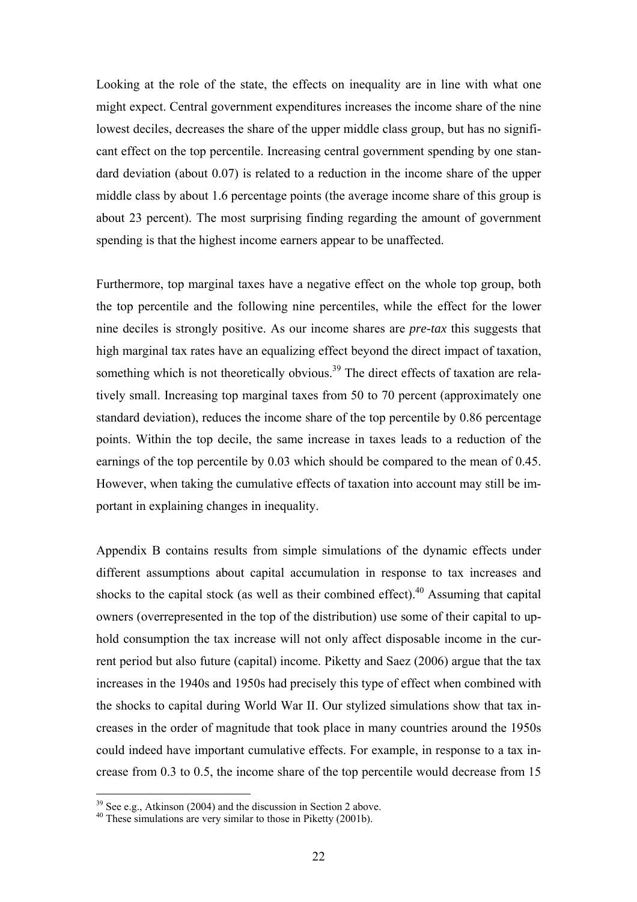Looking at the role of the state, the effects on inequality are in line with what one might expect. Central government expenditures increases the income share of the nine lowest deciles, decreases the share of the upper middle class group, but has no significant effect on the top percentile. Increasing central government spending by one standard deviation (about 0.07) is related to a reduction in the income share of the upper middle class by about 1.6 percentage points (the average income share of this group is about 23 percent). The most surprising finding regarding the amount of government spending is that the highest income earners appear to be unaffected.

Furthermore, top marginal taxes have a negative effect on the whole top group, both the top percentile and the following nine percentiles, while the effect for the lower nine deciles is strongly positive. As our income shares are *pre-tax* this suggests that high marginal tax rates have an equalizing effect beyond the direct impact of taxation, something which is not theoretically obvious.[39] The direct effects of taxation are relatively small. Increasing top marginal taxes from 50 to 70 percent (approximately one standard deviation), reduces the income share of the top percentile by 0.86 percentage points. Within the top decile, the same increase in taxes leads to a reduction of the earnings of the top percentile by 0.03 which should be compared to the mean of 0.45. However, when taking the cumulative effects of taxation into account may still be important in explaining changes in inequality.

Appendix B contains results from simple simulations of the dynamic effects under different assumptions about capital accumulation in response to tax increases and shocks to the capital stock (as well as their combined effect).[40] Assuming that capital owners (overrepresented in the top of the distribution) use some of their capital to uphold consumption the tax increase will not only affect disposable income in the current period but also future (capital) income. Piketty and Saez (2006) argue that the tax increases in the 1940s and 1950s had precisely this type of effect when combined with the shocks to capital during World War II. Our stylized simulations show that tax increases in the order of magnitude that took place in many countries around the 1950s could indeed have important cumulative effects. For example, in response to a tax increase from 0.3 to 0.5, the income share of the top percentile would decrease from 15

[39] See e.g., Atkinson (2004) and the discussion in Section 2 above.

[40] These simulations are very similar to those in Piketty (2001b).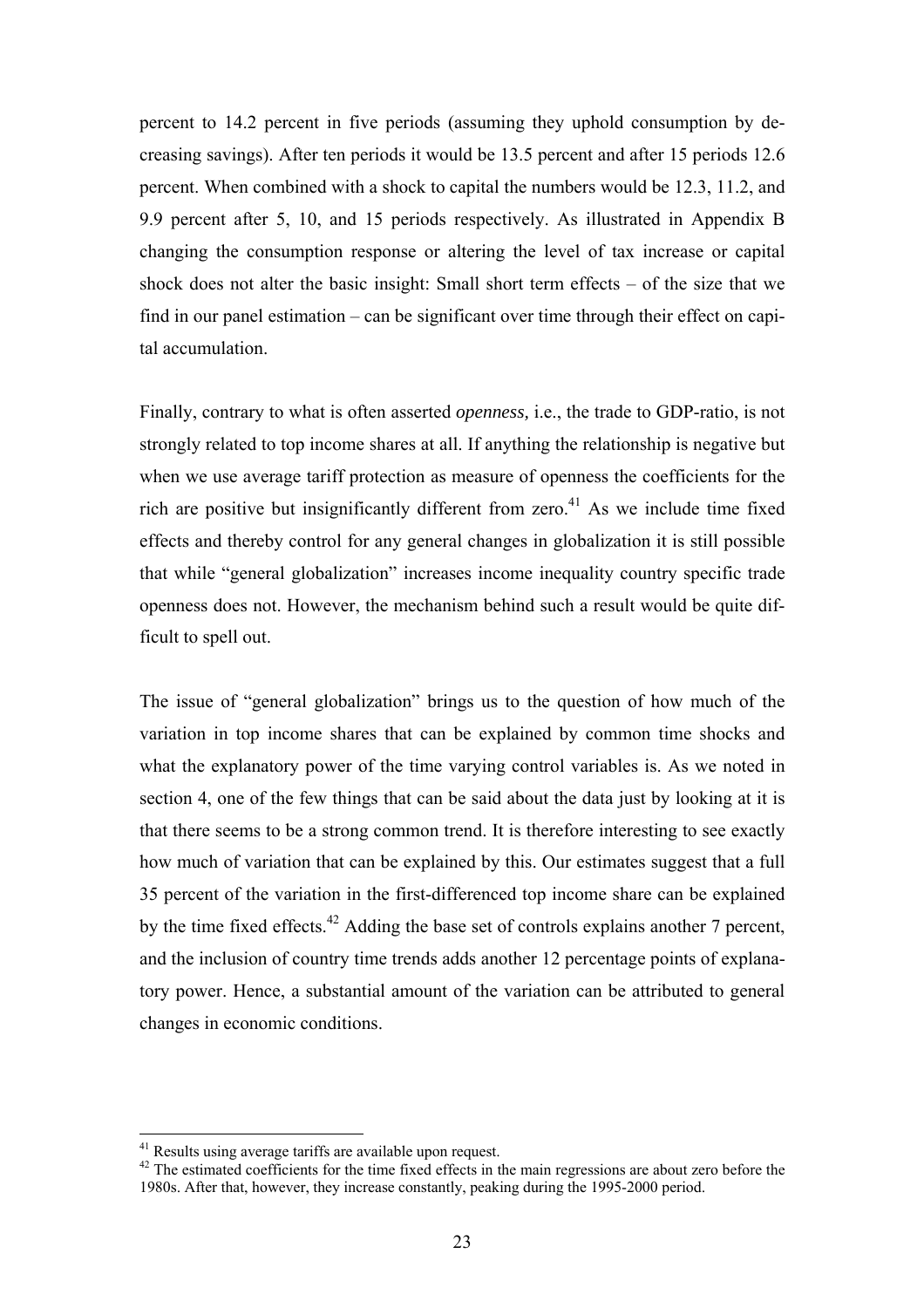percent to 14.2 percent in five periods (assuming they uphold consumption by decreasing savings). After ten periods it would be 13.5 percent and after 15 periods 12.6 percent. When combined with a shock to capital the numbers would be 12.3, 11.2, and 9.9 percent after 5, 10, and 15 periods respectively. As illustrated in Appendix B changing the consumption response or altering the level of tax increase or capital shock does not alter the basic insight: Small short term effects – of the size that we find in our panel estimation – can be significant over time through their effect on capital accumulation.

Finally, contrary to what is often asserted *openness,* i.e., the trade to GDP-ratio, is not strongly related to top income shares at all. If anything the relationship is negative but when we use average tariff protection as measure of openness the coefficients for the rich are positive but insignificantly different from zero.[41] As we include time fixed effects and thereby control for any general changes in globalization it is still possible that while "general globalization" increases income inequality country specific trade openness does not. However, the mechanism behind such a result would be quite difficult to spell out.

The issue of "general globalization" brings us to the question of how much of the variation in top income shares that can be explained by common time shocks and what the explanatory power of the time varying control variables is. As we noted in section 4, one of the few things that can be said about the data just by looking at it is that there seems to be a strong common trend. It is therefore interesting to see exactly how much of variation that can be explained by this. Our estimates suggest that a full 35 percent of the variation in the first-differenced top income share can be explained by the time fixed effects.[42] Adding the base set of controls explains another 7 percent, and the inclusion of country time trends adds another 12 percentage points of explanatory power. Hence, a substantial amount of the variation can be attributed to general changes in economic conditions.

[41] Results using average tariffs are available upon request.

[42] The estimated coefficients for the time fixed effects in the main regressions are about zero before the 1980s. After that, however, they increase constantly, peaking during the 1995-2000 period.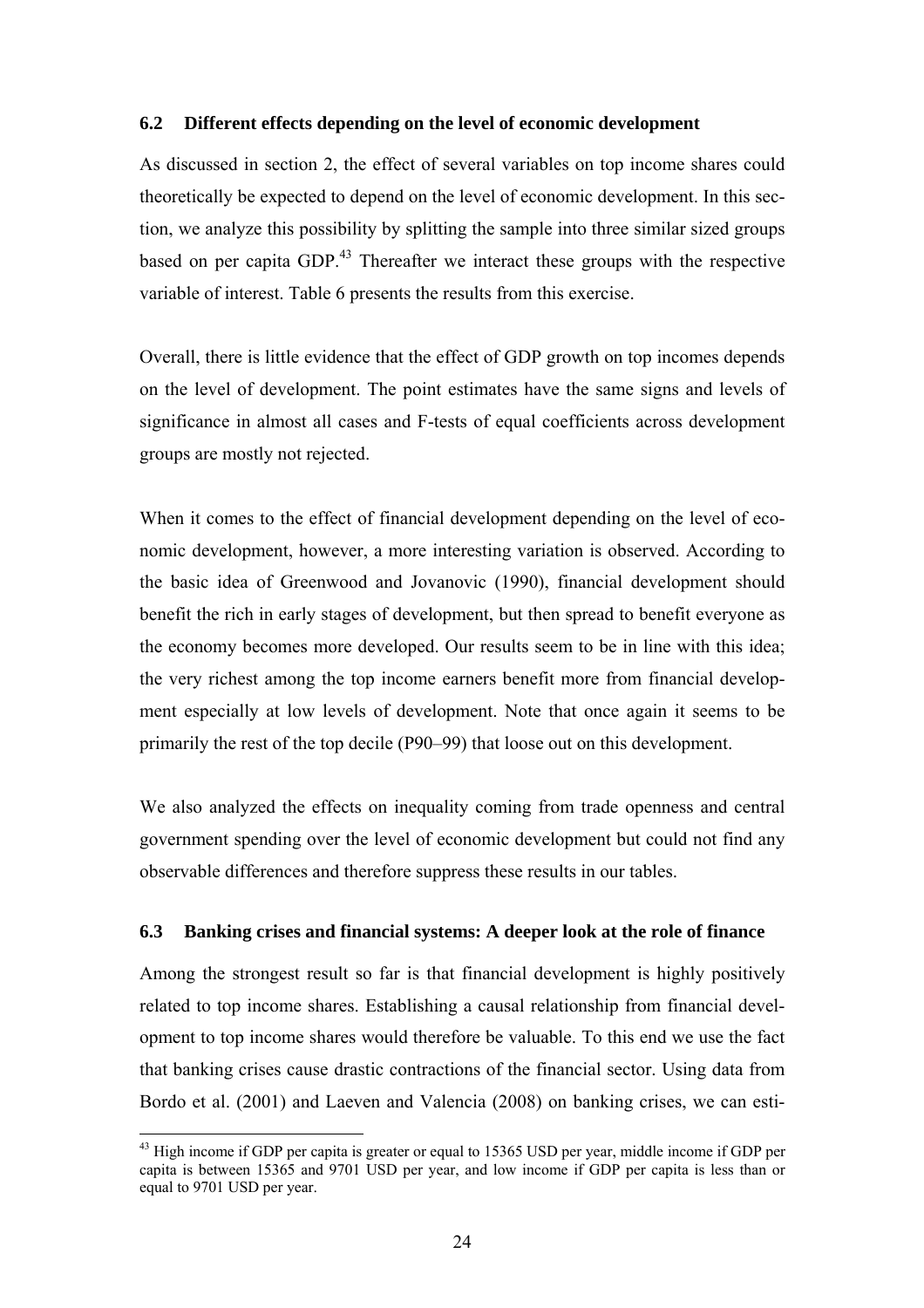### 6.2 Different effects depending on the level of economic development

As discussed in section 2, the effect of several variables on top income shares could theoretically be expected to depend on the level of economic development. In this section, we analyze this possibility by splitting the sample into three similar sized groups based on per capita GDP.[43] Thereafter we interact these groups with the respective variable of interest. Table 6 presents the results from this exercise.

Overall, there is little evidence that the effect of GDP growth on top incomes depends on the level of development. The point estimates have the same signs and levels of significance in almost all cases and F-tests of equal coefficients across development groups are mostly not rejected.

When it comes to the effect of financial development depending on the level of economic development, however, a more interesting variation is observed. According to the basic idea of Greenwood and Jovanovic (1990), financial development should benefit the rich in early stages of development, but then spread to benefit everyone as the economy becomes more developed. Our results seem to be in line with this idea; the very richest among the top income earners benefit more from financial development especially at low levels of development. Note that once again it seems to be primarily the rest of the top decile (P90–99) that loose out on this development.

We also analyzed the effects on inequality coming from trade openness and central government spending over the level of economic development but could not find any observable differences and therefore suppress these results in our tables.

### 6.3 Banking crises and financial systems: A deeper look at the role of finance

Among the strongest result so far is that financial development is highly positively related to top income shares. Establishing a causal relationship from financial development to top income shares would therefore be valuable. To this end we use the fact that banking crises cause drastic contractions of the financial sector. Using data from Bordo et al. (2001) and Laeven and Valencia (2008) on banking crises, we can esti-

[43] High income if GDP per capita is greater or equal to 15365 USD per year, middle income if GDP per capita is between 15365 and 9701 USD per year, and low income if GDP per capita is less than or equal to 9701 USD per year.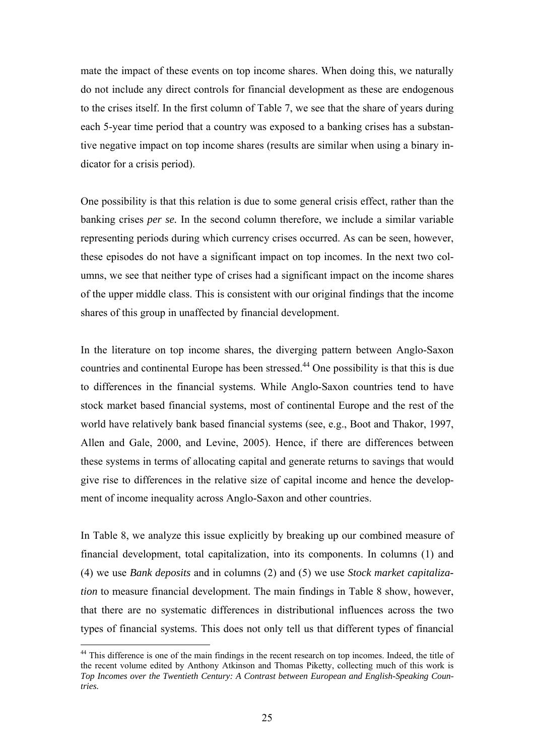mate the impact of these events on top income shares. When doing this, we naturally do not include any direct controls for financial development as these are endogenous to the crises itself. In the first column of Table 7, we see that the share of years during each 5-year time period that a country was exposed to a banking crises has a substantive negative impact on top income shares (results are similar when using a binary indicator for a crisis period).

One possibility is that this relation is due to some general crisis effect, rather than the banking crises *per se.* In the second column therefore, we include a similar variable representing periods during which currency crises occurred. As can be seen, however, these episodes do not have a significant impact on top incomes. In the next two columns, we see that neither type of crises had a significant impact on the income shares of the upper middle class. This is consistent with our original findings that the income shares of this group in unaffected by financial development.

In the literature on top income shares, the diverging pattern between Anglo-Saxon countries and continental Europe has been stressed.[44] One possibility is that this is due to differences in the financial systems. While Anglo-Saxon countries tend to have stock market based financial systems, most of continental Europe and the rest of the world have relatively bank based financial systems (see, e.g., Boot and Thakor, 1997, Allen and Gale, 2000, and Levine, 2005). Hence, if there are differences between these systems in terms of allocating capital and generate returns to savings that would give rise to differences in the relative size of capital income and hence the development of income inequality across Anglo-Saxon and other countries.

In Table 8, we analyze this issue explicitly by breaking up our combined measure of financial development, total capitalization, into its components. In columns (1) and (4) we use *Bank deposits* and in columns (2) and (5) we use *Stock market capitalization* to measure financial development. The main findings in Table 8 show, however, that there are no systematic differences in distributional influences across the two types of financial systems. This does not only tell us that different types of financial

[44] This difference is one of the main findings in the recent research on top incomes. Indeed, the title of the recent volume edited by Anthony Atkinson and Thomas Piketty, collecting much of this work is *Top Incomes over the Twentieth Century: A Contrast between European and English-Speaking Countries.*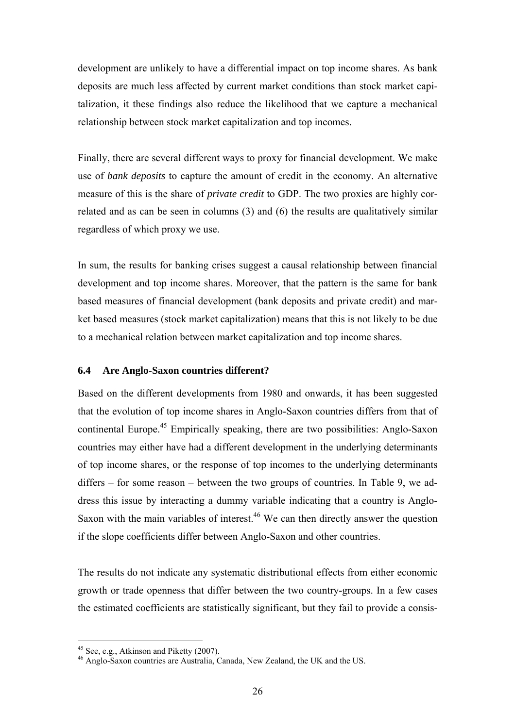development are unlikely to have a differential impact on top income shares. As bank deposits are much less affected by current market conditions than stock market capitalization, it these findings also reduce the likelihood that we capture a mechanical relationship between stock market capitalization and top incomes.

Finally, there are several different ways to proxy for financial development. We make use of *bank deposits* to capture the amount of credit in the economy. An alternative measure of this is the share of *private credit* to GDP. The two proxies are highly correlated and as can be seen in columns (3) and (6) the results are qualitatively similar regardless of which proxy we use.

In sum, the results for banking crises suggest a causal relationship between financial development and top income shares. Moreover, that the pattern is the same for bank based measures of financial development (bank deposits and private credit) and market based measures (stock market capitalization) means that this is not likely to be due to a mechanical relation between market capitalization and top income shares.

### 6.4 Are Anglo-Saxon countries different?

Based on the different developments from 1980 and onwards, it has been suggested that the evolution of top income shares in Anglo-Saxon countries differs from that of continental Europe.[45] Empirically speaking, there are two possibilities: Anglo-Saxon countries may either have had a different development in the underlying determinants of top income shares, or the response of top incomes to the underlying determinants differs – for some reason – between the two groups of countries. In Table 9, we address this issue by interacting a dummy variable indicating that a country is Anglo-Saxon with the main variables of interest.[46] We can then directly answer the question if the slope coefficients differ between Anglo-Saxon and other countries.

The results do not indicate any systematic distributional effects from either economic growth or trade openness that differ between the two country-groups. In a few cases the estimated coefficients are statistically significant, but they fail to provide a consis-

[45] See, e.g., Atkinson and Piketty (2007).

[46] Anglo-Saxon countries are Australia, Canada, New Zealand, the UK and the US.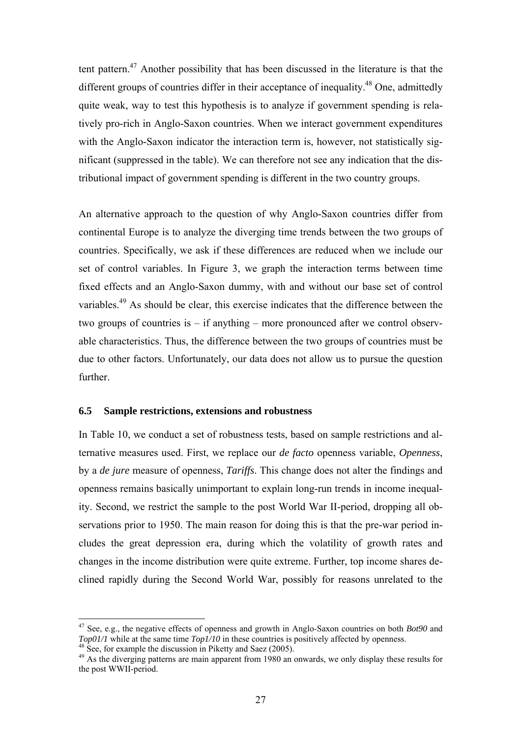tent pattern.[47] Another possibility that has been discussed in the literature is that the different groups of countries differ in their acceptance of inequality.[48] One, admittedly quite weak, way to test this hypothesis is to analyze if government spending is relatively pro-rich in Anglo-Saxon countries. When we interact government expenditures with the Anglo-Saxon indicator the interaction term is, however, not statistically significant (suppressed in the table). We can therefore not see any indication that the distributional impact of government spending is different in the two country groups.

An alternative approach to the question of why Anglo-Saxon countries differ from continental Europe is to analyze the diverging time trends between the two groups of countries. Specifically, we ask if these differences are reduced when we include our set of control variables. In Figure 3, we graph the interaction terms between time fixed effects and an Anglo-Saxon dummy, with and without our base set of control variables.[49] As should be clear, this exercise indicates that the difference between the two groups of countries is – if anything – more pronounced after we control observable characteristics. Thus, the difference between the two groups of countries must be due to other factors. Unfortunately, our data does not allow us to pursue the question further.

### 6.5 Sample restrictions, extensions and robustness

In Table 10, we conduct a set of robustness tests, based on sample restrictions and alternative measures used. First, we replace our *de facto* openness variable, *Openness*, by a *de jure* measure of openness, *Tariffs*. This change does not alter the findings and openness remains basically unimportant to explain long-run trends in income inequality. Second, we restrict the sample to the post World War II-period, dropping all observations prior to 1950. The main reason for doing this is that the pre-war period includes the great depression era, during which the volatility of growth rates and changes in the income distribution were quite extreme. Further, top income shares declined rapidly during the Second World War, possibly for reasons unrelated to the

---

[47] See, e.g., the negative effects of openness and growth in Anglo-Saxon countries on both *Bot90* and *Top01/1* while at the same time *Top1/10* in these countries is positively affected by openness.

[48] See, for example the discussion in Piketty and Saez (2005).

[49] As the diverging patterns are main apparent from 1980 an onwards, we only display these results for the post WWII-period.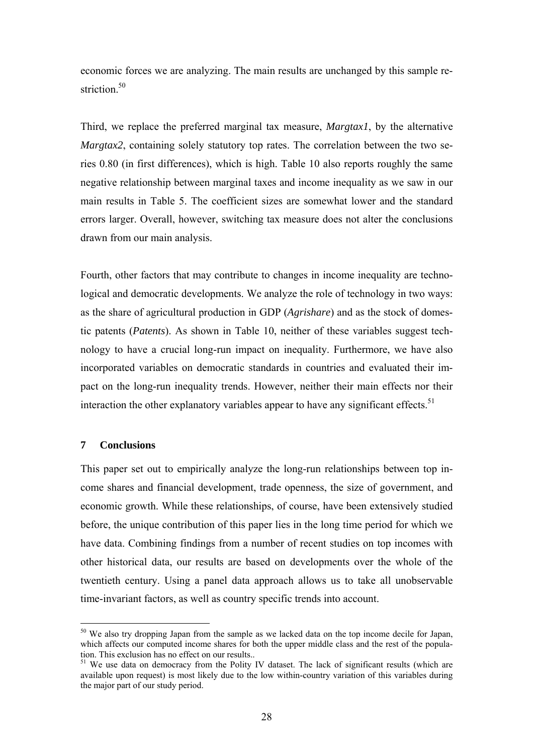economic forces we are analyzing. The main results are unchanged by this sample restriction.[50]

Third, we replace the preferred marginal tax measure, *Margtax1*, by the alternative *Margtax2*, containing solely statutory top rates. The correlation between the two series 0.80 (in first differences), which is high. Table 10 also reports roughly the same negative relationship between marginal taxes and income inequality as we saw in our main results in Table 5. The coefficient sizes are somewhat lower and the standard errors larger. Overall, however, switching tax measure does not alter the conclusions drawn from our main analysis.

Fourth, other factors that may contribute to changes in income inequality are technological and democratic developments. We analyze the role of technology in two ways: as the share of agricultural production in GDP (*Agrishare*) and as the stock of domestic patents (*Patents*). As shown in Table 10, neither of these variables suggest technology to have a crucial long-run impact on inequality. Furthermore, we have also incorporated variables on democratic standards in countries and evaluated their impact on the long-run inequality trends. However, neither their main effects nor their interaction the other explanatory variables appear to have any significant effects.[51]

## 7 Conclusions

This paper set out to empirically analyze the long-run relationships between top income shares and financial development, trade openness, the size of government, and economic growth. While these relationships, of course, have been extensively studied before, the unique contribution of this paper lies in the long time period for which we have data. Combining findings from a number of recent studies on top incomes with other historical data, our results are based on developments over the whole of the twentieth century. Using a panel data approach allows us to take all unobservable time-invariant factors, as well as country specific trends into account.

---

[50] We also try dropping Japan from the sample as we lacked data on the top income decile for Japan, which affects our computed income shares for both the upper middle class and the rest of the population. This exclusion has no effect on our results..

[51] We use data on democracy from the Polity IV dataset. The lack of significant results (which are available upon request) is most likely due to the low within-country variation of this variables during the major part of our study period.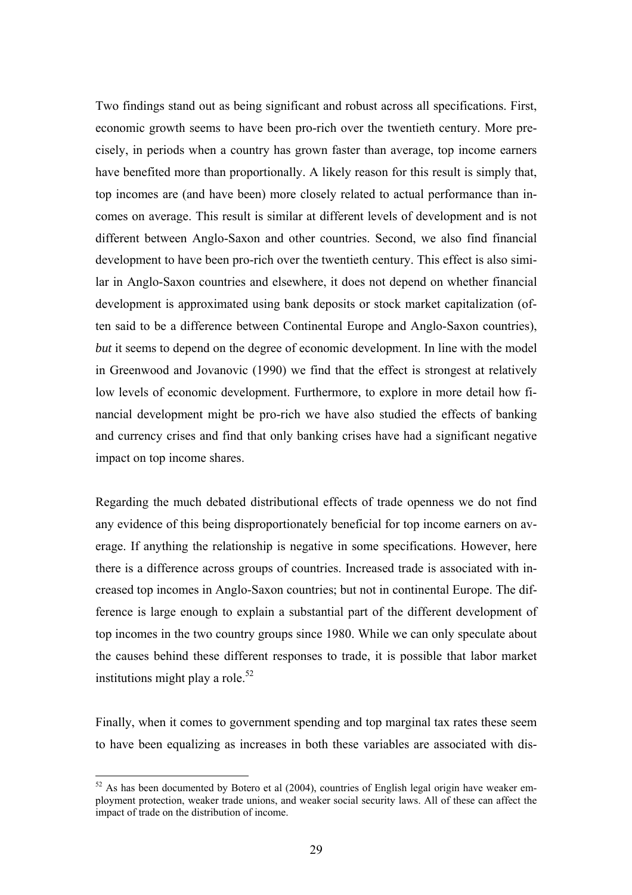Two findings stand out as being significant and robust across all specifications. First, economic growth seems to have been pro-rich over the twentieth century. More precisely, in periods when a country has grown faster than average, top income earners have benefited more than proportionally. A likely reason for this result is simply that, top incomes are (and have been) more closely related to actual performance than incomes on average. This result is similar at different levels of development and is not different between Anglo-Saxon and other countries. Second, we also find financial development to have been pro-rich over the twentieth century. This effect is also similar in Anglo-Saxon countries and elsewhere, it does not depend on whether financial development is approximated using bank deposits or stock market capitalization (often said to be a difference between Continental Europe and Anglo-Saxon countries), *but* it seems to depend on the degree of economic development. In line with the model in Greenwood and Jovanovic (1990) we find that the effect is strongest at relatively low levels of economic development. Furthermore, to explore in more detail how financial development might be pro-rich we have also studied the effects of banking and currency crises and find that only banking crises have had a significant negative impact on top income shares.

Regarding the much debated distributional effects of trade openness we do not find any evidence of this being disproportionately beneficial for top income earners on average. If anything the relationship is negative in some specifications. However, here there is a difference across groups of countries. Increased trade is associated with increased top incomes in Anglo-Saxon countries; but not in continental Europe. The difference is large enough to explain a substantial part of the different development of top incomes in the two country groups since 1980. While we can only speculate about the causes behind these different responses to trade, it is possible that labor market institutions might play a role.[52]

Finally, when it comes to government spending and top marginal tax rates these seem to have been equalizing as increases in both these variables are associated with dis-

[52] As has been documented by Botero et al (2004), countries of English legal origin have weaker employment protection, weaker trade unions, and weaker social security laws. All of these can affect the impact of trade on the distribution of income.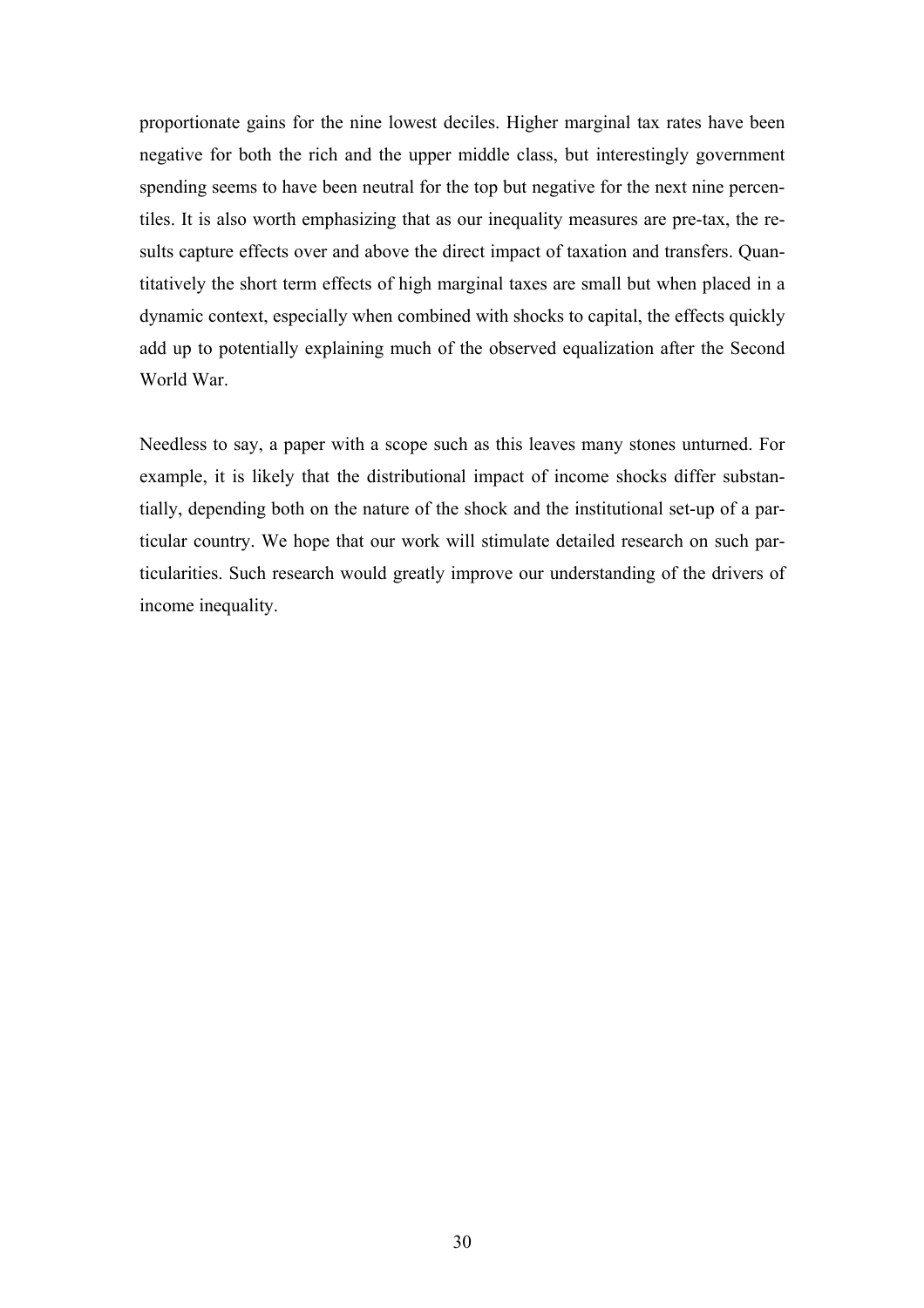proportionate gains for the nine lowest deciles. Higher marginal tax rates have been negative for both the rich and the upper middle class, but interestingly government spending seems to have been neutral for the top but negative for the next nine percentiles. It is also worth emphasizing that as our inequality measures are pre-tax, the results capture effects over and above the direct impact of taxation and transfers. Quantitatively the short term effects of high marginal taxes are small but when placed in a dynamic context, especially when combined with shocks to capital, the effects quickly add up to potentially explaining much of the observed equalization after the Second World War.

Needless to say, a paper with a scope such as this leaves many stones unturned. For example, it is likely that the distributional impact of income shocks differ substantially, depending both on the nature of the shock and the institutional set-up of a particular country. We hope that our work will stimulate detailed research on such particularities. Such research would greatly improve our understanding of the drivers of income inequality.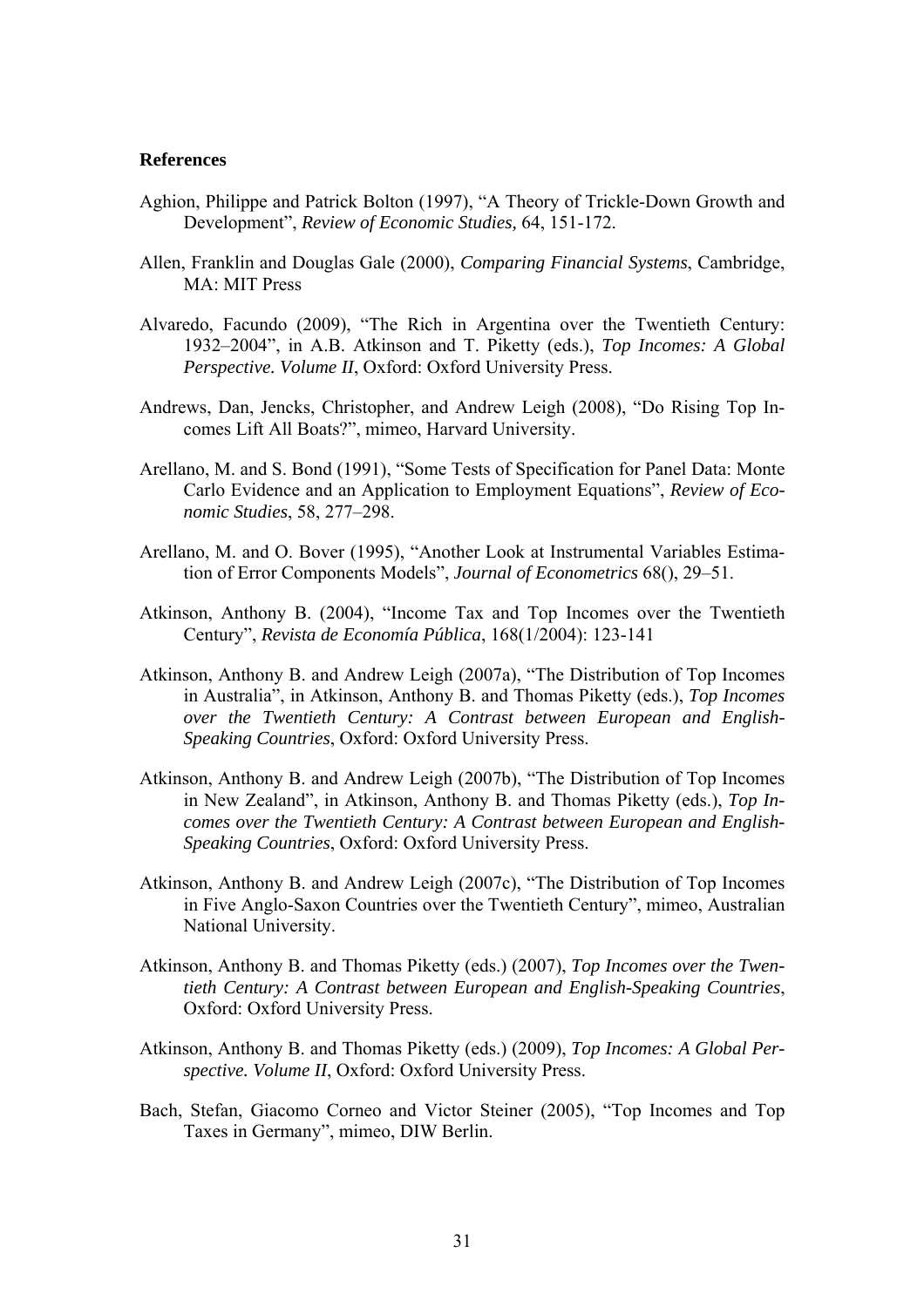**References**

Aghion, Philippe and Patrick Bolton (1997), "A Theory of Trickle-Down Growth and Development", *Review of Economic Studies,* 64, 151-172.

Allen, Franklin and Douglas Gale (2000), *Comparing Financial Systems*, Cambridge, MA: MIT Press

Alvaredo, Facundo (2009), "The Rich in Argentina over the Twentieth Century: 1932–2004", in A.B. Atkinson and T. Piketty (eds.), *Top Incomes: A Global Perspective. Volume II*, Oxford: Oxford University Press.

Andrews, Dan, Jencks, Christopher, and Andrew Leigh (2008), "Do Rising Top Incomes Lift All Boats?", mimeo, Harvard University.

Arellano, M. and S. Bond (1991), "Some Tests of Specification for Panel Data: Monte Carlo Evidence and an Application to Employment Equations", *Review of Economic Studies*, 58, 277–298.

Arellano, M. and O. Bover (1995), "Another Look at Instrumental Variables Estimation of Error Components Models", *Journal of Econometrics* 68(), 29–51.

Atkinson, Anthony B. (2004), "Income Tax and Top Incomes over the Twentieth Century", *Revista de Economía Pública*, 168(1/2004): 123-141

Atkinson, Anthony B. and Andrew Leigh (2007a), "The Distribution of Top Incomes in Australia", in Atkinson, Anthony B. and Thomas Piketty (eds.), *Top Incomes over the Twentieth Century: A Contrast between European and English-Speaking Countries*, Oxford: Oxford University Press.

Atkinson, Anthony B. and Andrew Leigh (2007b), "The Distribution of Top Incomes in New Zealand", in Atkinson, Anthony B. and Thomas Piketty (eds.), *Top Incomes over the Twentieth Century: A Contrast between European and English-Speaking Countries*, Oxford: Oxford University Press.

Atkinson, Anthony B. and Andrew Leigh (2007c), "The Distribution of Top Incomes in Five Anglo-Saxon Countries over the Twentieth Century", mimeo, Australian National University.

Atkinson, Anthony B. and Thomas Piketty (eds.) (2007), *Top Incomes over the Twentieth Century: A Contrast between European and English-Speaking Countries*, Oxford: Oxford University Press.

Atkinson, Anthony B. and Thomas Piketty (eds.) (2009), *Top Incomes: A Global Perspective. Volume II*, Oxford: Oxford University Press.

Bach, Stefan, Giacomo Corneo and Victor Steiner (2005), "Top Incomes and Top Taxes in Germany", mimeo, DIW Berlin.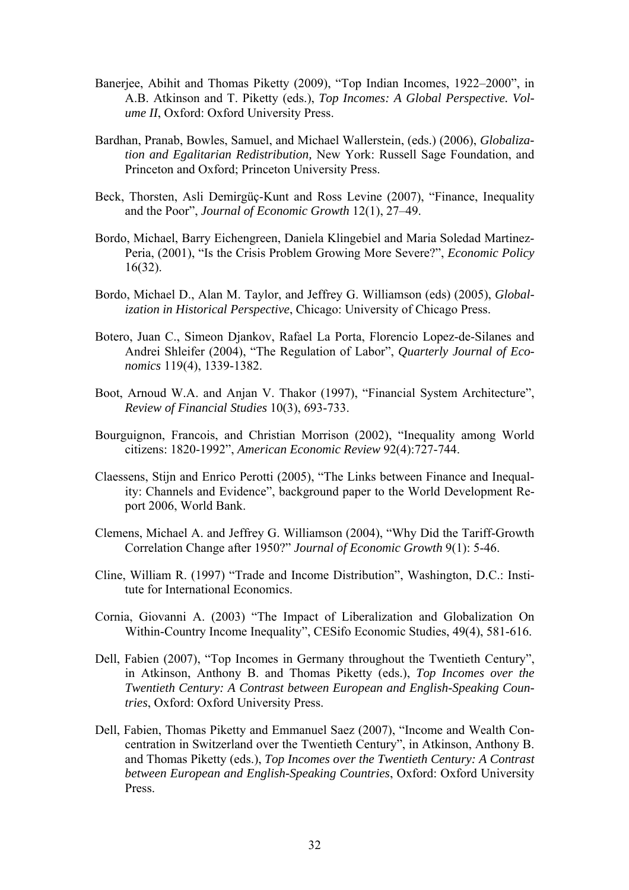Banerjee, Abihit and Thomas Piketty (2009), "Top Indian Incomes, 1922–2000", in A.B. Atkinson and T. Piketty (eds.), *Top Incomes: A Global Perspective. Volume II*, Oxford: Oxford University Press.

Bardhan, Pranab, Bowles, Samuel, and Michael Wallerstein, (eds.) (2006), *Globalization and Egalitarian Redistribution,* New York: Russell Sage Foundation, and Princeton and Oxford; Princeton University Press.

Beck, Thorsten, Asli Demirgüç-Kunt and Ross Levine (2007), "Finance, Inequality and the Poor", *Journal of Economic Growth* 12(1), 27–49.

Bordo, Michael, Barry Eichengreen, Daniela Klingebiel and Maria Soledad Martinez-Peria, (2001), "Is the Crisis Problem Growing More Severe?", *Economic Policy* 16(32).

Bordo, Michael D., Alan M. Taylor, and Jeffrey G. Williamson (eds) (2005), *Globalization in Historical Perspective*, Chicago: University of Chicago Press.

Botero, Juan C., Simeon Djankov, Rafael La Porta, Florencio Lopez-de-Silanes and Andrei Shleifer (2004), "The Regulation of Labor", *Quarterly Journal of Economics* 119(4), 1339-1382.

Boot, Arnoud W.A. and Anjan V. Thakor (1997), "Financial System Architecture", *Review of Financial Studies* 10(3), 693-733.

Bourguignon, Francois, and Christian Morrison (2002), "Inequality among World citizens: 1820-1992", *American Economic Review* 92(4):727-744.

Claessens, Stijn and Enrico Perotti (2005), "The Links between Finance and Inequality: Channels and Evidence", background paper to the World Development Report 2006, World Bank.

Clemens, Michael A. and Jeffrey G. Williamson (2004), "Why Did the Tariff-Growth Correlation Change after 1950?" *Journal of Economic Growth* 9(1): 5-46.

Cline, William R. (1997) "Trade and Income Distribution", Washington, D.C.: Institute for International Economics.

Cornia, Giovanni A. (2003) "The Impact of Liberalization and Globalization On Within-Country Income Inequality", CESifo Economic Studies, 49(4), 581-616.

Dell, Fabien (2007), "Top Incomes in Germany throughout the Twentieth Century", in Atkinson, Anthony B. and Thomas Piketty (eds.), *Top Incomes over the Twentieth Century: A Contrast between European and English-Speaking Countries*, Oxford: Oxford University Press.

Dell, Fabien, Thomas Piketty and Emmanuel Saez (2007), "Income and Wealth Concentration in Switzerland over the Twentieth Century", in Atkinson, Anthony B. and Thomas Piketty (eds.), *Top Incomes over the Twentieth Century: A Contrast between European and English-Speaking Countries*, Oxford: Oxford University Press.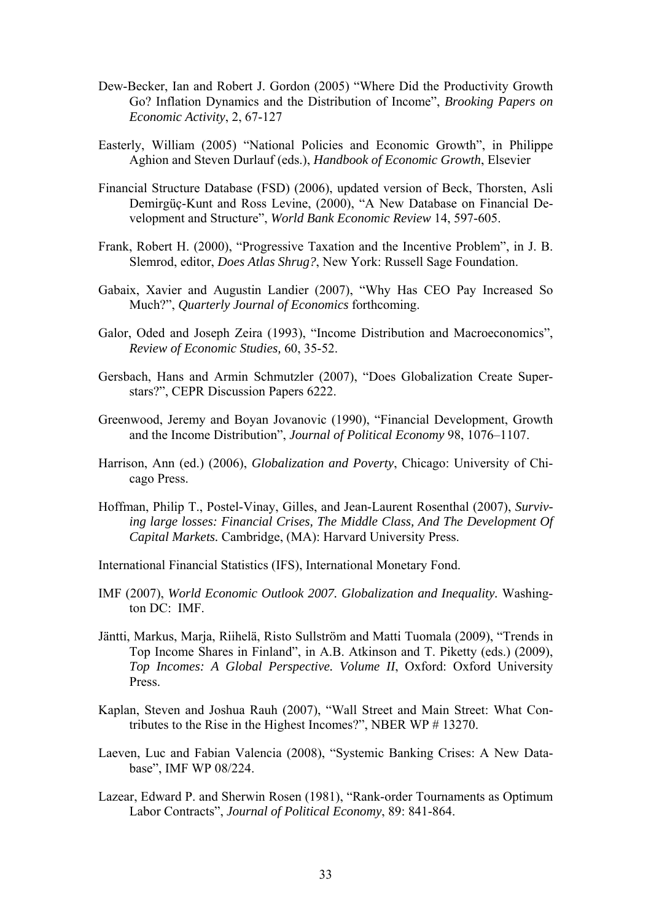Dew-Becker, Ian and Robert J. Gordon (2005) "Where Did the Productivity Growth Go? Inflation Dynamics and the Distribution of Income", *Brooking Papers on Economic Activity*, 2, 67-127

Easterly, William (2005) "National Policies and Economic Growth", in Philippe Aghion and Steven Durlauf (eds.), *Handbook of Economic Growth*, Elsevier

Financial Structure Database (FSD) (2006), updated version of Beck, Thorsten, Asli Demirgüç-Kunt and Ross Levine, (2000), "A New Database on Financial Development and Structure", *World Bank Economic Review* 14, 597-605.

Frank, Robert H. (2000), "Progressive Taxation and the Incentive Problem", in J. B. Slemrod, editor, *Does Atlas Shrug?*, New York: Russell Sage Foundation.

Gabaix, Xavier and Augustin Landier (2007), "Why Has CEO Pay Increased So Much?", *Quarterly Journal of Economics* forthcoming.

Galor, Oded and Joseph Zeira (1993), "Income Distribution and Macroeconomics", *Review of Economic Studies,* 60, 35-52.

Gersbach, Hans and Armin Schmutzler (2007), "Does Globalization Create Superstars?", CEPR Discussion Papers 6222.

Greenwood, Jeremy and Boyan Jovanovic (1990), "Financial Development, Growth and the Income Distribution", *Journal of Political Economy* 98, 1076–1107.

Harrison, Ann (ed.) (2006), *Globalization and Poverty*, Chicago: University of Chicago Press.

Hoffman, Philip T., Postel-Vinay, Gilles, and Jean-Laurent Rosenthal (2007), *Surviving large losses: Financial Crises, The Middle Class, And The Development Of Capital Markets.* Cambridge, (MA): Harvard University Press.

International Financial Statistics (IFS), International Monetary Fond.

IMF (2007), *World Economic Outlook 2007. Globalization and Inequality.* Washington DC: IMF.

Jäntti, Markus, Marja, Riihelä, Risto Sullström and Matti Tuomala (2009), "Trends in Top Income Shares in Finland", in A.B. Atkinson and T. Piketty (eds.) (2009), *Top Incomes: A Global Perspective. Volume II*, Oxford: Oxford University Press.

Kaplan, Steven and Joshua Rauh (2007), "Wall Street and Main Street: What Contributes to the Rise in the Highest Incomes?", NBER WP # 13270.

Laeven, Luc and Fabian Valencia (2008), "Systemic Banking Crises: A New Database", IMF WP 08/224.

Lazear, Edward P. and Sherwin Rosen (1981), "Rank-order Tournaments as Optimum Labor Contracts", *Journal of Political Economy*, 89: 841-864.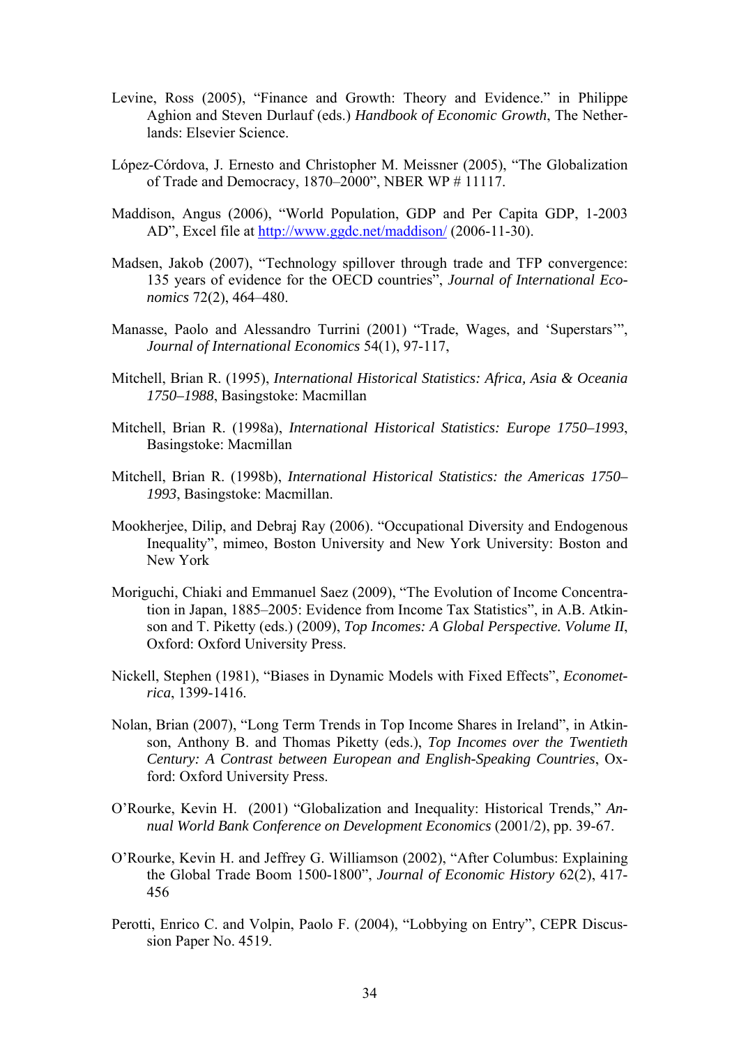Levine, Ross (2005), "Finance and Growth: Theory and Evidence." in Philippe Aghion and Steven Durlauf (eds.) *Handbook of Economic Growth*, The Netherlands: Elsevier Science.

López-Córdova, J. Ernesto and Christopher M. Meissner (2005), "The Globalization of Trade and Democracy, 1870–2000", NBER WP # 11117.

Maddison, Angus (2006), "World Population, GDP and Per Capita GDP, 1-2003 AD", Excel file at http://www.ggdc.net/maddison/ (2006-11-30).

Madsen, Jakob (2007), "Technology spillover through trade and TFP convergence: 135 years of evidence for the OECD countries", *Journal of International Economics* 72(2), 464–480.

Manasse, Paolo and Alessandro Turrini (2001) "Trade, Wages, and 'Superstars'", *Journal of International Economics* 54(1), 97-117,

Mitchell, Brian R. (1995), *International Historical Statistics: Africa, Asia & Oceania 1750–1988*, Basingstoke: Macmillan

Mitchell, Brian R. (1998a), *International Historical Statistics: Europe 1750–1993*, Basingstoke: Macmillan

Mitchell, Brian R. (1998b), *International Historical Statistics: the Americas 1750–1993*, Basingstoke: Macmillan.

Mookherjee, Dilip, and Debraj Ray (2006). "Occupational Diversity and Endogenous Inequality", mimeo, Boston University and New York University: Boston and New York

Moriguchi, Chiaki and Emmanuel Saez (2009), "The Evolution of Income Concentration in Japan, 1885–2005: Evidence from Income Tax Statistics", in A.B. Atkinson and T. Piketty (eds.) (2009), *Top Incomes: A Global Perspective. Volume II*, Oxford: Oxford University Press.

Nickell, Stephen (1981), "Biases in Dynamic Models with Fixed Effects", *Econometrica*, 1399-1416.

Nolan, Brian (2007), "Long Term Trends in Top Income Shares in Ireland", in Atkinson, Anthony B. and Thomas Piketty (eds.), *Top Incomes over the Twentieth Century: A Contrast between European and English-Speaking Countries*, Oxford: Oxford University Press.

O'Rourke, Kevin H. (2001) "Globalization and Inequality: Historical Trends," *Annual World Bank Conference on Development Economics* (2001/2), pp. 39-67.

O'Rourke, Kevin H. and Jeffrey G. Williamson (2002), "After Columbus: Explaining the Global Trade Boom 1500-1800", *Journal of Economic History* 62(2), 417-456

Perotti, Enrico C. and Volpin, Paolo F. (2004), "Lobbying on Entry", CEPR Discussion Paper No. 4519.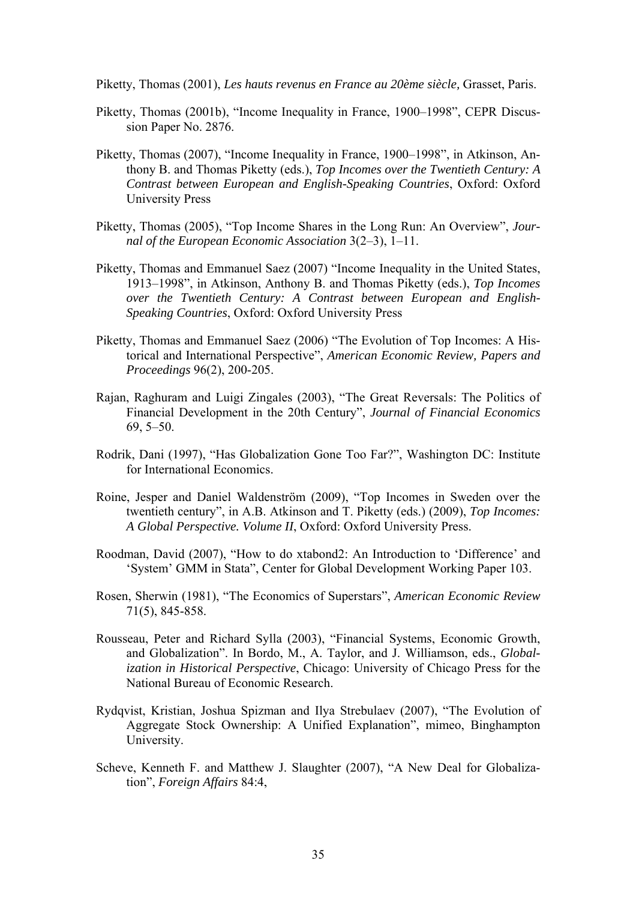Piketty, Thomas (2001), *Les hauts revenus en France au 20ème siècle,* Grasset, Paris.

Piketty, Thomas (2001b), "Income Inequality in France, 1900–1998", CEPR Discussion Paper No. 2876.

Piketty, Thomas (2007), "Income Inequality in France, 1900–1998", in Atkinson, Anthony B. and Thomas Piketty (eds.), *Top Incomes over the Twentieth Century: A Contrast between European and English-Speaking Countries*, Oxford: Oxford University Press

Piketty, Thomas (2005), "Top Income Shares in the Long Run: An Overview", *Journal of the European Economic Association* 3(2–3), 1–11.

Piketty, Thomas and Emmanuel Saez (2007) "Income Inequality in the United States, 1913–1998", in Atkinson, Anthony B. and Thomas Piketty (eds.), *Top Incomes over the Twentieth Century: A Contrast between European and English-Speaking Countries*, Oxford: Oxford University Press

Piketty, Thomas and Emmanuel Saez (2006) "The Evolution of Top Incomes: A Historical and International Perspective", *American Economic Review, Papers and Proceedings* 96(2), 200-205.

Rajan, Raghuram and Luigi Zingales (2003), "The Great Reversals: The Politics of Financial Development in the 20th Century", *Journal of Financial Economics* 69, 5–50.

Rodrik, Dani (1997), "Has Globalization Gone Too Far?", Washington DC: Institute for International Economics.

Roine, Jesper and Daniel Waldenström (2009), "Top Incomes in Sweden over the twentieth century", in A.B. Atkinson and T. Piketty (eds.) (2009), *Top Incomes: A Global Perspective. Volume II*, Oxford: Oxford University Press.

Roodman, David (2007), "How to do xtabond2: An Introduction to 'Difference' and 'System' GMM in Stata", Center for Global Development Working Paper 103.

Rosen, Sherwin (1981), "The Economics of Superstars", *American Economic Review* 71(5), 845-858.

Rousseau, Peter and Richard Sylla (2003), "Financial Systems, Economic Growth, and Globalization". In Bordo, M., A. Taylor, and J. Williamson, eds., *Globalization in Historical Perspective*, Chicago: University of Chicago Press for the National Bureau of Economic Research.

Rydqvist, Kristian, Joshua Spizman and Ilya Strebulaev (2007), "The Evolution of Aggregate Stock Ownership: A Unified Explanation", mimeo, Binghampton University.

Scheve, Kenneth F. and Matthew J. Slaughter (2007), "A New Deal for Globalization", *Foreign Affairs* 84:4,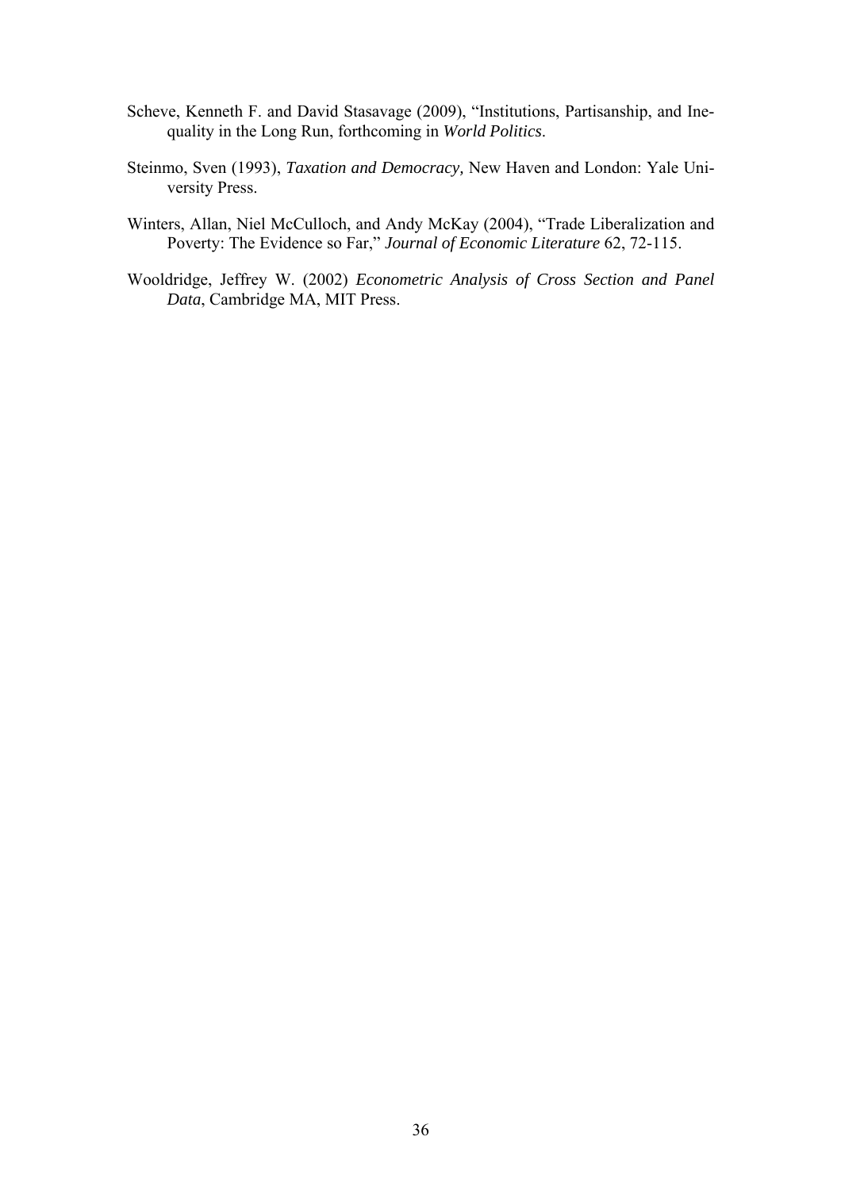Scheve, Kenneth F. and David Stasavage (2009), “Institutions, Partisanship, and Inequality in the Long Run, forthcoming in *World Politics*.

Steinmo, Sven (1993), *Taxation and Democracy,* New Haven and London: Yale University Press.

Winters, Allan, Niel McCulloch, and Andy McKay (2004), “Trade Liberalization and Poverty: The Evidence so Far,” *Journal of Economic Literature* 62, 72-115.

Wooldridge, Jeffrey W. (2002) *Econometric Analysis of Cross Section and Panel Data*, Cambridge MA, MIT Press.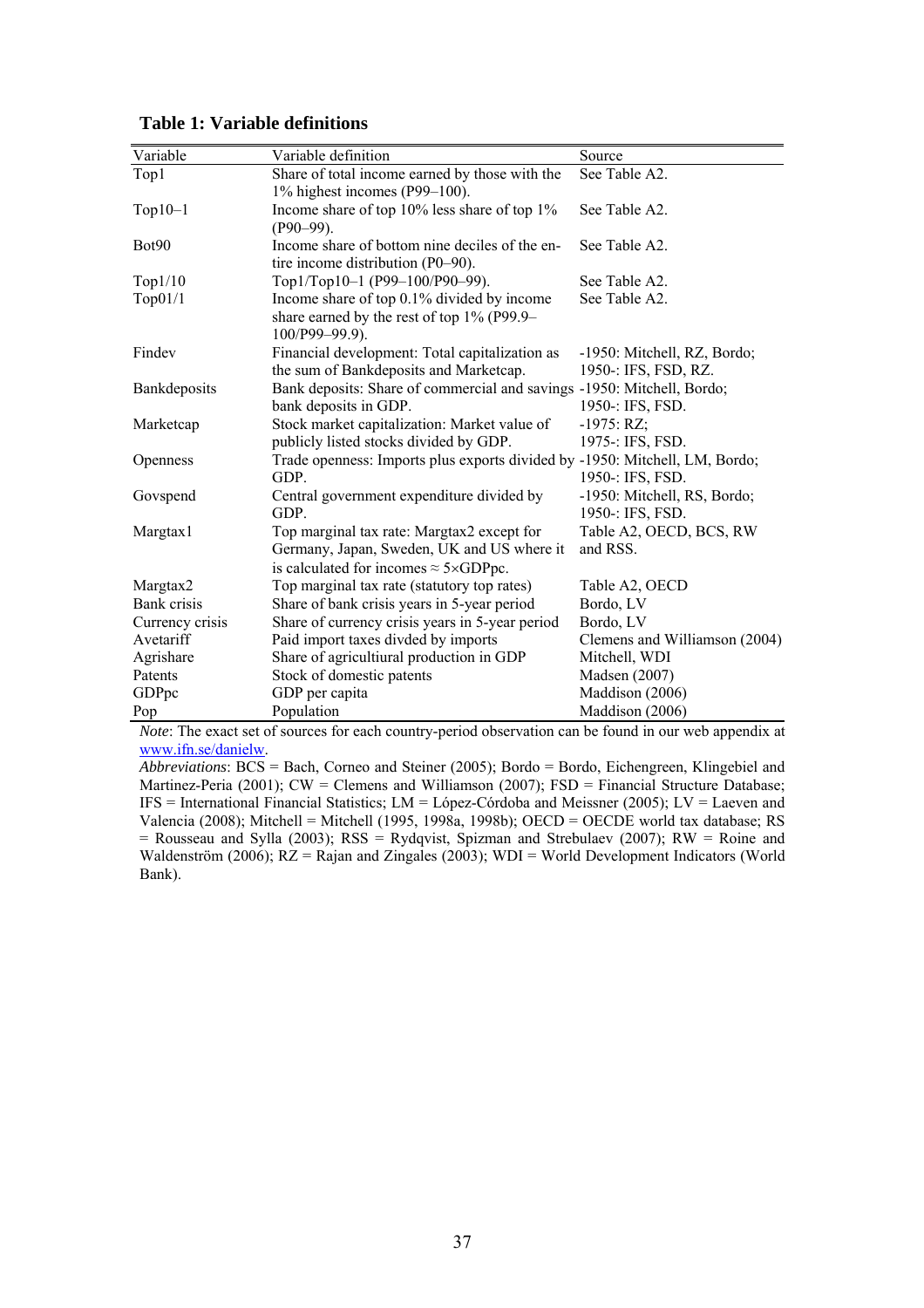**Table 1: Variable definitions**

| Variable | Variable definition | Source |
|---|---|---|
| Top1 | Share of total income earned by those with the 1% highest incomes (P99–100). | See Table A2. |
| Top10–1 | Income share of top 10% less share of top 1% (P90–99). | See Table A2. |
| Bot90 | Income share of bottom nine deciles of the entire income distribution (P0–90). | See Table A2. |
| Top1/10 | Top1/Top10–1 (P99–100/P90–99). | See Table A2. |
| Top01/1 | Income share of top 0.1% divided by income share earned by the rest of top 1% (P99.9–100/P99–99.9). | See Table A2. |
| Findev | Financial development: Total capitalization as the sum of Bankdeposits and Marketcap. | -1950: Mitchell, RZ, Bordo; 1950-: IFS, FSD, RZ. |
| Bankdeposits | Bank deposits: Share of commercial and savings bank deposits in GDP. | -1950: Mitchell, Bordo; 1950-: IFS, FSD. |
| Marketcap | Stock market capitalization: Market value of publicly listed stocks divided by GDP. | -1975: RZ; 1975-: IFS, FSD. |
| Openness | Trade openness: Imports plus exports divided by GDP. | -1950: Mitchell, LM, Bordo; 1950-: IFS, FSD. |
| Govspend | Central government expenditure divided by GDP. | -1950: Mitchell, RS, Bordo; 1950-: IFS, FSD. |
| Margtax1 | Top marginal tax rate: Margtax2 except for Germany, Japan, Sweden, UK and US where it is calculated for incomes ≈ 5×GDPpc. | Table A2, OECD, BCS, RW and RSS. |
| Margtax2 | Top marginal tax rate (statutory top rates) | Table A2, OECD |
| Bank crisis | Share of bank crisis years in 5-year period | Bordo, LV |
| Currency crisis | Share of currency crisis years in 5-year period | Bordo, LV |
| Avetariff | Paid import taxes divded by imports | Clemens and Williamson (2004) |
| Agrishare | Share of agricultiural production in GDP | Mitchell, WDI |
| Patents | Stock of domestic patents | Madsen (2007) |
| GDPpc | GDP per capita | Maddison (2006) |
| Pop | Population | Maddison (2006) |

*Note*: The exact set of sources for each country-period observation can be found in our web appendix at www.ifn.se/danielw.

*Abbreviations*: BCS = Bach, Corneo and Steiner (2005); Bordo = Bordo, Eichengreen, Klingebiel and Martinez-Peria (2001); CW = Clemens and Williamson (2007); FSD = Financial Structure Database; IFS = International Financial Statistics; LM = López-Córdoba and Meissner (2005); LV = Laeven and Valencia (2008); Mitchell = Mitchell (1995, 1998a, 1998b); OECD = OECDE world tax database; RS = Rousseau and Sylla (2003); RSS = Rydqvist, Spizman and Strebulaev (2007); RW = Roine and Waldenström (2006); RZ = Rajan and Zingales (2003); WDI = World Development Indicators (World Bank).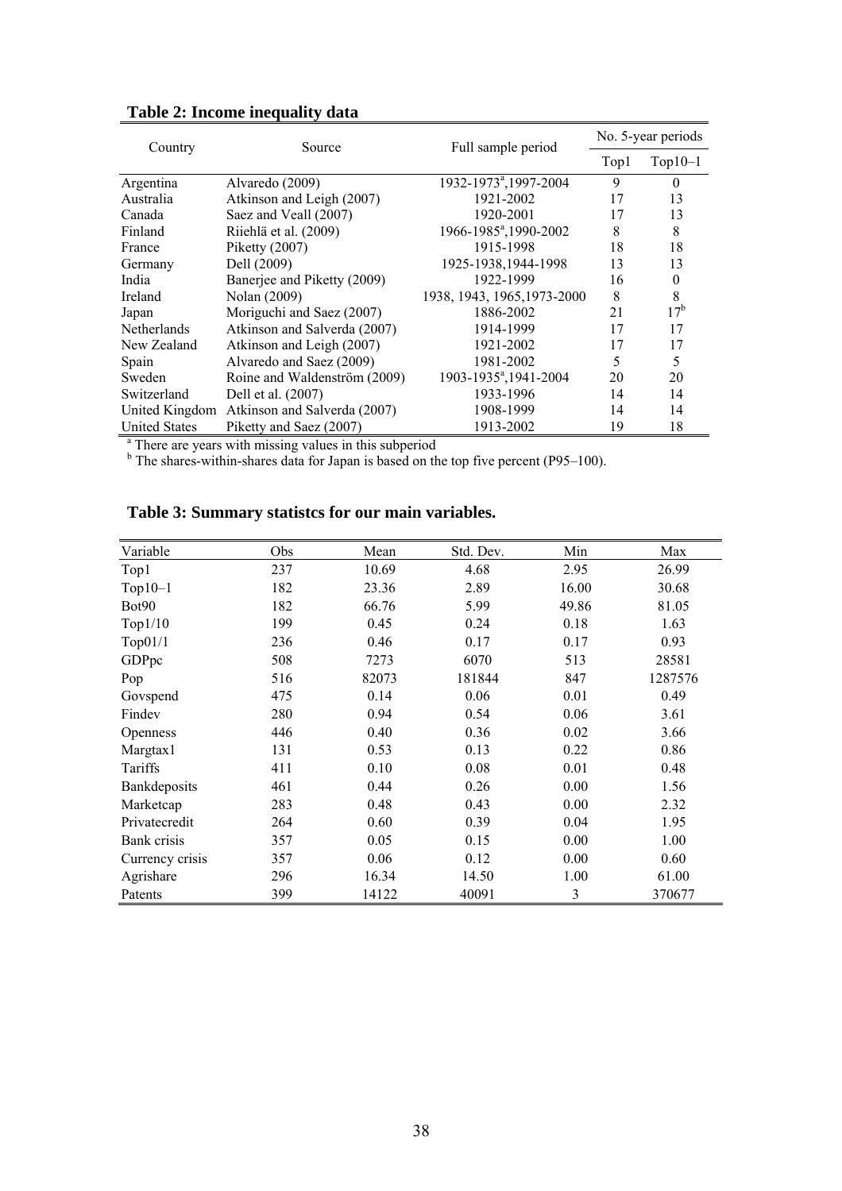**Table 2: Income inequality data**

| Country | Source | Full sample period | No. 5-year periods | |
|---|---|---|---|---|
| | | | Top1 | Top10–1 |
| Argentina | Alvaredo (2009) | 1932-1973[a],1997-2004 | 9 | 0 |
| Australia | Atkinson and Leigh (2007) | 1921-2002 | 17 | 13 |
| Canada | Saez and Veall (2007) | 1920-2001 | 17 | 13 |
| Finland | Riiehlä et al. (2009) | 1966-1985[a],1990-2002 | 8 | 8 |
| France | Piketty (2007) | 1915-1998 | 18 | 18 |
| Germany | Dell (2009) | 1925-1938,1944-1998 | 13 | 13 |
| India | Banerjee and Piketty (2009) | 1922-1999 | 16 | 0 |
| Ireland | Nolan (2009) | 1938, 1943, 1965,1973-2000 | 8 | 8 |
| Japan | Moriguchi and Saez (2007) | 1886-2002 | 21 | 17[b] |
| Netherlands | Atkinson and Salverda (2007) | 1914-1999 | 17 | 17 |
| New Zealand | Atkinson and Leigh (2007) | 1921-2002 | 17 | 17 |
| Spain | Alvaredo and Saez (2009) | 1981-2002 | 5 | 5 |
| Sweden | Roine and Waldenström (2009) | 1903-1935[a],1941-2004 | 20 | 20 |
| Switzerland | Dell et al. (2007) | 1933-1996 | 14 | 14 |
| United Kingdom | Atkinson and Salverda (2007) | 1908-1999 | 14 | 14 |
| United States | Piketty and Saez (2007) | 1913-2002 | 19 | 18 |

[a] There are years with missing values in this subperiod
[b] The shares-within-shares data for Japan is based on the top five percent (P95–100).

**Table 3: Summary statistcs for our main variables.**

| Variable | Obs | Mean | Std. Dev. | Min | Max |
|---|---|---|---|---|---|
| Top1 | 237 | 10.69 | 4.68 | 2.95 | 26.99 |
| Top10–1 | 182 | 23.36 | 2.89 | 16.00 | 30.68 |
| Bot90 | 182 | 66.76 | 5.99 | 49.86 | 81.05 |
| Top1/10 | 199 | 0.45 | 0.24 | 0.18 | 1.63 |
| Top01/1 | 236 | 0.46 | 0.17 | 0.17 | 0.93 |
| GDPpc | 508 | 7273 | 6070 | 513 | 28581 |
| Pop | 516 | 82073 | 181844 | 847 | 1287576 |
| Govspend | 475 | 0.14 | 0.06 | 0.01 | 0.49 |
| Findev | 280 | 0.94 | 0.54 | 0.06 | 3.61 |
| Openness | 446 | 0.40 | 0.36 | 0.02 | 3.66 |
| Margtax1 | 131 | 0.53 | 0.13 | 0.22 | 0.86 |
| Tariffs | 411 | 0.10 | 0.08 | 0.01 | 0.48 |
| Bankdeposits | 461 | 0.44 | 0.26 | 0.00 | 1.56 |
| Marketcap | 283 | 0.48 | 0.43 | 0.00 | 2.32 |
| Privatecredit | 264 | 0.60 | 0.39 | 0.04 | 1.95 |
| Bank crisis | 357 | 0.05 | 0.15 | 0.00 | 1.00 |
| Currency crisis | 357 | 0.06 | 0.12 | 0.00 | 0.60 |
| Agrishare | 296 | 16.34 | 14.50 | 1.00 | 61.00 |
| Patents | 399 | 14122 | 40091 | 3 | 370677 |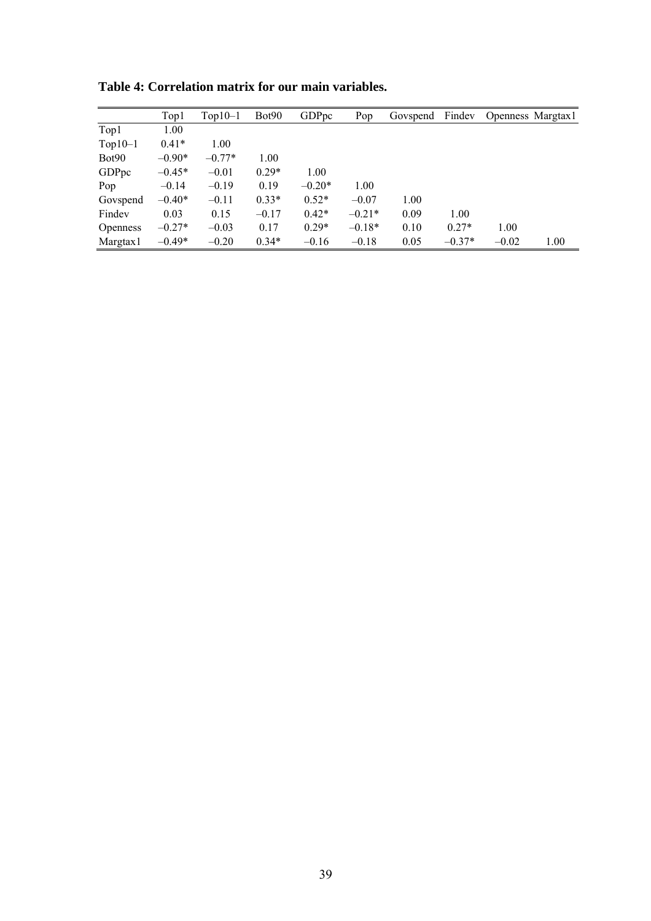**Table 4: Correlation matrix for our main variables.**

| | Top1 | Top10–1 | Bot90 | GDPpc | Pop | Govspend | Findev | Openness | Margtax1 |
|---|---|---|---|---|---|---|---|---|---|
| Top1 | 1.00 | | | | | | | | |
| Top10–1 | 0.41* | 1.00 | | | | | | | |
| Bot90 | –0.90* | –0.77* | 1.00 | | | | | | |
| GDPpc | –0.45* | –0.01 | 0.29* | 1.00 | | | | | |
| Pop | –0.14 | –0.19 | 0.19 | –0.20* | 1.00 | | | | |
| Govspend | –0.40* | –0.11 | 0.33* | 0.52* | –0.07 | 1.00 | | | |
| Findev | 0.03 | 0.15 | –0.17 | 0.42* | –0.21* | 0.09 | 1.00 | | |
| Openness | –0.27* | –0.03 | 0.17 | 0.29* | –0.18* | 0.10 | 0.27* | 1.00 | |
| Margtax1 | –0.49* | –0.20 | 0.34* | –0.16 | –0.18 | 0.05 | –0.37* | –0.02 | 1.00 |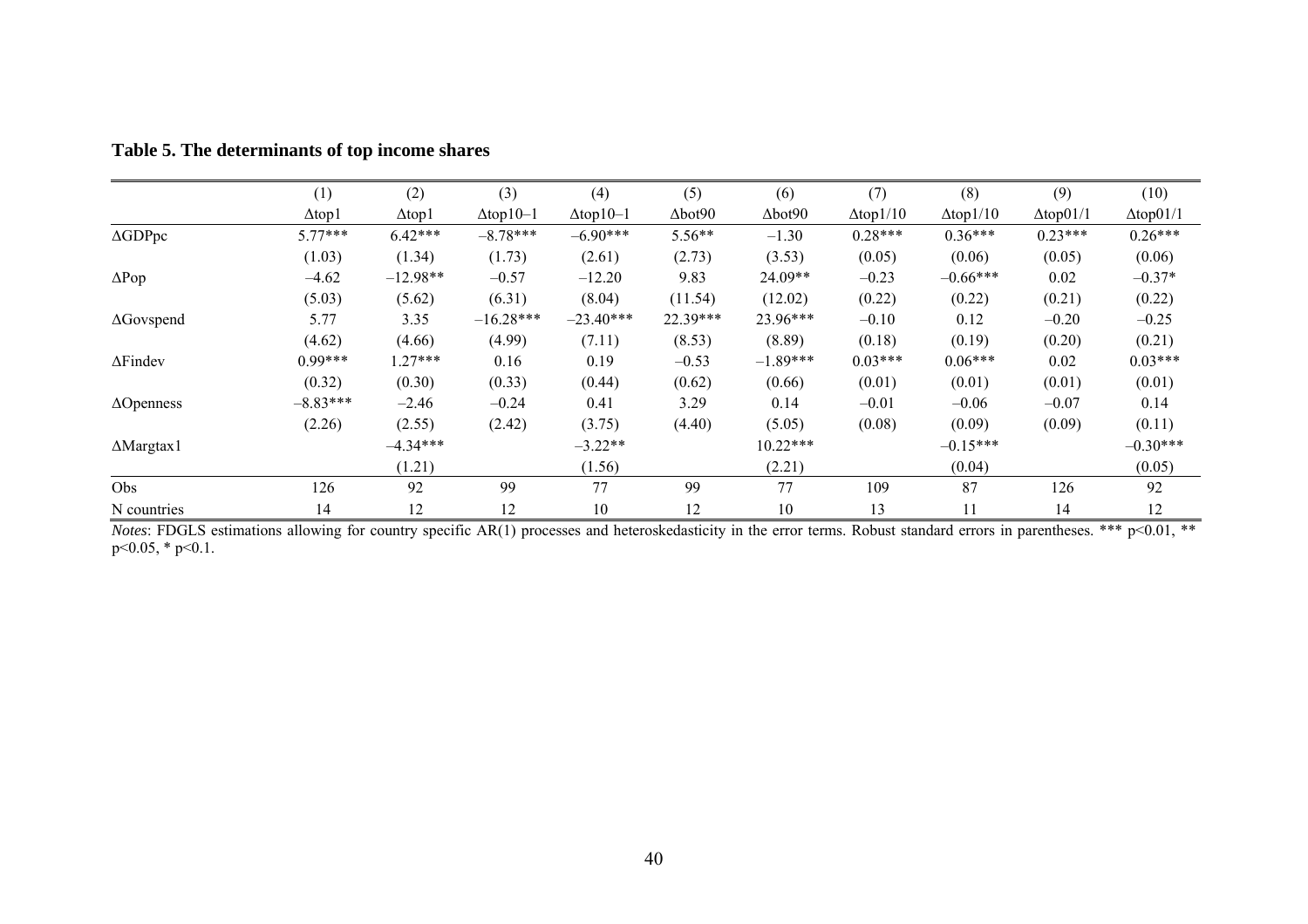**Table 5. The determinants of top income shares**

| | (1) | (2) | (3) | (4) | (5) | (6) | (7) | (8) | (9) | (10) |
|---|---|---|---|---|---|---|---|---|---|---|
| | Δtop1 | Δtop1 | Δtop10–1 | Δtop10–1 | Δbot90 | Δbot90 | Δtop1/10 | Δtop1/10 | Δtop01/1 | Δtop01/1 |
| ΔGDPpc | 5.77*** | 6.42*** | –8.78*** | –6.90*** | 5.56** | –1.30 | 0.28*** | 0.36*** | 0.23*** | 0.26*** |
| | (1.03) | (1.34) | (1.73) | (2.61) | (2.73) | (3.53) | (0.05) | (0.06) | (0.05) | (0.06) |
| ΔPop | –4.62 | –12.98** | –0.57 | –12.20 | 9.83 | 24.09** | –0.23 | –0.66*** | 0.02 | –0.37* |
| | (5.03) | (5.62) | (6.31) | (8.04) | (11.54) | (12.02) | (0.22) | (0.22) | (0.21) | (0.22) |
| ΔGovspend | 5.77 | 3.35 | –16.28*** | –23.40*** | 22.39*** | 23.96*** | –0.10 | 0.12 | –0.20 | –0.25 |
| | (4.62) | (4.66) | (4.99) | (7.11) | (8.53) | (8.89) | (0.18) | (0.19) | (0.20) | (0.21) |
| ΔFindev | 0.99*** | 1.27*** | 0.16 | 0.19 | –0.53 | –1.89*** | 0.03*** | 0.06*** | 0.02 | 0.03*** |
| | (0.32) | (0.30) | (0.33) | (0.44) | (0.62) | (0.66) | (0.01) | (0.01) | (0.01) | (0.01) |
| ΔOpenness | –8.83*** | –2.46 | –0.24 | 0.41 | 3.29 | 0.14 | –0.01 | –0.06 | –0.07 | 0.14 |
| | (2.26) | (2.55) | (2.42) | (3.75) | (4.40) | (5.05) | (0.08) | (0.09) | (0.09) | (0.11) |
| ΔMargtax1 | | –4.34*** | | –3.22** | | 10.22*** | | –0.15*** | | –0.30*** |
| | | (1.21) | | (1.56) | | (2.21) | | (0.04) | | (0.05) |
| Obs | 126 | 92 | 99 | 77 | 99 | 77 | 109 | 87 | 126 | 92 |
| N countries | 14 | 12 | 12 | 10 | 12 | 10 | 13 | 11 | 14 | 12 |

*Notes*: FDGLS estimations allowing for country specific AR(1) processes and heteroskedasticity in the error terms. Robust standard errors in parentheses. *** p<0.01, ** p<0.05, * p<0.1.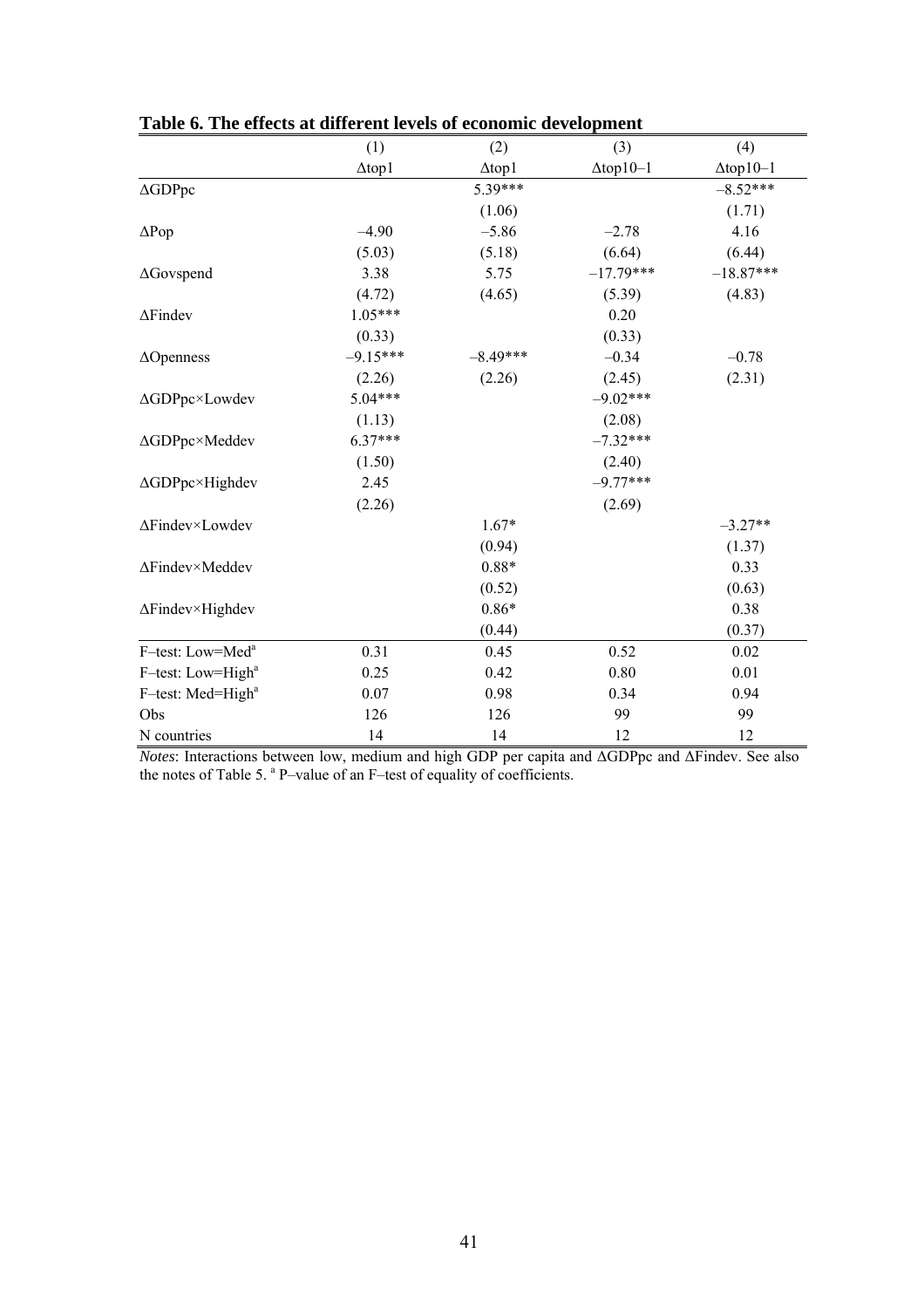**Table 6. The effects at different levels of economic development**

| | (1) | (2) | (3) | (4) |
|---|---|---|---|---|
| | Δtop1 | Δtop1 | Δtop10–1 | Δtop10–1 |
| ΔGDPpc | | 5.39*** | | –8.52*** |
| | | (1.06) | | (1.71) |
| ΔPop | –4.90 | –5.86 | –2.78 | 4.16 |
| | (5.03) | (5.18) | (6.64) | (6.44) |
| ΔGovspend | 3.38 | 5.75 | –17.79*** | –18.87*** |
| | (4.72) | (4.65) | (5.39) | (4.83) |
| ΔFindev | 1.05*** | | 0.20 | |
| | (0.33) | | (0.33) | |
| ΔOpenness | –9.15*** | –8.49*** | –0.34 | –0.78 |
| | (2.26) | (2.26) | (2.45) | (2.31) |
| ΔGDPpc×Lowdev | 5.04*** | | –9.02*** | |
| | (1.13) | | (2.08) | |
| ΔGDPpc×Meddev | 6.37*** | | –7.32*** | |
| | (1.50) | | (2.40) | |
| ΔGDPpc×Highdev | 2.45 | | –9.77*** | |
| | (2.26) | | (2.69) | |
| ΔFindev×Lowdev | | 1.67* | | –3.27** |
| | | (0.94) | | (1.37) |
| ΔFindev×Meddev | | 0.88* | | 0.33 |
| | | (0.52) | | (0.63) |
| ΔFindev×Highdev | | 0.86* | | 0.38 |
| | | (0.44) | | (0.37) |
| F–test: Low=Med[a] | 0.31 | 0.45 | 0.52 | 0.02 |
| F–test: Low=High[a] | 0.25 | 0.42 | 0.80 | 0.01 |
| F–test: Med=High[a] | 0.07 | 0.98 | 0.34 | 0.94 |
| Obs | 126 | 126 | 99 | 99 |
| N countries | 14 | 14 | 12 | 12 |

*Notes*: Interactions between low, medium and high GDP per capita and ΔGDPpc and ΔFindev. See also the notes of Table 5. [a] P–value of an F–test of equality of coefficients.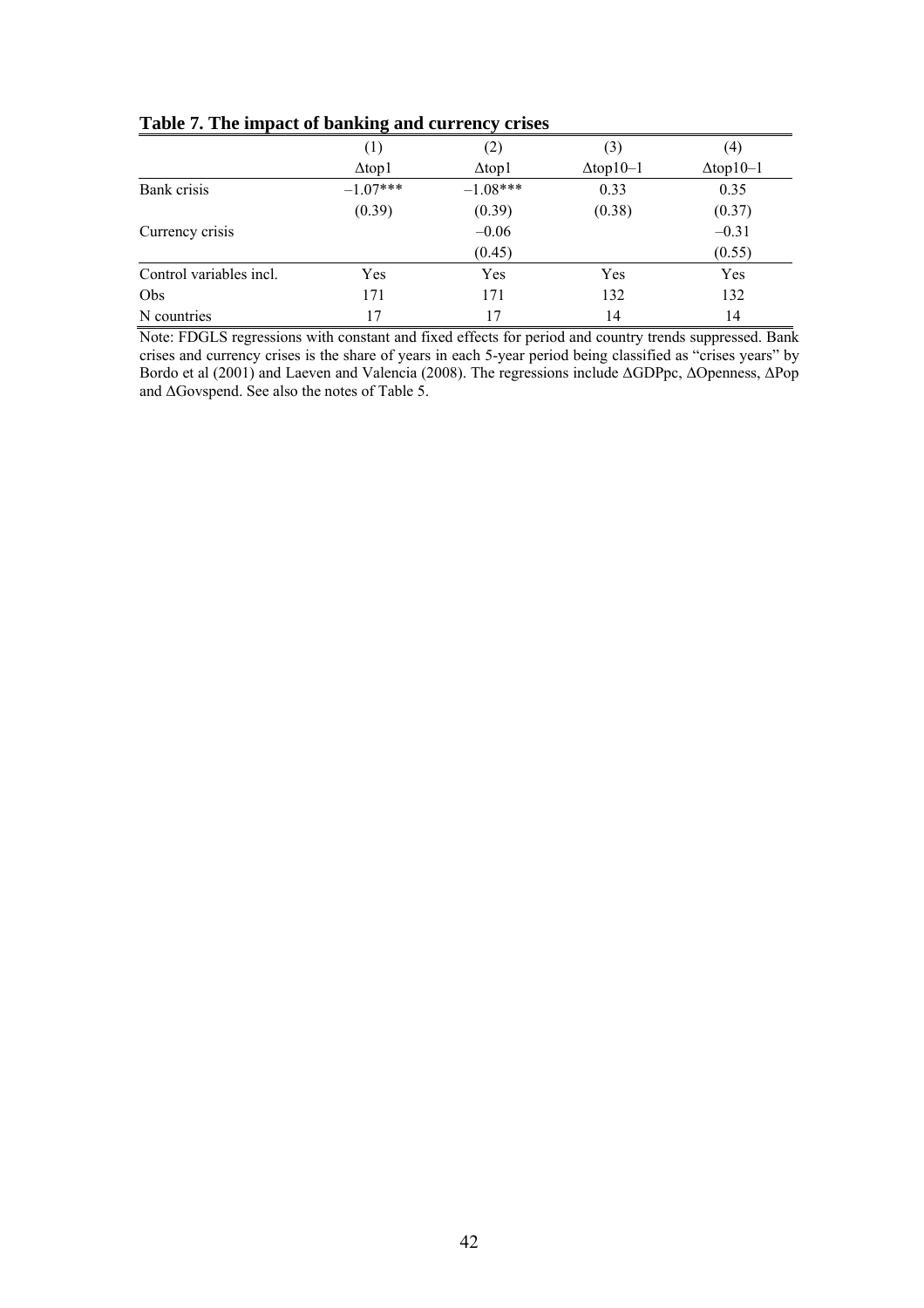**Table 7. The impact of banking and currency crises**

| | (1) | (2) | (3) | (4) |
|---|---|---|---|---|
| | Δtop1 | Δtop1 | Δtop10–1 | Δtop10–1 |
| Bank crisis | –1.07*** | –1.08*** | 0.33 | 0.35 |
| | (0.39) | (0.39) | (0.38) | (0.37) |
| Currency crisis | | –0.06 | | –0.31 |
| | | (0.45) | | (0.55) |
| Control variables incl. | Yes | Yes | Yes | Yes |
| Obs | 171 | 171 | 132 | 132 |
| N countries | 17 | 17 | 14 | 14 |

Note: FDGLS regressions with constant and fixed effects for period and country trends suppressed. Bank crises and currency crises is the share of years in each 5-year period being classified as "crises years" by Bordo et al (2001) and Laeven and Valencia (2008). The regressions include ΔGDPpc, ΔOpenness, ΔPop and ΔGovspend. See also the notes of Table 5.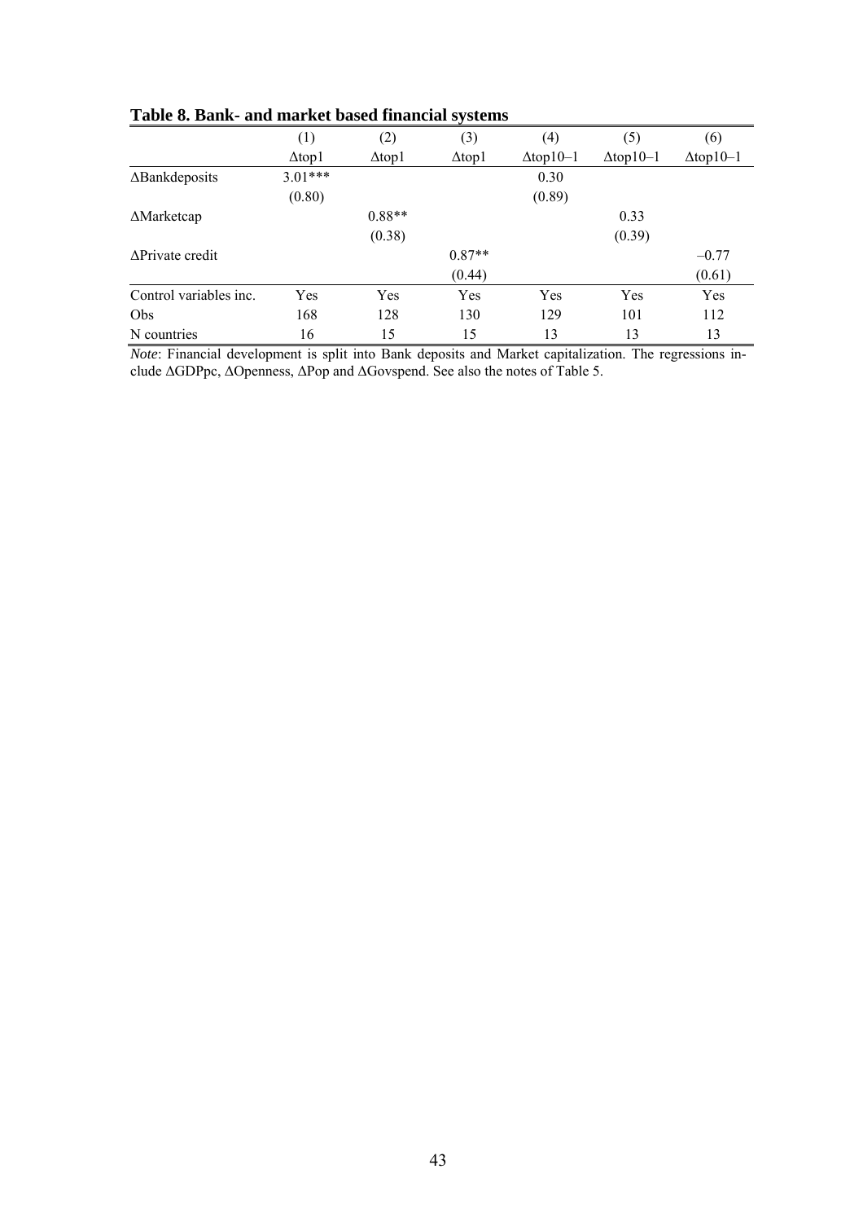**Table 8. Bank- and market based financial systems**

| | (1) | (2) | (3) | (4) | (5) | (6) |
|---|---|---|---|---|---|---|
| | Δtop1 | Δtop1 | Δtop1 | Δtop10–1 | Δtop10–1 | Δtop10–1 |
| ΔBankdeposits | 3.01*** | | | 0.30 | | |
| | (0.80) | | | (0.89) | | |
| ΔMarketcap | | 0.88** | | | 0.33 | |
| | | (0.38) | | | (0.39) | |
| ΔPrivate credit | | | 0.87** | | | –0.77 |
| | | | (0.44) | | | (0.61) |
| Control variables inc. | Yes | Yes | Yes | Yes | Yes | Yes |
| Obs | 168 | 128 | 130 | 129 | 101 | 112 |
| N countries | 16 | 15 | 15 | 13 | 13 | 13 |

*Note*: Financial development is split into Bank deposits and Market capitalization. The regressions include ΔGDPpc, ΔOpenness, ΔPop and ΔGovspend. See also the notes of Table 5.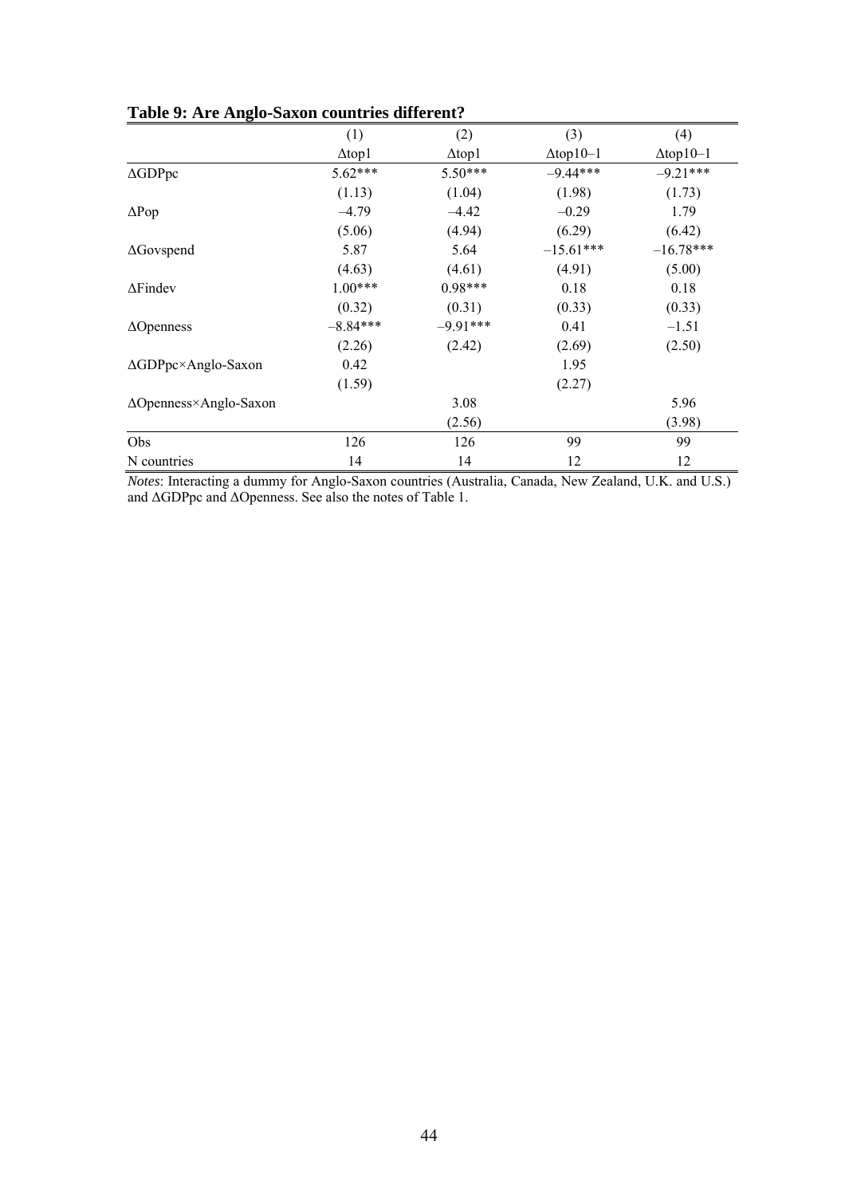**Table 9: Are Anglo-Saxon countries different?**

| | (1) | (2) | (3) | (4) |
|---|---|---|---|---|
| | $\Delta$top1 | $\Delta$top1 | $\Delta$top10–1 | $\Delta$top10–1 |
| $\Delta$GDPpc | 5.62*** | 5.50*** | –9.44*** | –9.21*** |
| | (1.13) | (1.04) | (1.98) | (1.73) |
| $\Delta$Pop | –4.79 | –4.42 | –0.29 | 1.79 |
| | (5.06) | (4.94) | (6.29) | (6.42) |
| $\Delta$Govspend | 5.87 | 5.64 | –15.61*** | –16.78*** |
| | (4.63) | (4.61) | (4.91) | (5.00) |
| $\Delta$Findev | 1.00*** | 0.98*** | 0.18 | 0.18 |
| | (0.32) | (0.31) | (0.33) | (0.33) |
| $\Delta$Openness | –8.84*** | –9.91*** | 0.41 | –1.51 |
| | (2.26) | (2.42) | (2.69) | (2.50) |
| $\Delta$GDPpc×Anglo-Saxon | 0.42 | | 1.95 | |
| | (1.59) | | (2.27) | |
| $\Delta$Openness×Anglo-Saxon | | 3.08 | | 5.96 |
| | | (2.56) | | (3.98) |
| Obs | 126 | 126 | 99 | 99 |
| N countries | 14 | 14 | 12 | 12 |

*Notes*: Interacting a dummy for Anglo-Saxon countries (Australia, Canada, New Zealand, U.K. and U.S.) and $\Delta$GDPpc and $\Delta$Openness. See also the notes of Table 1.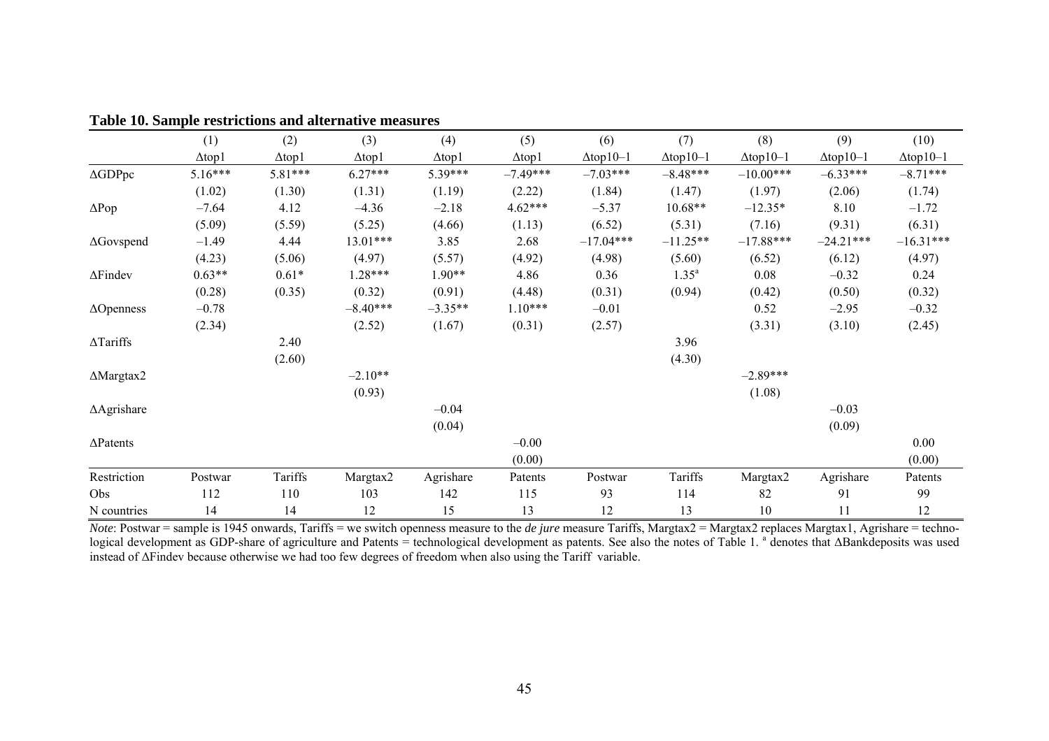**Table 10. Sample restrictions and alternative measures**

| | (1) | (2) | (3) | (4) | (5) | (6) | (7) | (8) | (9) | (10) |
|---|---|---|---|---|---|---|---|---|---|---|
| | Δtop1 | Δtop1 | Δtop1 | Δtop1 | Δtop1 | Δtop10–1 | Δtop10–1 | Δtop10–1 | Δtop10–1 | Δtop10–1 |
| ΔGDPpc | 5.16*** | 5.81*** | 6.27*** | 5.39*** | –7.49*** | –7.03*** | –8.48*** | –10.00*** | –6.33*** | –8.71*** |
| | (1.02) | (1.30) | (1.31) | (1.19) | (2.22) | (1.84) | (1.47) | (1.97) | (2.06) | (1.74) |
| ΔPop | –7.64 | 4.12 | –4.36 | –2.18 | 4.62*** | –5.37 | 10.68** | –12.35* | 8.10 | –1.72 |
| | (5.09) | (5.59) | (5.25) | (4.66) | (1.13) | (6.52) | (5.31) | (7.16) | (9.31) | (6.31) |
| ΔGovspend | –1.49 | 4.44 | 13.01*** | 3.85 | 2.68 | –17.04*** | –11.25** | –17.88*** | –24.21*** | –16.31*** |
| | (4.23) | (5.06) | (4.97) | (5.57) | (4.92) | (4.98) | (5.60) | (6.52) | (6.12) | (4.97) |
| ΔFindev | 0.63** | 0.61* | 1.28*** | 1.90** | 4.86 | 0.36 | 1.35[a] | 0.08 | –0.32 | 0.24 |
| | (0.28) | (0.35) | (0.32) | (0.91) | (4.48) | (0.31) | (0.94) | (0.42) | (0.50) | (0.32) |
| ΔOpenness | –0.78 | | –8.40*** | –3.35** | 1.10*** | –0.01 | | 0.52 | –2.95 | –0.32 |
| | (2.34) | | (2.52) | (1.67) | (0.31) | (2.57) | | (3.31) | (3.10) | (2.45) |
| ΔTariffs | | 2.40 | | | | | 3.96 | | | |
| | | (2.60) | | | | | (4.30) | | | |
| ΔMargtax2 | | | –2.10** | | | | | –2.89*** | | |
| | | | (0.93) | | | | | (1.08) | | |
| ΔAgrishare | | | | –0.04 | | | | | –0.03 | |
| | | | | (0.04) | | | | | (0.09) | |
| ΔPatents | | | | | –0.00 | | | | | 0.00 |
| | | | | | (0.00) | | | | | (0.00) |
| Restriction | Postwar | Tariffs | Margtax2 | Agrishare | Patents | Postwar | Tariffs | Margtax2 | Agrishare | Patents |
| Obs | 112 | 110 | 103 | 142 | 115 | 93 | 114 | 82 | 91 | 99 |
| N countries | 14 | 14 | 12 | 15 | 13 | 12 | 13 | 10 | 11 | 12 |

*Note*: Postwar = sample is 1945 onwards, Tariffs = we switch openness measure to the *de jure* measure Tariffs, Margtax2 = Margtax2 replaces Margtax1, Agrishare = technological development as GDP-share of agriculture and Patents = technological development as patents. See also the notes of Table 1. [a] denotes that ΔBankdeposits was used instead of ΔFindev because otherwise we had too few degrees of freedom when also using the Tariff variable.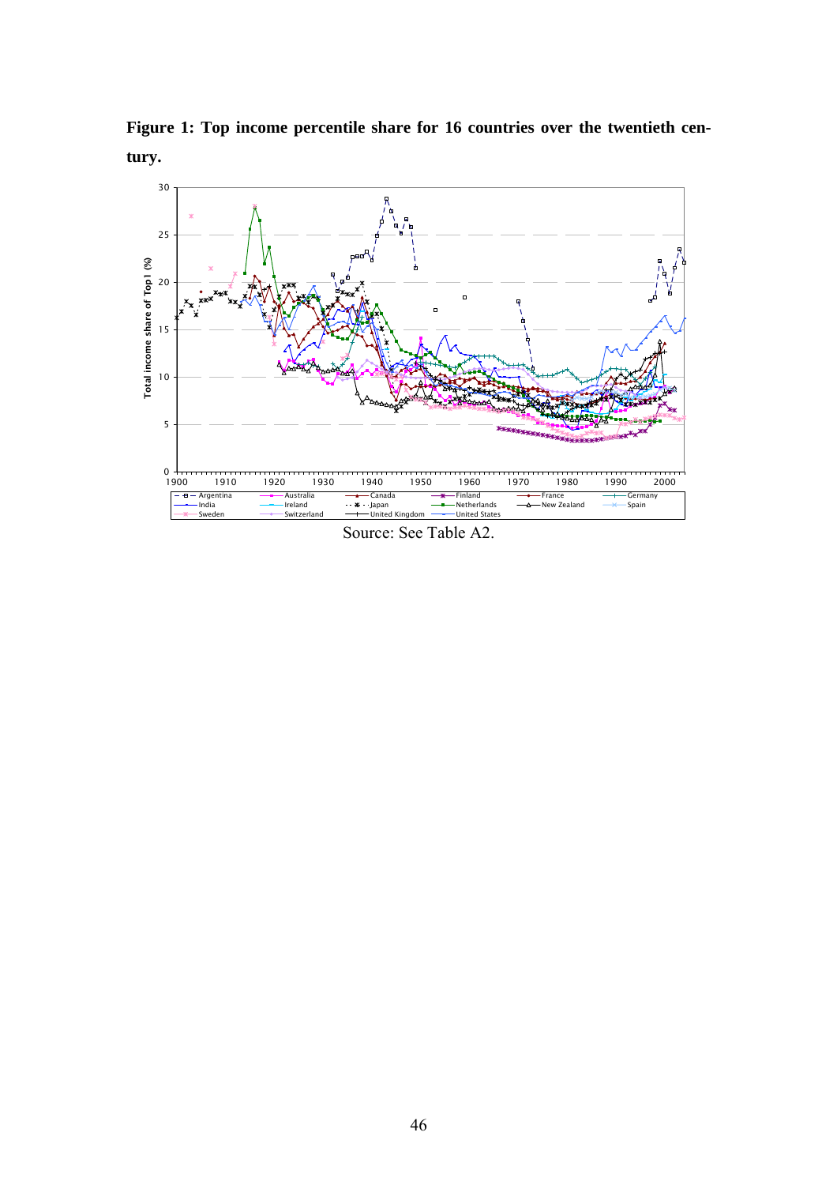**Figure 1: Top income percentile share for 16 countries over the twentieth century.**

Source: See Table A2.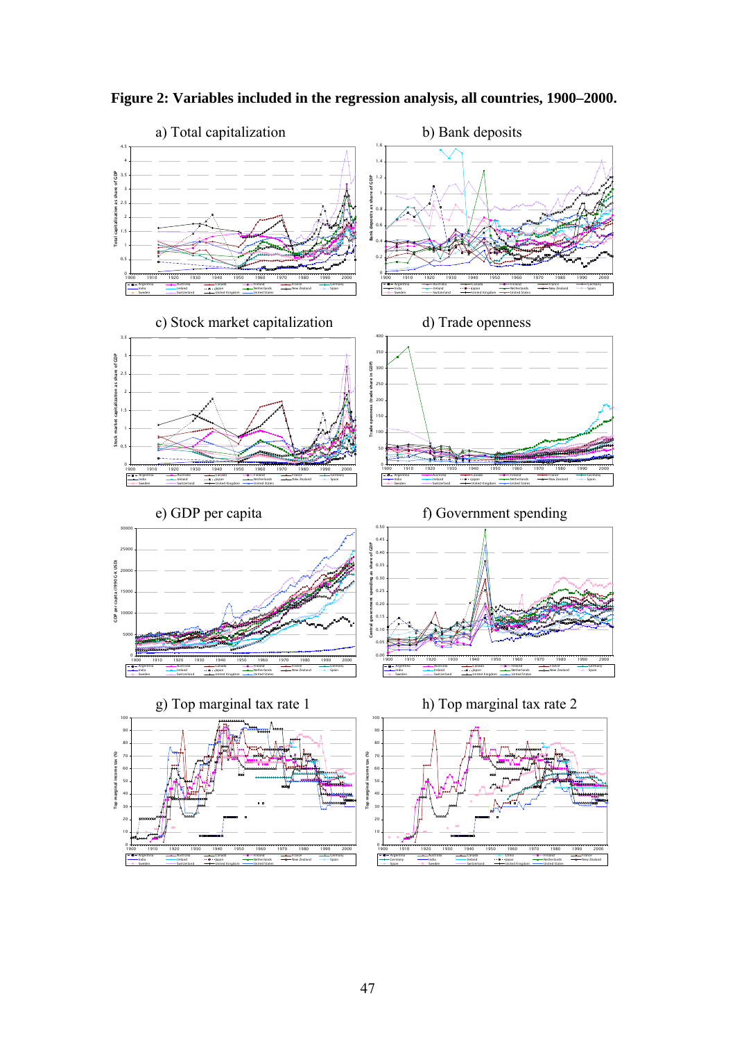**Figure 2: Variables included in the regression analysis, all countries, 1900–2000.**

a) Total capitalization

b) Bank deposits

c) Stock market capitalization

d) Trade openness

e) GDP per capita

f) Government spending

g) Top marginal tax rate 1

h) Top marginal tax rate 2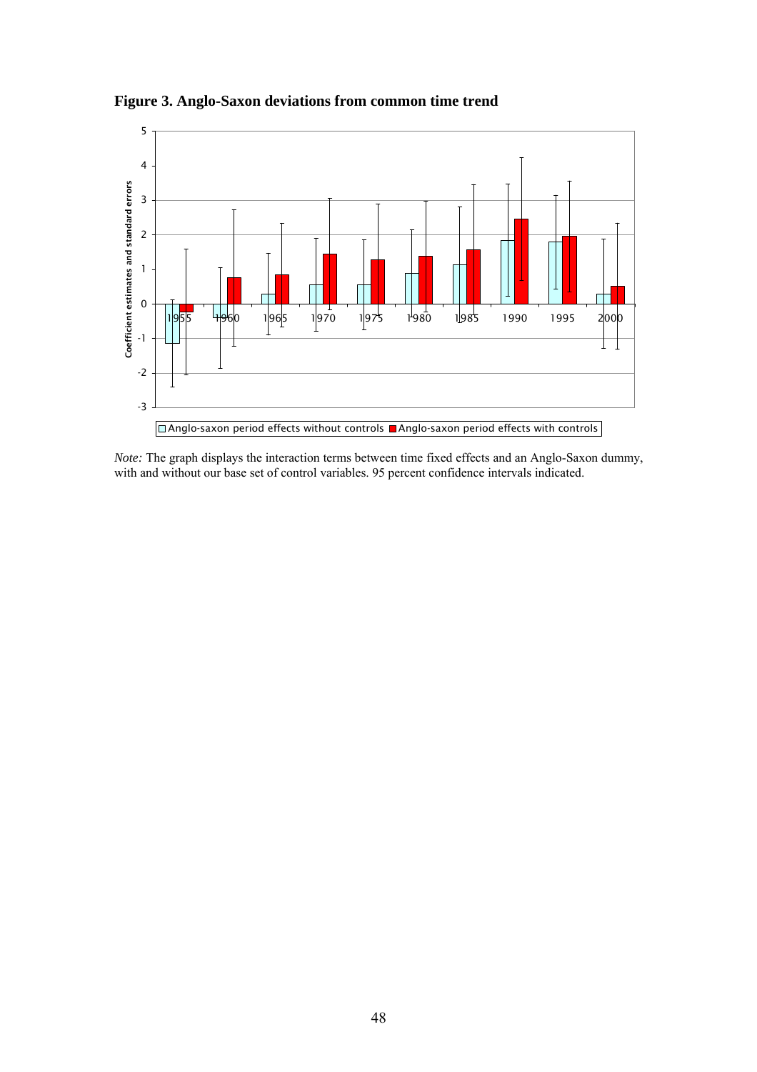**Figure 3. Anglo-Saxon deviations from common time trend**

*Note:* The graph displays the interaction terms between time fixed effects and an Anglo-Saxon dummy, with and without our base set of control variables. 95 percent confidence intervals indicated.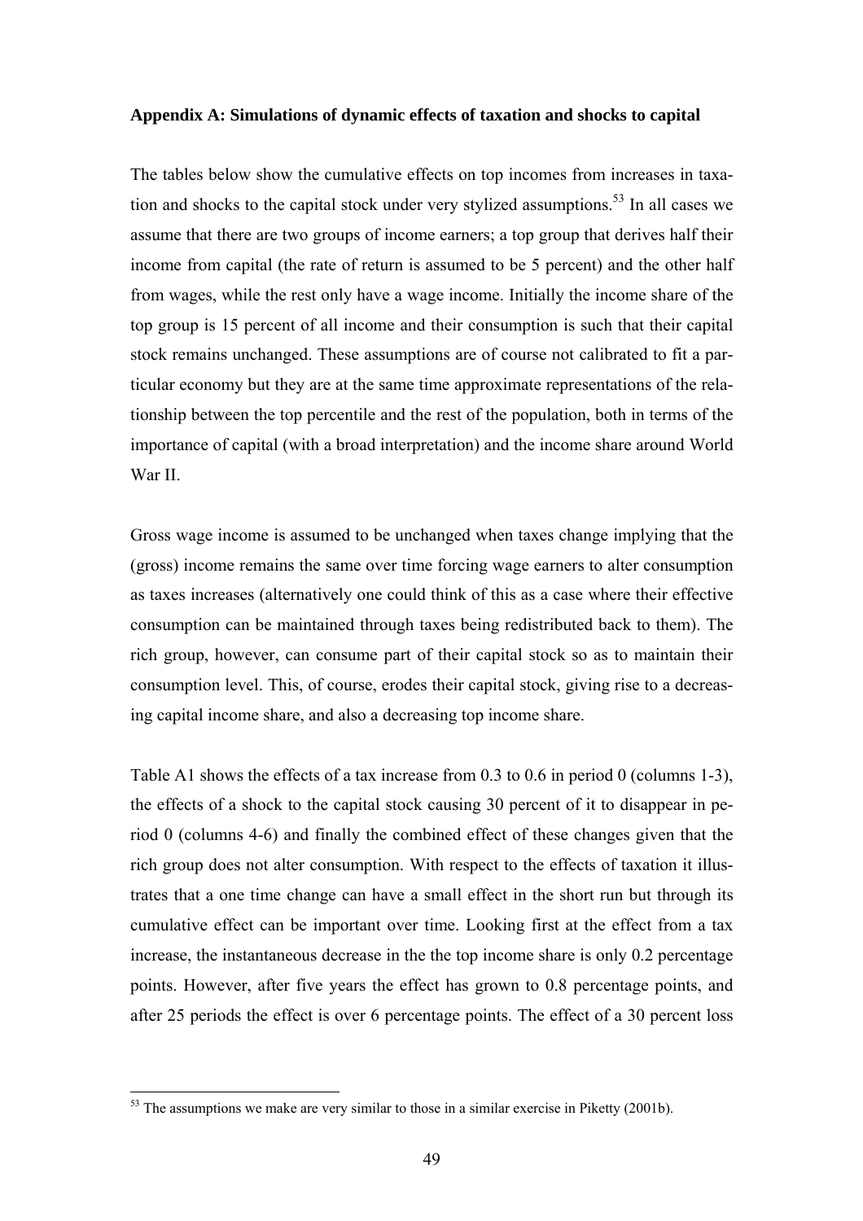**Appendix A: Simulations of dynamic effects of taxation and shocks to capital**

The tables below show the cumulative effects on top incomes from increases in taxation and shocks to the capital stock under very stylized assumptions.[53] In all cases we assume that there are two groups of income earners; a top group that derives half their income from capital (the rate of return is assumed to be 5 percent) and the other half from wages, while the rest only have a wage income. Initially the income share of the top group is 15 percent of all income and their consumption is such that their capital stock remains unchanged. These assumptions are of course not calibrated to fit a particular economy but they are at the same time approximate representations of the relationship between the top percentile and the rest of the population, both in terms of the importance of capital (with a broad interpretation) and the income share around World War II.

Gross wage income is assumed to be unchanged when taxes change implying that the (gross) income remains the same over time forcing wage earners to alter consumption as taxes increases (alternatively one could think of this as a case where their effective consumption can be maintained through taxes being redistributed back to them). The rich group, however, can consume part of their capital stock so as to maintain their consumption level. This, of course, erodes their capital stock, giving rise to a decreasing capital income share, and also a decreasing top income share.

Table A1 shows the effects of a tax increase from 0.3 to 0.6 in period 0 (columns 1-3), the effects of a shock to the capital stock causing 30 percent of it to disappear in period 0 (columns 4-6) and finally the combined effect of these changes given that the rich group does not alter consumption. With respect to the effects of taxation it illustrates that a one time change can have a small effect in the short run but through its cumulative effect can be important over time. Looking first at the effect from a tax increase, the instantaneous decrease in the the top income share is only 0.2 percentage points. However, after five years the effect has grown to 0.8 percentage points, and after 25 periods the effect is over 6 percentage points. The effect of a 30 percent loss

[53] The assumptions we make are very similar to those in a similar exercise in Piketty (2001b).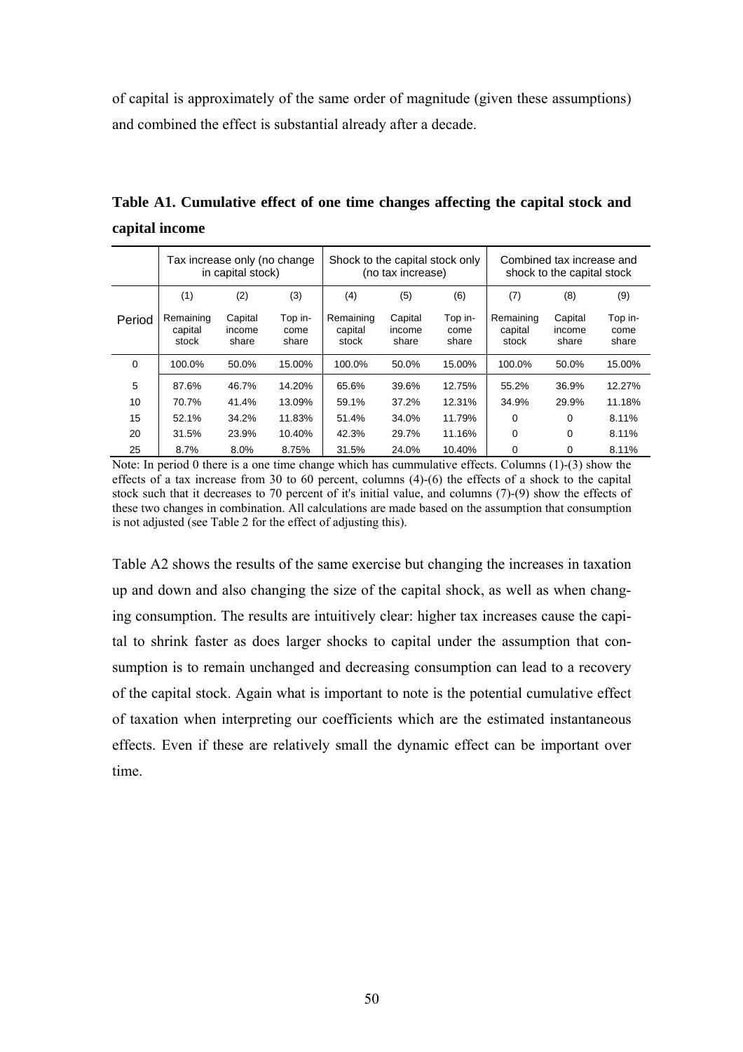of capital is approximately of the same order of magnitude (given these assumptions) and combined the effect is substantial already after a decade.

**Table A1. Cumulative effect of one time changes affecting the capital stock and capital income**

| | Tax increase only (no change in capital stock) | | | Shock to the capital stock only (no tax increase) | | | Combined tax increase and shock to the capital stock | | |
|---|---|---|---|---|---|---|---|---|---|
| | (1) | (2) | (3) | (4) | (5) | (6) | (7) | (8) | (9) |
| Period | Remaining capital stock | Capital income share | Top income share | Remaining capital stock | Capital income share | Top income share | Remaining capital stock | Capital income share | Top income share |
| 0 | 100.0% | 50.0% | 15.00% | 100.0% | 50.0% | 15.00% | 100.0% | 50.0% | 15.00% |
| 5 | 87.6% | 46.7% | 14.20% | 65.6% | 39.6% | 12.75% | 55.2% | 36.9% | 12.27% |
| 10 | 70.7% | 41.4% | 13.09% | 59.1% | 37.2% | 12.31% | 34.9% | 29.9% | 11.18% |
| 15 | 52.1% | 34.2% | 11.83% | 51.4% | 34.0% | 11.79% | 0 | 0 | 8.11% |
| 20 | 31.5% | 23.9% | 10.40% | 42.3% | 29.7% | 11.16% | 0 | 0 | 8.11% |
| 25 | 8.7% | 8.0% | 8.75% | 31.5% | 24.0% | 10.40% | 0 | 0 | 8.11% |

Note: In period 0 there is a one time change which has cummulative effects. Columns (1)-(3) show the effects of a tax increase from 30 to 60 percent, columns (4)-(6) the effects of a shock to the capital stock such that it decreases to 70 percent of it's initial value, and columns (7)-(9) show the effects of these two changes in combination. All calculations are made based on the assumption that consumption is not adjusted (see Table 2 for the effect of adjusting this).

Table A2 shows the results of the same exercise but changing the increases in taxation up and down and also changing the size of the capital shock, as well as when changing consumption. The results are intuitively clear: higher tax increases cause the capital to shrink faster as does larger shocks to capital under the assumption that consumption is to remain unchanged and decreasing consumption can lead to a recovery of the capital stock. Again what is important to note is the potential cumulative effect of taxation when interpreting our coefficients which are the estimated instantaneous effects. Even if these are relatively small the dynamic effect can be important over time.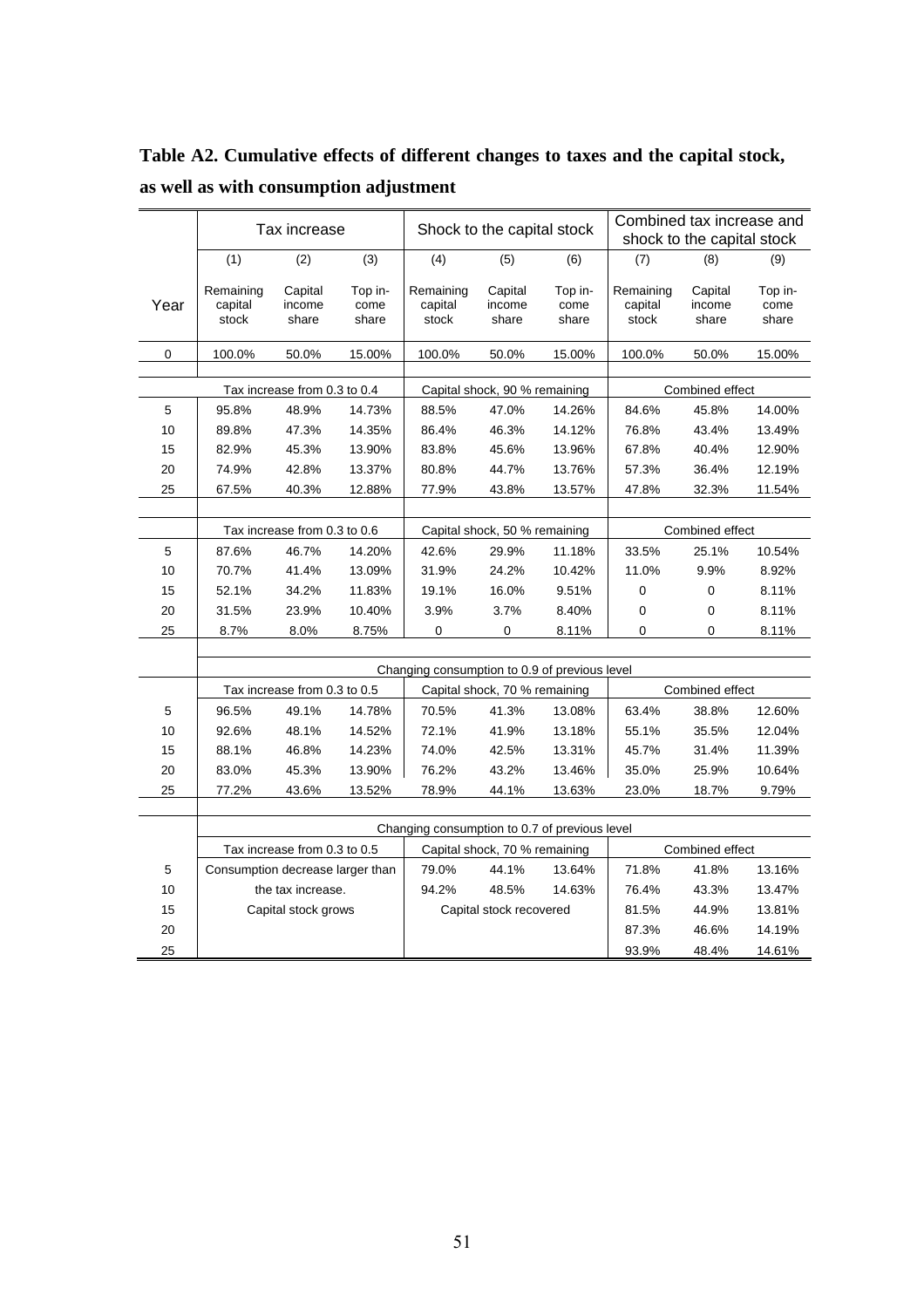**Table A2. Cumulative effects of different changes to taxes and the capital stock, as well as with consumption adjustment**

| | Tax increase | | | Shock to the capital stock | | | Combined tax increase and shock to the capital stock | | |
|---|---|---|---|---|---|---|---|---|---|
| | (1) | (2) | (3) | (4) | (5) | (6) | (7) | (8) | (9) |
| Year | Remaining capital stock | Capital income share | Top income share | Remaining capital stock | Capital income share | Top income share | Remaining capital stock | Capital income share | Top income share |
| 0 | 100.0% | 50.0% | 15.00% | 100.0% | 50.0% | 15.00% | 100.0% | 50.0% | 15.00% |
| | Tax increase from 0.3 to 0.4 | | | Capital shock, 90 % remaining | | | Combined effect | | |
| 5 | 95.8% | 48.9% | 14.73% | 88.5% | 47.0% | 14.26% | 84.6% | 45.8% | 14.00% |
| 10 | 89.8% | 47.3% | 14.35% | 86.4% | 46.3% | 14.12% | 76.8% | 43.4% | 13.49% |
| 15 | 82.9% | 45.3% | 13.90% | 83.8% | 45.6% | 13.96% | 67.8% | 40.4% | 12.90% |
| 20 | 74.9% | 42.8% | 13.37% | 80.8% | 44.7% | 13.76% | 57.3% | 36.4% | 12.19% |
| 25 | 67.5% | 40.3% | 12.88% | 77.9% | 43.8% | 13.57% | 47.8% | 32.3% | 11.54% |
| | Tax increase from 0.3 to 0.6 | | | Capital shock, 50 % remaining | | | Combined effect | | |
| 5 | 87.6% | 46.7% | 14.20% | 42.6% | 29.9% | 11.18% | 33.5% | 25.1% | 10.54% |
| 10 | 70.7% | 41.4% | 13.09% | 31.9% | 24.2% | 10.42% | 11.0% | 9.9% | 8.92% |
| 15 | 52.1% | 34.2% | 11.83% | 19.1% | 16.0% | 9.51% | 0 | 0 | 8.11% |
| 20 | 31.5% | 23.9% | 10.40% | 3.9% | 3.7% | 8.40% | 0 | 0 | 8.11% |
| 25 | 8.7% | 8.0% | 8.75% | 0 | 0 | 8.11% | 0 | 0 | 8.11% |
| | Changing consumption to 0.9 of previous level | | | | | | | | |
| | Tax increase from 0.3 to 0.5 | | | Capital shock, 70 % remaining | | | Combined effect | | |
| 5 | 96.5% | 49.1% | 14.78% | 70.5% | 41.3% | 13.08% | 63.4% | 38.8% | 12.60% |
| 10 | 92.6% | 48.1% | 14.52% | 72.1% | 41.9% | 13.18% | 55.1% | 35.5% | 12.04% |
| 15 | 88.1% | 46.8% | 14.23% | 74.0% | 42.5% | 13.31% | 45.7% | 31.4% | 11.39% |
| 20 | 83.0% | 45.3% | 13.90% | 76.2% | 43.2% | 13.46% | 35.0% | 25.9% | 10.64% |
| 25 | 77.2% | 43.6% | 13.52% | 78.9% | 44.1% | 13.63% | 23.0% | 18.7% | 9.79% |
| | Changing consumption to 0.7 of previous level | | | | | | | | |
| | Tax increase from 0.3 to 0.5 | | | Capital shock, 70 % remaining | | | Combined effect | | |
| 5 | Consumption decrease larger than | | | 79.0% | 44.1% | 13.64% | 71.8% | 41.8% | 13.16% |
| 10 | the tax increase. | | | 94.2% | 48.5% | 14.63% | 76.4% | 43.3% | 13.47% |
| 15 | Capital stock grows | | | Capital stock recovered | | | 81.5% | 44.9% | 13.81% |
| 20 | | | | | | | 87.3% | 46.6% | 14.19% |
| 25 | | | | | | | 93.9% | 48.4% | 14.61% |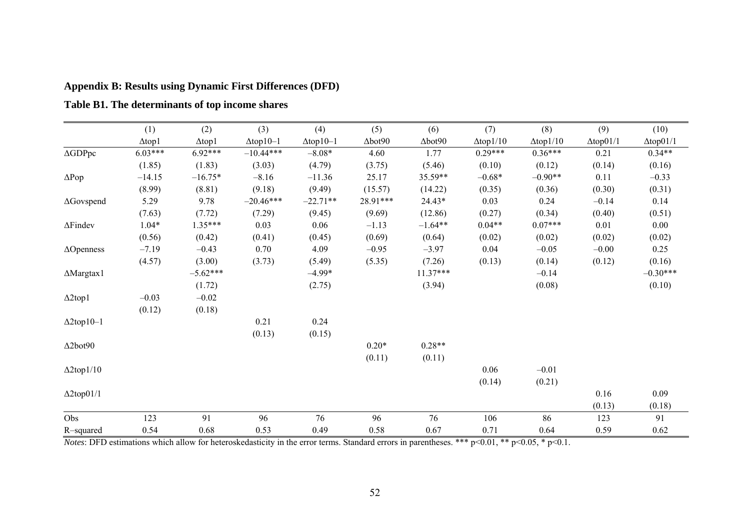## Appendix B: Results using Dynamic First Differences (DFD)

### Table B1. The determinants of top income shares

| | (1) | (2) | (3) | (4) | (5) | (6) | (7) | (8) | (9) | (10) |
|---|---|---|---|---|---|---|---|---|---|---|
| | Δtop1 | Δtop1 | Δtop10–1 | Δtop10–1 | Δbot90 | Δbot90 | Δtop1/10 | Δtop1/10 | Δtop01/1 | Δtop01/1 |
| ΔGDPpc | 6.03*** | 6.92*** | –10.44*** | –8.08* | 4.60 | 1.77 | 0.29*** | 0.36*** | 0.21 | 0.34** |
| | (1.85) | (1.83) | (3.03) | (4.79) | (3.75) | (5.46) | (0.10) | (0.12) | (0.14) | (0.16) |
| ΔPop | –14.15 | –16.75* | –8.16 | –11.36 | 25.17 | 35.59** | –0.68* | –0.90** | 0.11 | –0.33 |
| | (8.99) | (8.81) | (9.18) | (9.49) | (15.57) | (14.22) | (0.35) | (0.36) | (0.30) | (0.31) |
| ΔGovspend | 5.29 | 9.78 | –20.46*** | –22.71** | 28.91*** | 24.43* | 0.03 | 0.24 | –0.14 | 0.14 |
| | (7.63) | (7.72) | (7.29) | (9.45) | (9.69) | (12.86) | (0.27) | (0.34) | (0.40) | (0.51) |
| ΔFindev | 1.04* | 1.35*** | 0.03 | 0.06 | –1.13 | –1.64** | 0.04** | 0.07*** | 0.01 | 0.00 |
| | (0.56) | (0.42) | (0.41) | (0.45) | (0.69) | (0.64) | (0.02) | (0.02) | (0.02) | (0.02) |
| ΔOpenness | –7.19 | –0.43 | 0.70 | 4.09 | –0.95 | –3.97 | 0.04 | –0.05 | –0.00 | 0.25 |
| | (4.57) | (3.00) | (3.73) | (5.49) | (5.35) | (7.26) | (0.13) | (0.14) | (0.12) | (0.16) |
| ΔMargtax1 | | –5.62*** | | –4.99* | | 11.37*** | | –0.14 | | –0.30*** |
| | | (1.72) | | (2.75) | | (3.94) | | (0.08) | | (0.10) |
| Δ2top1 | –0.03 | –0.02 | | | | | | | | |
| | (0.12) | (0.18) | | | | | | | | |
| Δ2top10–1 | | | 0.21 | 0.24 | | | | | | |
| | | | (0.13) | (0.15) | | | | | | |
| Δ2bot90 | | | | | 0.20* | 0.28** | | | | |
| | | | | | (0.11) | (0.11) | | | | |
| Δ2top1/10 | | | | | | | 0.06 | –0.01 | | |
| | | | | | | | (0.14) | (0.21) | | |
| Δ2top01/1 | | | | | | | | | 0.16 | 0.09 |
| | | | | | | | | | (0.13) | (0.18) |
| Obs | 123 | 91 | 96 | 76 | 96 | 76 | 106 | 86 | 123 | 91 |
| R–squared | 0.54 | 0.68 | 0.53 | 0.49 | 0.58 | 0.67 | 0.71 | 0.64 | 0.59 | 0.62 |

*Notes*: DFD estimations which allow for heteroskedasticity in the error terms. Standard errors in parentheses. *** p<0.01, ** p<0.05, * p<0.1.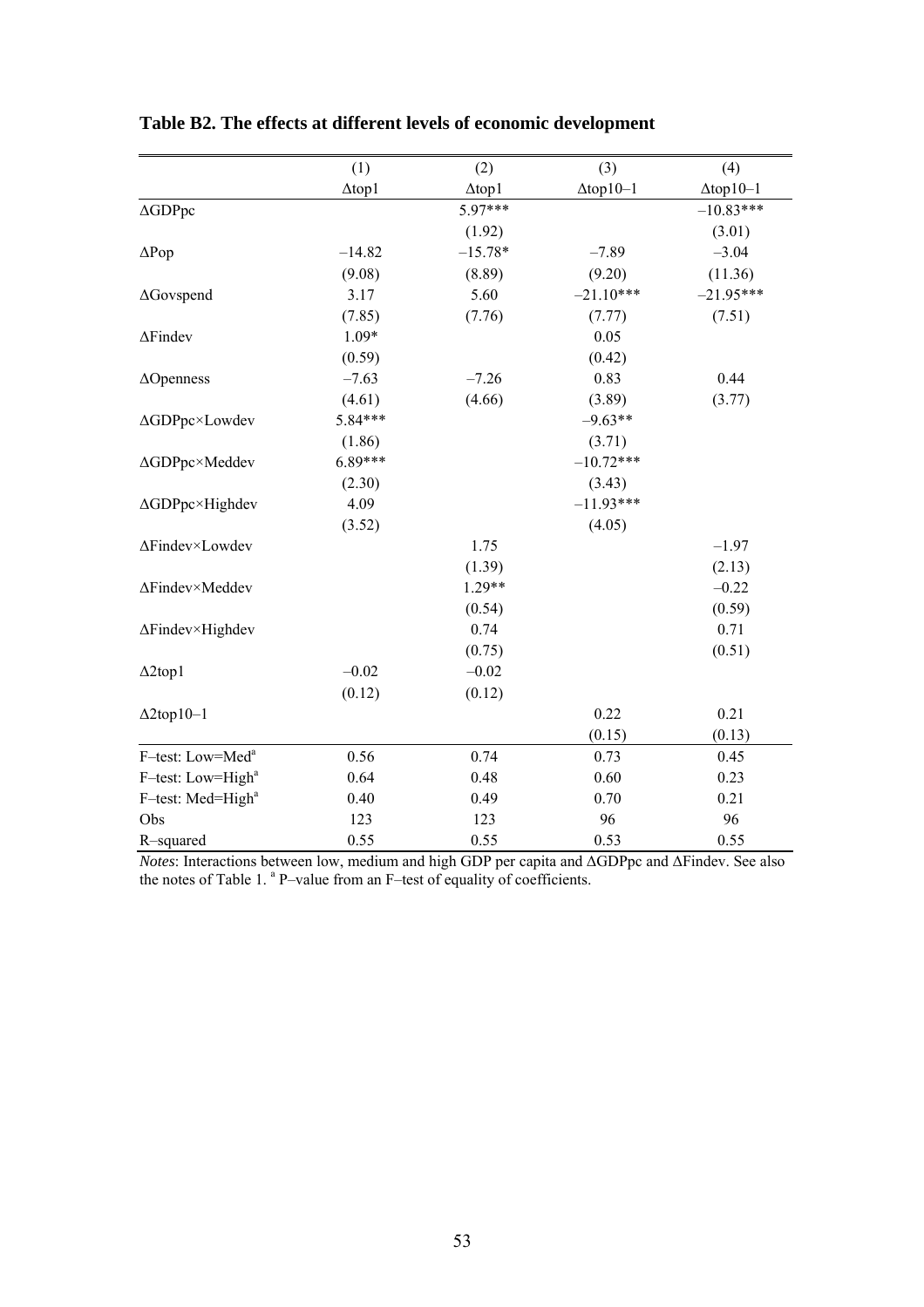**Table B2. The effects at different levels of economic development**

| | (1) | (2) | (3) | (4) |
|---|---|---|---|---|
| | Δtop1 | Δtop1 | Δtop10–1 | Δtop10–1 |
| ΔGDPpc | | 5.97*** | | −10.83*** |
| | | (1.92) | | (3.01) |
| ΔPop | −14.82 | −15.78* | −7.89 | −3.04 |
| | (9.08) | (8.89) | (9.20) | (11.36) |
| ΔGovspend | 3.17 | 5.60 | −21.10*** | −21.95*** |
| | (7.85) | (7.76) | (7.77) | (7.51) |
| ΔFindev | 1.09* | | 0.05 | |
| | (0.59) | | (0.42) | |
| ΔOpenness | −7.63 | −7.26 | 0.83 | 0.44 |
| | (4.61) | (4.66) | (3.89) | (3.77) |
| ΔGDPpc×Lowdev | 5.84*** | | −9.63** | |
| | (1.86) | | (3.71) | |
| ΔGDPpc×Meddev | 6.89*** | | −10.72*** | |
| | (2.30) | | (3.43) | |
| ΔGDPpc×Highdev | 4.09 | | −11.93*** | |
| | (3.52) | | (4.05) | |
| ΔFindev×Lowdev | | 1.75 | | −1.97 |
| | | (1.39) | | (2.13) |
| ΔFindev×Meddev | | 1.29** | | −0.22 |
| | | (0.54) | | (0.59) |
| ΔFindev×Highdev | | 0.74 | | 0.71 |
| | | (0.75) | | (0.51) |
| Δ2top1 | −0.02 | −0.02 | | |
| | (0.12) | (0.12) | | |
| Δ2top10–1 | | | 0.22 | 0.21 |
| | | | (0.15) | (0.13) |
| F–test: Low=Med[a] | 0.56 | 0.74 | 0.73 | 0.45 |
| F–test: Low=High[a] | 0.64 | 0.48 | 0.60 | 0.23 |
| F–test: Med=High[a] | 0.40 | 0.49 | 0.70 | 0.21 |
| Obs | 123 | 123 | 96 | 96 |
| R–squared | 0.55 | 0.55 | 0.53 | 0.55 |

*Notes*: Interactions between low, medium and high GDP per capita and ΔGDPpc and ΔFindev. See also the notes of Table 1. [a] P–value from an F–test of equality of coefficients.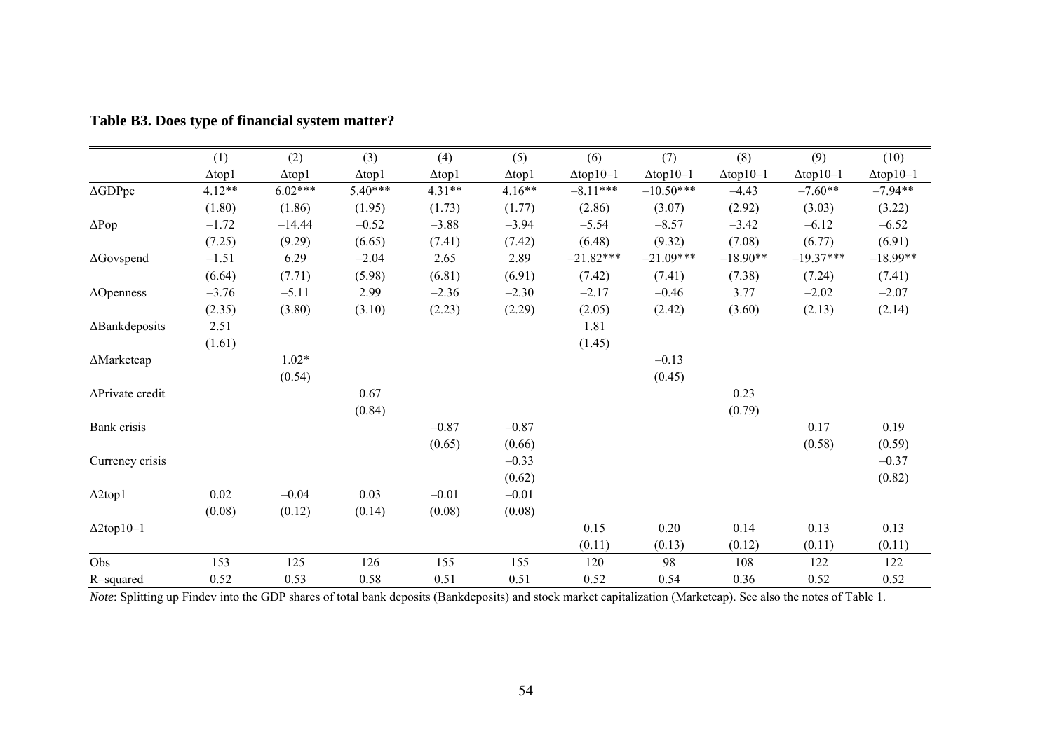**Table B3. Does type of financial system matter?**

| | (1) | (2) | (3) | (4) | (5) | (6) | (7) | (8) | (9) | (10) |
|---|---|---|---|---|---|---|---|---|---|---|
| | Δtop1 | Δtop1 | Δtop1 | Δtop1 | Δtop1 | Δtop10–1 | Δtop10–1 | Δtop10–1 | Δtop10–1 | Δtop10–1 |
| ΔGDPpc | 4.12** | 6.02*** | 5.40*** | 4.31** | 4.16** | –8.11*** | –10.50*** | –4.43 | –7.60** | –7.94** |
| | (1.80) | (1.86) | (1.95) | (1.73) | (1.77) | (2.86) | (3.07) | (2.92) | (3.03) | (3.22) |
| ΔPop | –1.72 | –14.44 | –0.52 | –3.88 | –3.94 | –5.54 | –8.57 | –3.42 | –6.12 | –6.52 |
| | (7.25) | (9.29) | (6.65) | (7.41) | (7.42) | (6.48) | (9.32) | (7.08) | (6.77) | (6.91) |
| ΔGovspend | –1.51 | 6.29 | –2.04 | 2.65 | 2.89 | –21.82*** | –21.09*** | –18.90** | –19.37*** | –18.99** |
| | (6.64) | (7.71) | (5.98) | (6.81) | (6.91) | (7.42) | (7.41) | (7.38) | (7.24) | (7.41) |
| ΔOpenness | –3.76 | –5.11 | 2.99 | –2.36 | –2.30 | –2.17 | –0.46 | 3.77 | –2.02 | –2.07 |
| | (2.35) | (3.80) | (3.10) | (2.23) | (2.29) | (2.05) | (2.42) | (3.60) | (2.13) | (2.14) |
| ΔBankdeposits | 2.51 | | | | | 1.81 | | | | |
| | (1.61) | | | | | (1.45) | | | | |
| ΔMarketcap | | 1.02* | | | | | –0.13 | | | |
| | | (0.54) | | | | | (0.45) | | | |
| ΔPrivate credit | | | 0.67 | | | | | 0.23 | | |
| | | | (0.84) | | | | | (0.79) | | |
| Bank crisis | | | | –0.87 | –0.87 | | | | 0.17 | 0.19 |
| | | | | (0.65) | (0.66) | | | | (0.58) | (0.59) |
| Currency crisis | | | | | –0.33 | | | | | –0.37 |
| | | | | | (0.62) | | | | | (0.82) |
| Δ2top1 | 0.02 | –0.04 | 0.03 | –0.01 | –0.01 | | | | | |
| | (0.08) | (0.12) | (0.14) | (0.08) | (0.08) | | | | | |
| Δ2top10–1 | | | | | | 0.15 | 0.20 | 0.14 | 0.13 | 0.13 |
| | | | | | | (0.11) | (0.13) | (0.12) | (0.11) | (0.11) |
| Obs | 153 | 125 | 126 | 155 | 155 | 120 | 98 | 108 | 122 | 122 |
| R–squared | 0.52 | 0.53 | 0.58 | 0.51 | 0.51 | 0.52 | 0.54 | 0.36 | 0.52 | 0.52 |

*Note*: Splitting up Findev into the GDP shares of total bank deposits (Bankdeposits) and stock market capitalization (Marketcap). See also the notes of Table 1.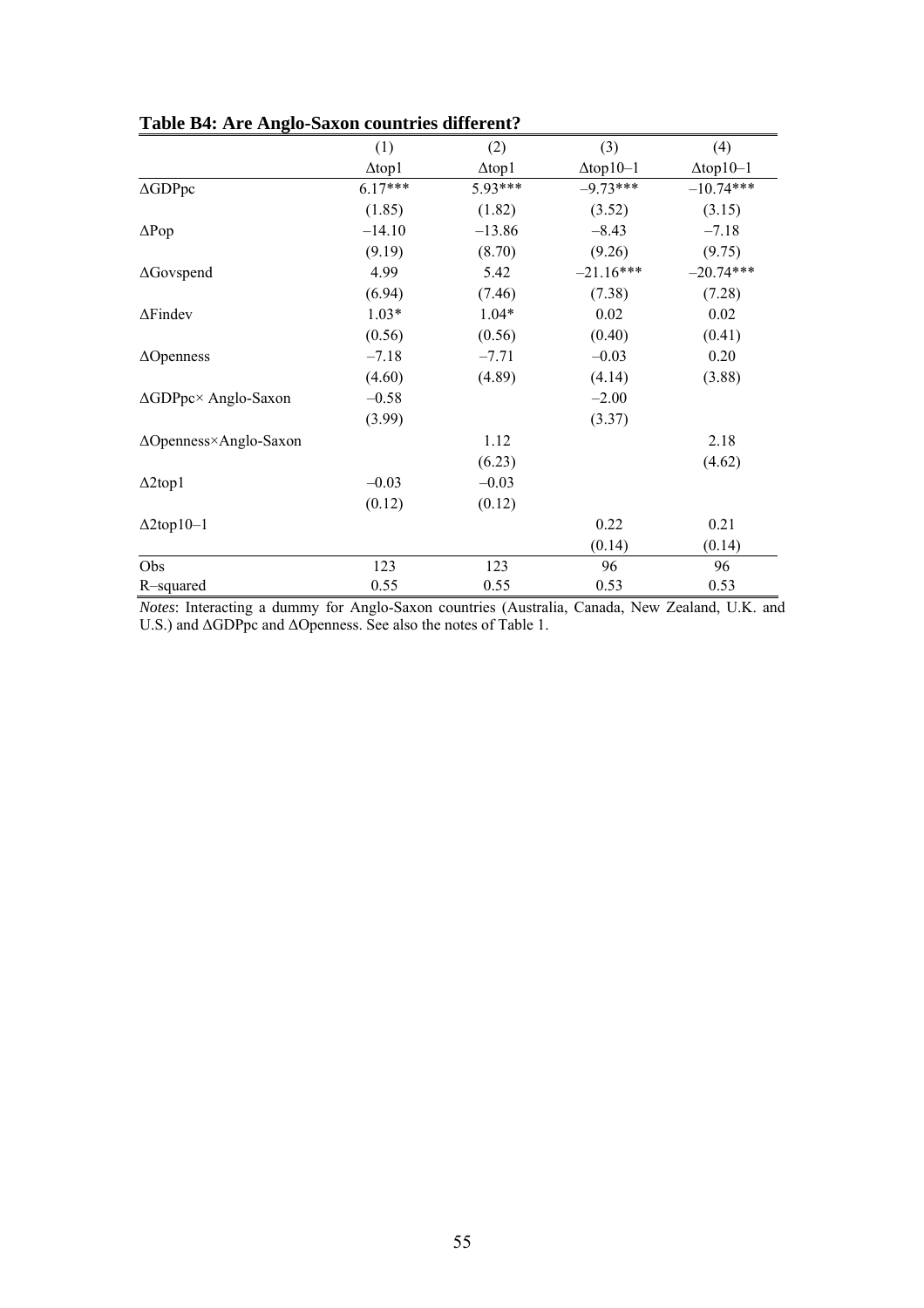**Table B4: Are Anglo-Saxon countries different?**

| | (1) | (2) | (3) | (4) |
|---|---|---|---|---|
| | $\Delta$top1 | $\Delta$top1 | $\Delta$top10–1 | $\Delta$top10–1 |
| $\Delta$GDPpc | 6.17*** | 5.93*** | –9.73*** | –10.74*** |
| | (1.85) | (1.82) | (3.52) | (3.15) |
| $\Delta$Pop | –14.10 | –13.86 | –8.43 | –7.18 |
| | (9.19) | (8.70) | (9.26) | (9.75) |
| $\Delta$Govspend | 4.99 | 5.42 | –21.16*** | –20.74*** |
| | (6.94) | (7.46) | (7.38) | (7.28) |
| $\Delta$Findev | 1.03* | 1.04* | 0.02 | 0.02 |
| | (0.56) | (0.56) | (0.40) | (0.41) |
| $\Delta$Openness | –7.18 | –7.71 | –0.03 | 0.20 |
| | (4.60) | (4.89) | (4.14) | (3.88) |
| $\Delta$GDPpc× Anglo-Saxon | –0.58 | | –2.00 | |
| | (3.99) | | (3.37) | |
| $\Delta$Openness×Anglo-Saxon | | 1.12 | | 2.18 |
| | | (6.23) | | (4.62) |
| $\Delta$2top1 | –0.03 | –0.03 | | |
| | (0.12) | (0.12) | | |
| $\Delta$2top10–1 | | | 0.22 | 0.21 |
| | | | (0.14) | (0.14) |
| Obs | 123 | 123 | 96 | 96 |
| R–squared | 0.55 | 0.55 | 0.53 | 0.53 |

*Notes*: Interacting a dummy for Anglo-Saxon countries (Australia, Canada, New Zealand, U.K. and U.S.) and $\Delta$GDPpc and $\Delta$Openness. See also the notes of Table 1.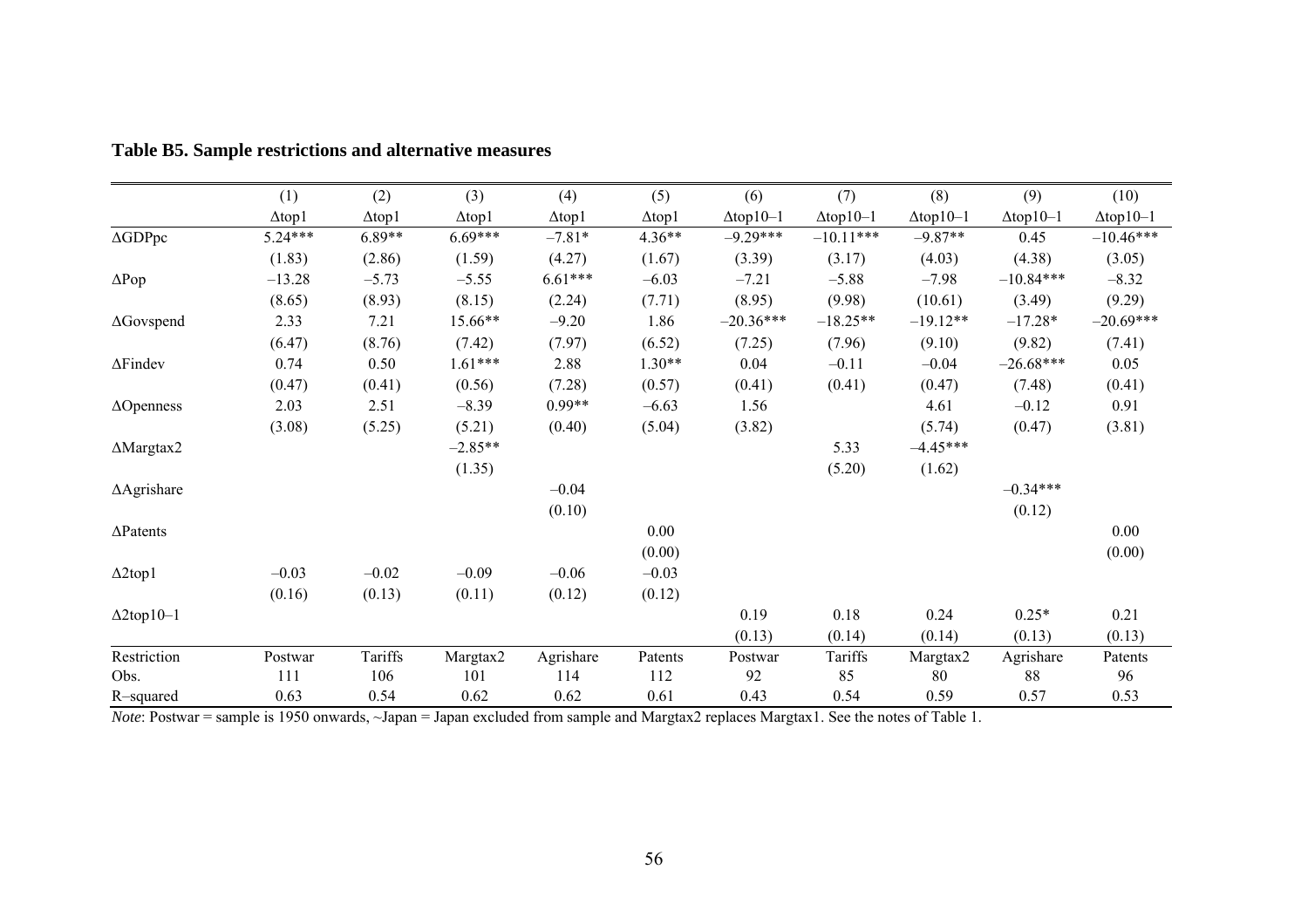**Table B5. Sample restrictions and alternative measures**

| | (1) | (2) | (3) | (4) | (5) | (6) | (7) | (8) | (9) | (10) |
|---|---|---|---|---|---|---|---|---|---|---|
| | Δtop1 | Δtop1 | Δtop1 | Δtop1 | Δtop1 | Δtop10–1 | Δtop10–1 | Δtop10–1 | Δtop10–1 | Δtop10–1 |
| ΔGDPpc | 5.24*** | 6.89** | 6.69*** | –7.81* | 4.36** | –9.29*** | –10.11*** | –9.87** | 0.45 | –10.46*** |
| | (1.83) | (2.86) | (1.59) | (4.27) | (1.67) | (3.39) | (3.17) | (4.03) | (4.38) | (3.05) |
| ΔPop | –13.28 | –5.73 | –5.55 | 6.61*** | –6.03 | –7.21 | –5.88 | –7.98 | –10.84*** | –8.32 |
| | (8.65) | (8.93) | (8.15) | (2.24) | (7.71) | (8.95) | (9.98) | (10.61) | (3.49) | (9.29) |
| ΔGovspend | 2.33 | 7.21 | 15.66** | –9.20 | 1.86 | –20.36*** | –18.25** | –19.12** | –17.28* | –20.69*** |
| | (6.47) | (8.76) | (7.42) | (7.97) | (6.52) | (7.25) | (7.96) | (9.10) | (9.82) | (7.41) |
| ΔFindev | 0.74 | 0.50 | 1.61*** | 2.88 | 1.30** | 0.04 | –0.11 | –0.04 | –26.68*** | 0.05 |
| | (0.47) | (0.41) | (0.56) | (7.28) | (0.57) | (0.41) | (0.41) | (0.47) | (7.48) | (0.41) |
| ΔOpenness | 2.03 | 2.51 | –8.39 | 0.99** | –6.63 | 1.56 | | 4.61 | –0.12 | 0.91 |
| | (3.08) | (5.25) | (5.21) | (0.40) | (5.04) | (3.82) | | (5.74) | (0.47) | (3.81) |
| ΔMargtax2 | | | –2.85** | | | | 5.33 | –4.45*** | | |
| | | | (1.35) | | | | (5.20) | (1.62) | | |
| ΔAgrishare | | | | –0.04 | | | | | –0.34*** | |
| | | | | (0.10) | | | | | (0.12) | |
| ΔPatents | | | | | 0.00 | | | | | 0.00 |
| | | | | | (0.00) | | | | | (0.00) |
| Δ2top1 | –0.03 | –0.02 | –0.09 | –0.06 | –0.03 | | | | | |
| | (0.16) | (0.13) | (0.11) | (0.12) | (0.12) | | | | | |
| Δ2top10–1 | | | | | | 0.19 | 0.18 | 0.24 | 0.25* | 0.21 |
| | | | | | | (0.13) | (0.14) | (0.14) | (0.13) | (0.13) |
| Restriction | Postwar | Tariffs | Margtax2 | Agrishare | Patents | Postwar | Tariffs | Margtax2 | Agrishare | Patents |
| Obs. | 111 | 106 | 101 | 114 | 112 | 92 | 85 | 80 | 88 | 96 |
| R–squared | 0.63 | 0.54 | 0.62 | 0.62 | 0.61 | 0.43 | 0.54 | 0.59 | 0.57 | 0.53 |

*Note*: Postwar = sample is 1950 onwards, ~Japan = Japan excluded from sample and Margtax2 replaces Margtax1. See the notes of Table 1.